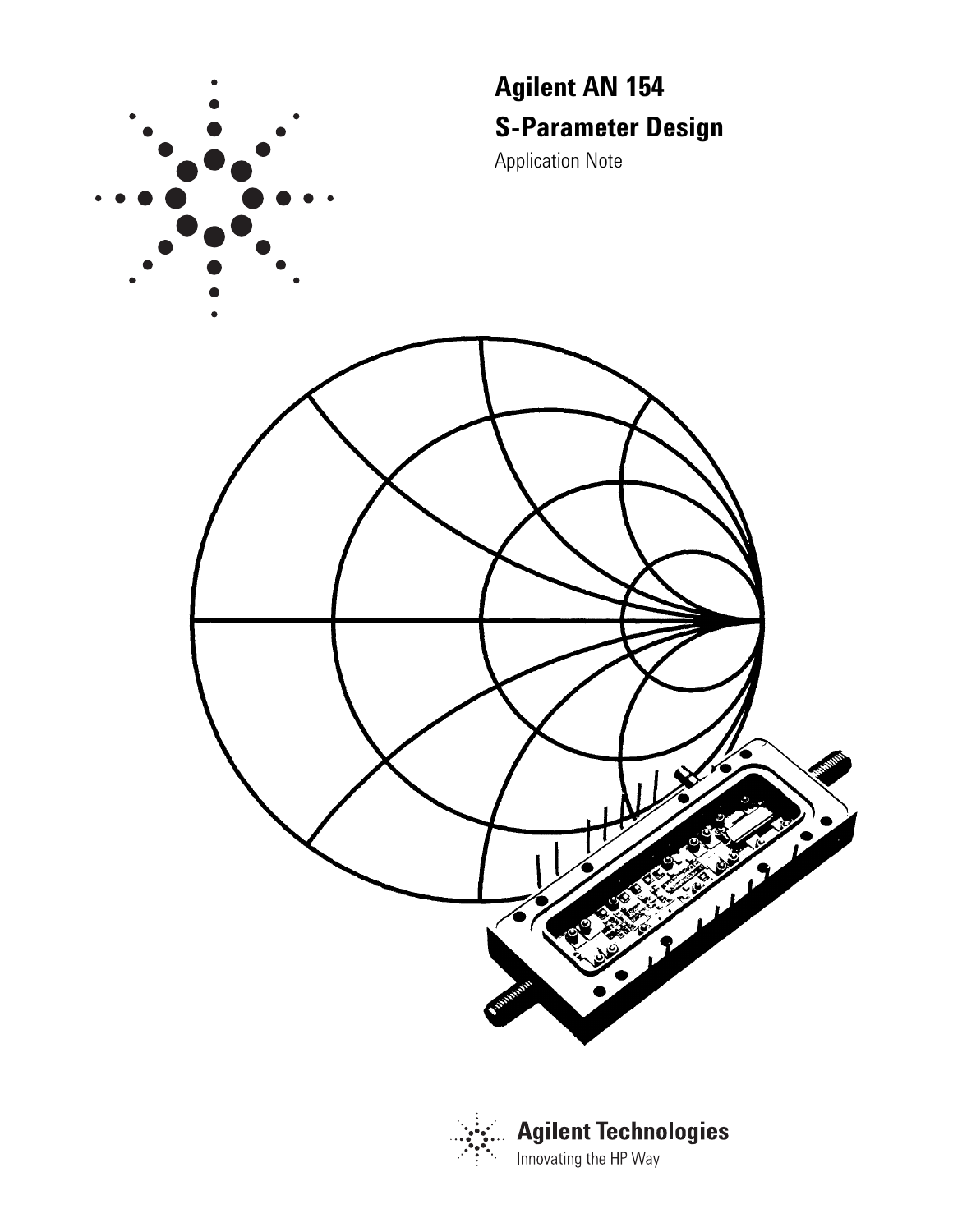# Agilent AN 154

## S-Parameter Design

Application Note

**Agilent Technologies**

Innovating the HP Way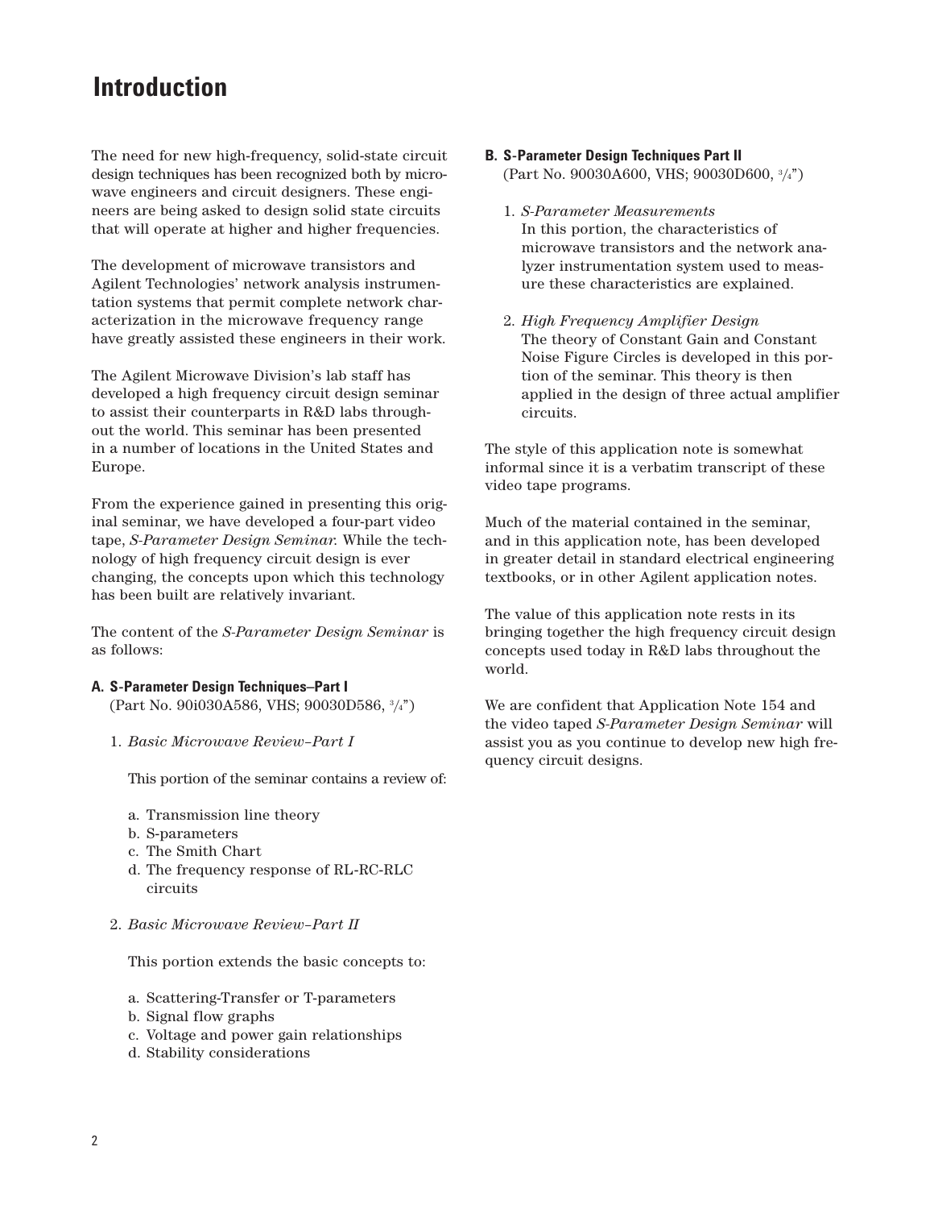# Introduction

The need for new high-frequency, solid-state circuit design techniques has been recognized both by microwave engineers and circuit designers. These engineers are being asked to design solid state circuits that will operate at higher and higher frequencies.

The development of microwave transistors and Agilent Technologies' network analysis instrumentation systems that permit complete network characterization in the microwave frequency range have greatly assisted these engineers in their work.

The Agilent Microwave Division's lab staff has developed a high frequency circuit design seminar to assist their counterparts in R&D labs throughout the world. This seminar has been presented in a number of locations in the United States and Europe.

From the experience gained in presenting this original seminar, we have developed a four-part video tape, *S-Parameter Design Seminar.* While the technology of high frequency circuit design is ever changing, the concepts upon which this technology has been built are relatively invariant.

The content of the *S-Parameter Design Seminar* is as follows:

**A. S-Parameter Design Techniques–Part I**
(Part No. 90i030A586, VHS; 90030D586, 3/4")

1. *Basic Microwave Review–Part I*

   This portion of the seminar contains a review of:

   a. Transmission line theory
   b. S-parameters
   c. The Smith Chart
   d. The frequency response of RL-RC-RLC circuits

2. *Basic Microwave Review–Part II*

   This portion extends the basic concepts to:

   a. Scattering-Transfer or T-parameters
   b. Signal flow graphs
   c. Voltage and power gain relationships
   d. Stability considerations

**B. S-Parameter Design Techniques Part II**
(Part No. 90030A600, VHS; 90030D600, 3/4")

1. *S-Parameter Measurements*
   In this portion, the characteristics of microwave transistors and the network analyzer instrumentation system used to measure these characteristics are explained.

2. *High Frequency Amplifier Design*
   The theory of Constant Gain and Constant Noise Figure Circles is developed in this portion of the seminar. This theory is then applied in the design of three actual amplifier circuits.

The style of this application note is somewhat informal since it is a verbatim transcript of these video tape programs.

Much of the material contained in the seminar, and in this application note, has been developed in greater detail in standard electrical engineering textbooks, or in other Agilent application notes.

The value of this application note rests in its bringing together the high frequency circuit design concepts used today in R&D labs throughout the world.

We are confident that Application Note 154 and the video taped *S-Parameter Design Seminar* will assist you as you continue to develop new high frequency circuit designs.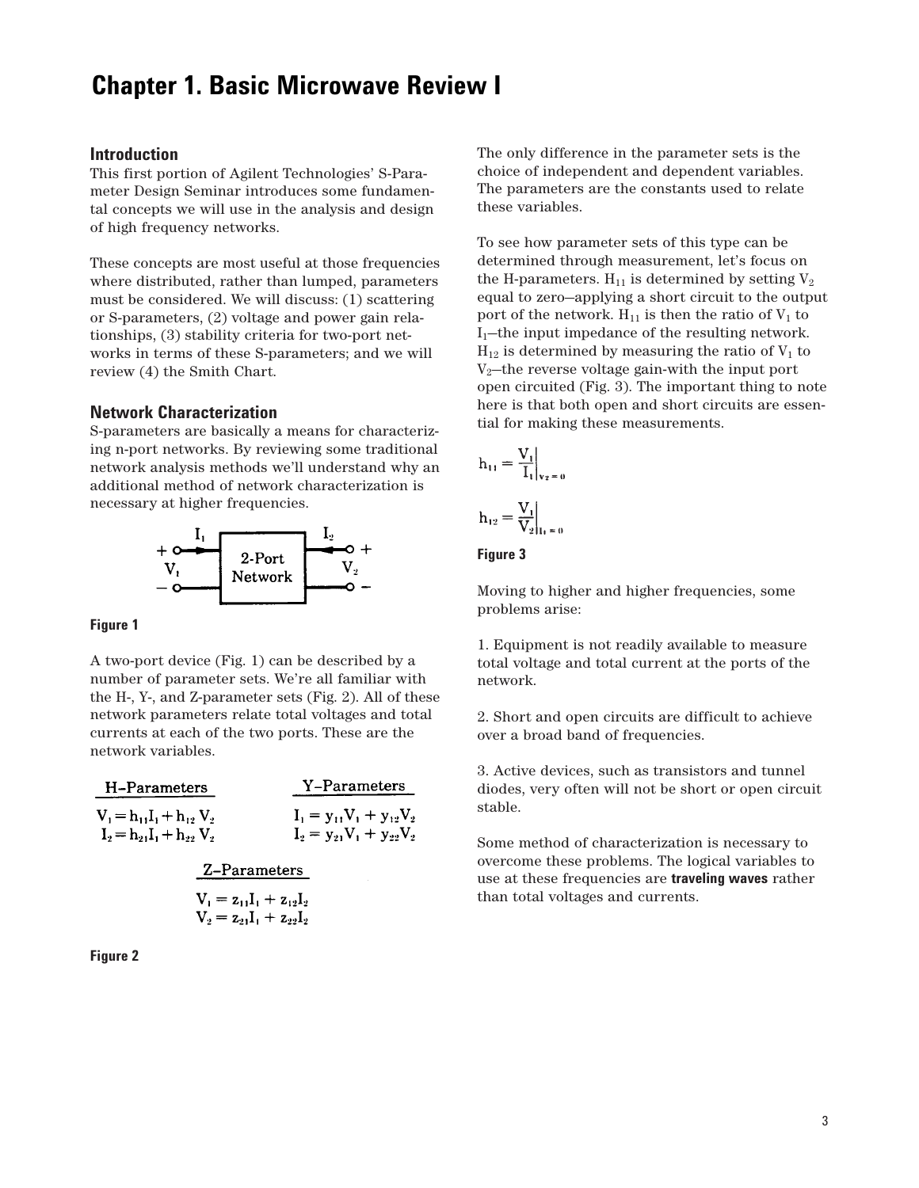# Chapter 1. Basic Microwave Review I

## Introduction

This first portion of Agilent Technologies' S-Parameter Design Seminar introduces some fundamental concepts we will use in the analysis and design of high frequency networks.

These concepts are most useful at those frequencies where distributed, rather than lumped, parameters must be considered. We will discuss: (1) scattering or S-parameters, (2) voltage and power gain relationships, (3) stability criteria for two-port networks in terms of these S-parameters; and we will review (4) the Smith Chart.

## Network Characterization

S-parameters are basically a means for characterizing n-port networks. By reviewing some traditional network analysis methods we'll understand why an additional method of network characterization is necessary at higher frequencies.

Figure 1

A two-port device (Fig. 1) can be described by a number of parameter sets. We're all familiar with the H-, Y-, and Z-parameter sets (Fig. 2). All of these network parameters relate total voltages and total currents at each of the two ports. These are the network variables.

**H–Parameters**

$$V_1 = h_{11}I_1 + h_{12}V_2$$
$$I_2 = h_{21}I_1 + h_{22}V_2$$

**Y–Parameters**

$$I_1 = y_{11}V_1 + y_{12}V_2$$
$$I_2 = y_{21}V_1 + y_{22}V_2$$

**Z–Parameters**

$$V_1 = z_{11}I_1 + z_{12}I_2$$
$$V_2 = z_{21}I_1 + z_{22}I_2$$

Figure 2

The only difference in the parameter sets is the choice of independent and dependent variables. The parameters are the constants used to relate these variables.

To see how parameter sets of this type can be determined through measurement, let's focus on the H-parameters. $H_{11}$ is determined by setting $V_2$ equal to zero—applying a short circuit to the output port of the network. $H_{11}$ is then the ratio of $V_1$ to $I_1$—the input impedance of the resulting network. $H_{12}$ is determined by measuring the ratio of $V_1$ to $V_2$—the reverse voltage gain-with the input port open circuited (Fig. 3). The important thing to note here is that both open and short circuits are essential for making these measurements.

$$h_{11} = \left.\frac{V_1}{I_1}\right|_{V_2 = 0}$$

$$h_{12} = \left.\frac{V_1}{V_2}\right|_{I_1 = 0}$$

Figure 3

Moving to higher and higher frequencies, some problems arise:

1. Equipment is not readily available to measure total voltage and total current at the ports of the network.

2. Short and open circuits are difficult to achieve over a broad band of frequencies.

3. Active devices, such as transistors and tunnel diodes, very often will not be short or open circuit stable.

Some method of characterization is necessary to overcome these problems. The logical variables to use at these frequencies are **traveling waves** rather than total voltages and currents.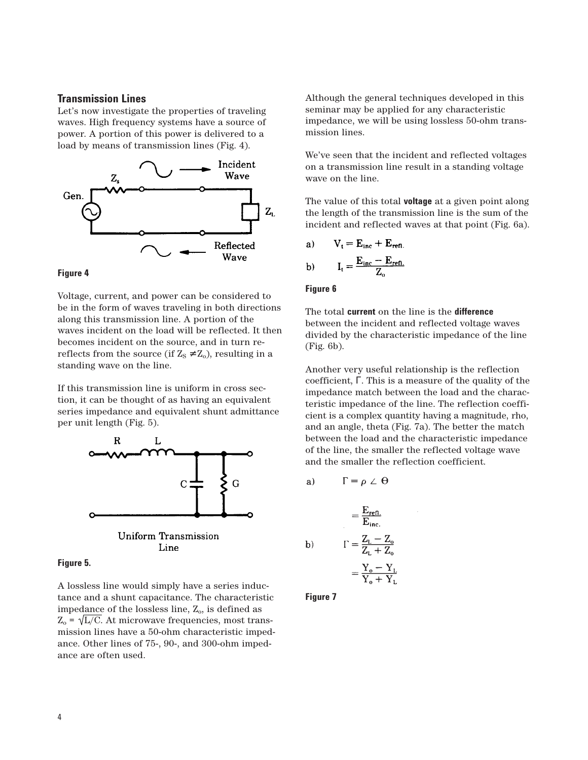## Transmission Lines

Let's now investigate the properties of traveling waves. High frequency systems have a source of power. A portion of this power is delivered to a load by means of transmission lines (Fig. 4).

**Figure 4**

Voltage, current, and power can be considered to be in the form of waves traveling in both directions along this transmission line. A portion of the waves incident on the load will be reflected. It then becomes incident on the source, and in turn re-reflects from the source (if $Z_S \neq Z_o$), resulting in a standing wave on the line.

If this transmission line is uniform in cross section, it can be thought of as having an equivalent series impedance and equivalent shunt admittance per unit length (Fig. 5).

**Figure 5.**

A lossless line would simply have a series inductance and a shunt capacitance. The characteristic impedance of the lossless line, $Z_o$, is defined as $Z_o = \sqrt{L/C}$. At microwave frequencies, most transmission lines have a 50-ohm characteristic impedance. Other lines of 75-, 90-, and 300-ohm impedance are often used.

Although the general techniques developed in this seminar may be applied for any characteristic impedance, we will be using lossless 50-ohm transmission lines.

We've seen that the incident and reflected voltages on a transmission line result in a standing voltage wave on the line.

The value of this total **voltage** at a given point along the length of the transmission line is the sum of the incident and reflected waves at that point (Fig. 6a).

a) $$V_t = E_{inc} + E_{refl.}$$

b) $$I_t = \frac{E_{inc} - E_{refl.}}{Z_o}$$

**Figure 6**

The total **current** on the line is the **difference** between the incident and reflected voltage waves divided by the characteristic impedance of the line (Fig. 6b).

Another very useful relationship is the reflection coefficient, Γ. This is a measure of the quality of the impedance match between the load and the characteristic impedance of the line. The reflection coefficient is a complex quantity having a magnitude, rho, and an angle, theta (Fig. 7a). The better the match between the load and the characteristic impedance of the line, the smaller the reflected voltage wave and the smaller the reflection coefficient.

a) $$\Gamma = \rho \angle \Theta = \frac{E_{refl.}}{E_{inc.}}$$

b) $$\Gamma = \frac{Z_L - Z_o}{Z_L + Z_o} = \frac{Y_o - Y_L}{Y_o + Y_L}$$

**Figure 7**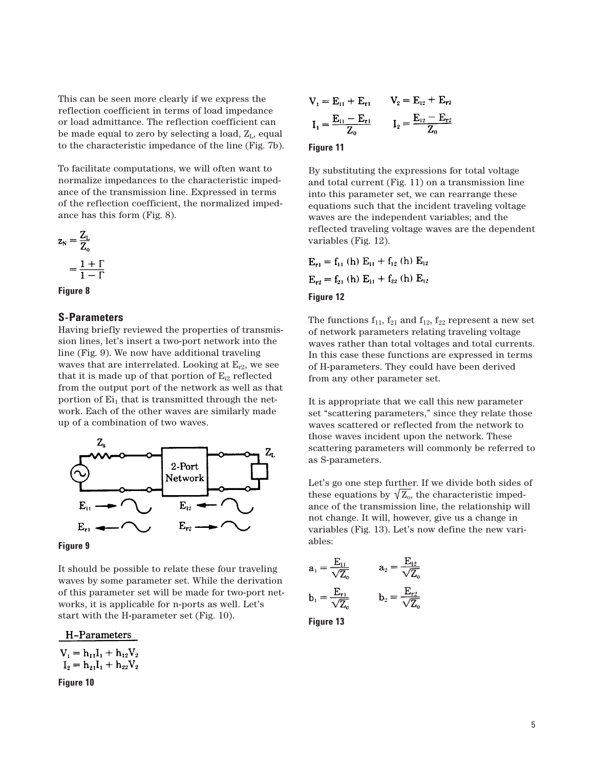This can be seen more clearly if we express the reflection coefficient in terms of load impedance or load admittance. The reflection coefficient can be made equal to zero by selecting a load, $Z_L$, equal to the characteristic impedance of the line (Fig. 7b).

To facilitate computations, we will often want to normalize impedances to the characteristic impedance of the transmission line. Expressed in terms of the reflection coefficient, the normalized impedance has this form (Fig. 8).

$$z_N = \frac{Z_L}{Z_o}$$

$$= \frac{1+\Gamma}{1-\Gamma}$$

**Figure 8**

### S-Parameters

Having briefly reviewed the properties of transmission lines, let's insert a two-port network into the line (Fig. 9). We now have additional traveling waves that are interrelated. Looking at $E_{r2}$, we see that it is made up of that portion of $E_{i2}$ reflected from the output port of the network as well as that portion of $E_{i1}$ that is transmitted through the network. Each of the other waves are similarly made up of a combination of two waves.

**Figure 9**

It should be possible to relate these four traveling waves by some parameter set. While the derivation of this parameter set will be made for two-port networks, it is applicable for n-ports as well. Let's start with the H-parameter set (Fig. 10).

H–Parameters

$$V_1 = h_{11}I_1 + h_{12}V_2$$
$$I_2 = h_{21}I_1 + h_{22}V_2$$

**Figure 10**

$$V_1 = E_{i1} + E_{r1} \qquad V_2 = E_{i2} + E_{r2}$$

$$I_1 = \frac{E_{i1} - E_{r1}}{Z_0} \qquad I_2 = \frac{E_{i2} - E_{r2}}{Z_0}$$

**Figure 11**

By substituting the expressions for total voltage and total current (Fig. 11) on a transmission line into this parameter set, we can rearrange these equations such that the incident traveling voltage waves are the independent variables; and the reflected traveling voltage waves are the dependent variables (Fig. 12).

$$E_{r1} = f_{11}\,(h)\,E_{i1} + f_{12}\,(h)\,E_{i2}$$
$$E_{r2} = f_{21}\,(h)\,E_{i1} + f_{22}\,(h)\,E_{i2}$$

**Figure 12**

The functions $f_{11}$, $f_{21}$ and $f_{12}$, $f_{22}$ represent a new set of network parameters relating traveling voltage waves rather than total voltages and total currents. In this case these functions are expressed in terms of H-parameters. They could have been derived from any other parameter set.

It is appropriate that we call this new parameter set "scattering parameters," since they relate those waves scattered or reflected from the network to those waves incident upon the network. These scattering parameters will commonly be referred to as S-parameters.

Let's go one step further. If we divide both sides of these equations by $\sqrt{Z_o}$, the characteristic impedance of the transmission line, the relationship will not change. It will, however, give us a change in variables (Fig. 13). Let's now define the new variables:

$$a_1 = \frac{E_{i1}}{\sqrt{Z_o}} \qquad a_2 = \frac{E_{i2}}{\sqrt{Z_o}}$$

$$b_1 = \frac{E_{r1}}{\sqrt{Z_o}} \qquad b_2 = \frac{E_{r2}}{\sqrt{Z_o}}$$

**Figure 13**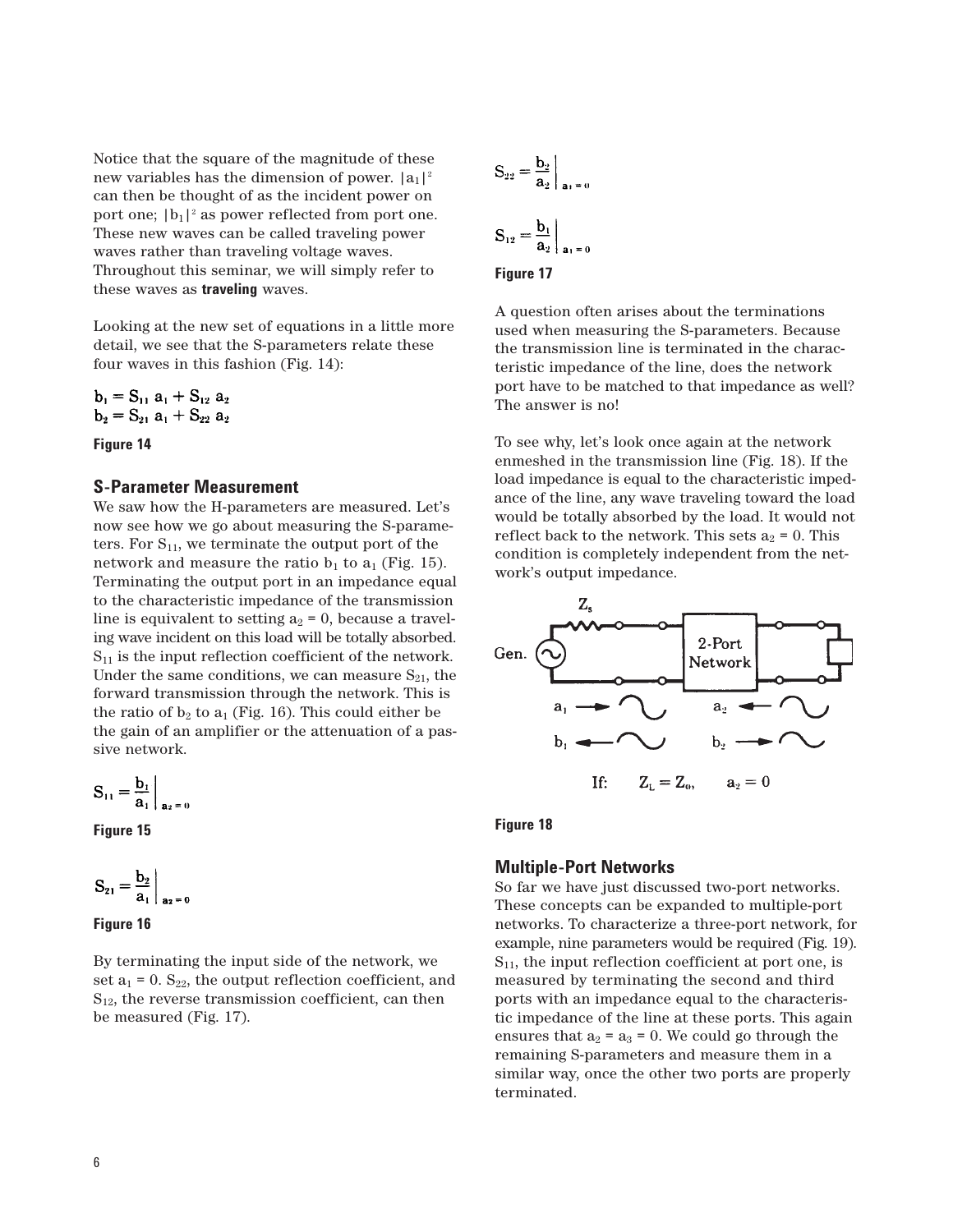Notice that the square of the magnitude of these new variables has the dimension of power. $|a_1|^2$ can then be thought of as the incident power on port one; $|b_1|^2$ as power reflected from port one. These new waves can be called traveling power waves rather than traveling voltage waves. Throughout this seminar, we will simply refer to these waves as **traveling** waves.

Looking at the new set of equations in a little more detail, we see that the S-parameters relate these four waves in this fashion (Fig. 14):

$$b_1 = S_{11}\,a_1 + S_{12}\,a_2$$
$$b_2 = S_{21}\,a_1 + S_{22}\,a_2$$

**Figure 14**

### S-Parameter Measurement

We saw how the H-parameters are measured. Let's now see how we go about measuring the S-parameters. For $S_{11}$, we terminate the output port of the network and measure the ratio $b_1$ to $a_1$ (Fig. 15). Terminating the output port in an impedance equal to the characteristic impedance of the transmission line is equivalent to setting $a_2 = 0$, because a traveling wave incident on this load will be totally absorbed. $S_{11}$ is the input reflection coefficient of the network. Under the same conditions, we can measure $S_{21}$, the forward transmission through the network. This is the ratio of $b_2$ to $a_1$ (Fig. 16). This could either be the gain of an amplifier or the attenuation of a passive network.

$$S_{11} = \frac{b_1}{a_1}\bigg|_{a_2 = 0}$$

**Figure 15**

$$S_{21} = \frac{b_2}{a_1}\bigg|_{a_2 = 0}$$

**Figure 16**

By terminating the input side of the network, we set $a_1 = 0$. $S_{22}$, the output reflection coefficient, and $S_{12}$, the reverse transmission coefficient, can then be measured (Fig. 17).

$$S_{22} = \frac{b_2}{a_2}\bigg|_{a_1 = 0}$$

$$S_{12} = \frac{b_1}{a_2}\bigg|_{a_1 = 0}$$

**Figure 17**

A question often arises about the terminations used when measuring the S-parameters. Because the transmission line is terminated in the characteristic impedance of the line, does the network port have to be matched to that impedance as well? The answer is no!

To see why, let's look once again at the network enmeshed in the transmission line (Fig. 18). If the load impedance is equal to the characteristic impedance of the line, any wave traveling toward the load would be totally absorbed by the load. It would not reflect back to the network. This sets $a_2 = 0$. This condition is completely independent from the network's output impedance.

If: $Z_L = Z_0$, $a_2 = 0$

**Figure 18**

### Multiple-Port Networks

So far we have just discussed two-port networks. These concepts can be expanded to multiple-port networks. To characterize a three-port network, for example, nine parameters would be required (Fig. 19). $S_{11}$, the input reflection coefficient at port one, is measured by terminating the second and third ports with an impedance equal to the characteristic impedance of the line at these ports. This again ensures that $a_2 = a_3 = 0$. We could go through the remaining S-parameters and measure them in a similar way, once the other two ports are properly terminated.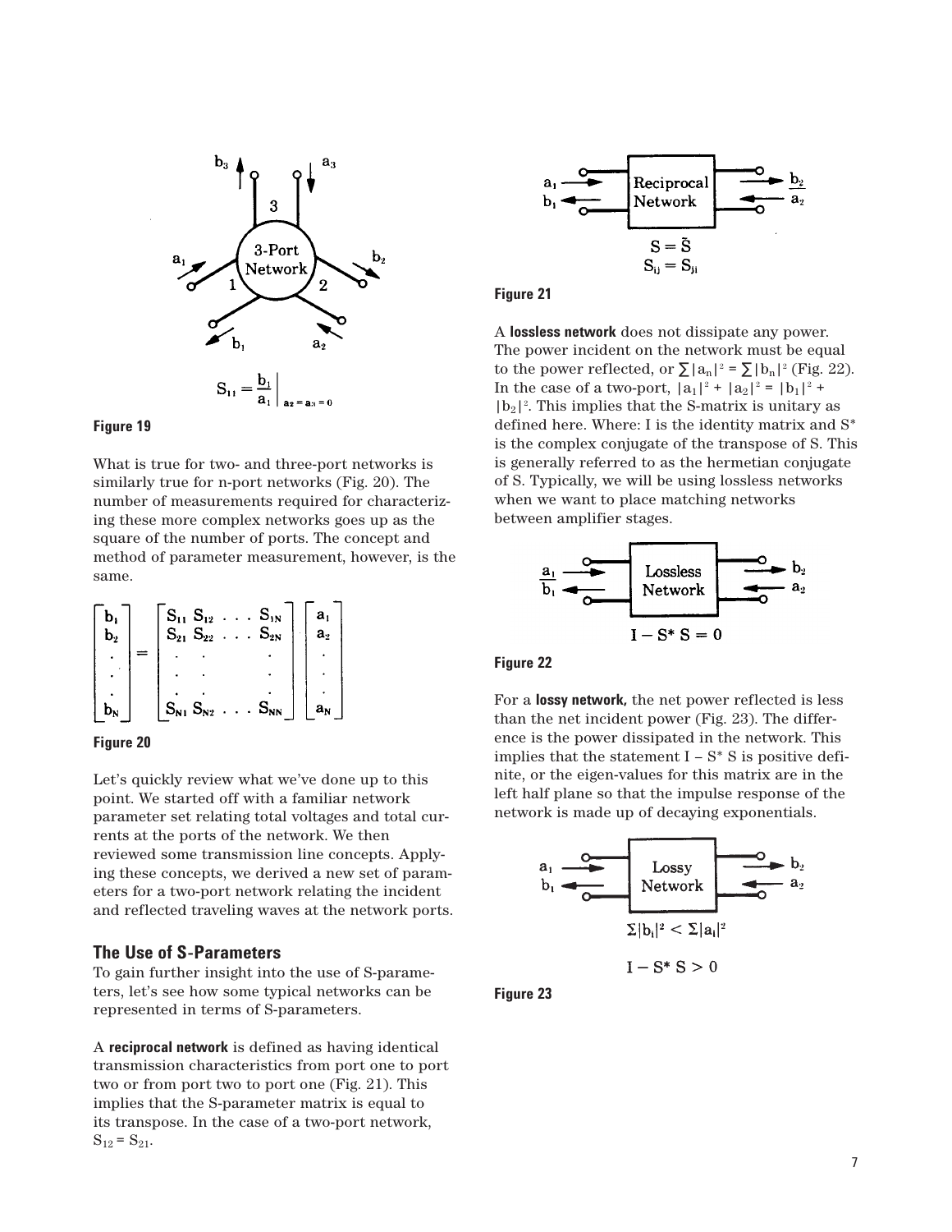$$S_{11} = \left.\frac{b_1}{a_1}\right|_{a_2 = a_3 = 0}$$

**Figure 19**

What is true for two- and three-port networks is similarly true for n-port networks (Fig. 20). The number of measurements required for characterizing these more complex networks goes up as the square of the number of ports. The concept and method of parameter measurement, however, is the same.

$$\begin{bmatrix} b_1 \\ b_2 \\ \cdot \\ \cdot \\ \cdot \\ b_N \end{bmatrix} = \begin{bmatrix} S_{11} & S_{12} & \cdots & S_{1N} \\ S_{21} & S_{22} & \cdots & S_{2N} \\ \cdot & \cdot & & \cdot \\ \cdot & \cdot & & \cdot \\ \cdot & \cdot & & \cdot \\ S_{N1} & S_{N2} & \cdots & S_{NN} \end{bmatrix} \begin{bmatrix} a_1 \\ a_2 \\ \cdot \\ \cdot \\ \cdot \\ a_N \end{bmatrix}$$

**Figure 20**

Let's quickly review what we've done up to this point. We started off with a familiar network parameter set relating total voltages and total currents at the ports of the network. We then reviewed some transmission line concepts. Applying these concepts, we derived a new set of parameters for a two-port network relating the incident and reflected traveling waves at the network ports.

## The Use of S-Parameters

To gain further insight into the use of S-parameters, let's see how some typical networks can be represented in terms of S-parameters.

A **reciprocal network** is defined as having identical transmission characteristics from port one to port two or from port two to port one (Fig. 21). This implies that the S-parameter matrix is equal to its transpose. In the case of a two-port network, $S_{12} = S_{21}$.

$$S = \tilde{S}$$
$$S_{ij} = S_{ji}$$

**Figure 21**

A **lossless network** does not dissipate any power. The power incident on the network must be equal to the power reflected, or $\sum|a_n|^2 = \sum|b_n|^2$ (Fig. 22). In the case of a two-port, $|a_1|^2 + |a_2|^2 = |b_1|^2 + |b_2|^2$. This implies that the S-matrix is unitary as defined here. Where: I is the identity matrix and $S^*$ is the complex conjugate of the transpose of S. This is generally referred to as the hermetian conjugate of S. Typically, we will be using lossless networks when we want to place matching networks between amplifier stages.

$$I - S^* S = 0$$

**Figure 22**

For a **lossy network,** the net power reflected is less than the net incident power (Fig. 23). The difference is the power dissipated in the network. This implies that the statement $I - S^* S$ is positive definite, or the eigen-values for this matrix are in the left half plane so that the impulse response of the network is made up of decaying exponentials.

$$\Sigma|b_i|^2 < \Sigma|a_i|^2$$

$$I - S^* S > 0$$

**Figure 23**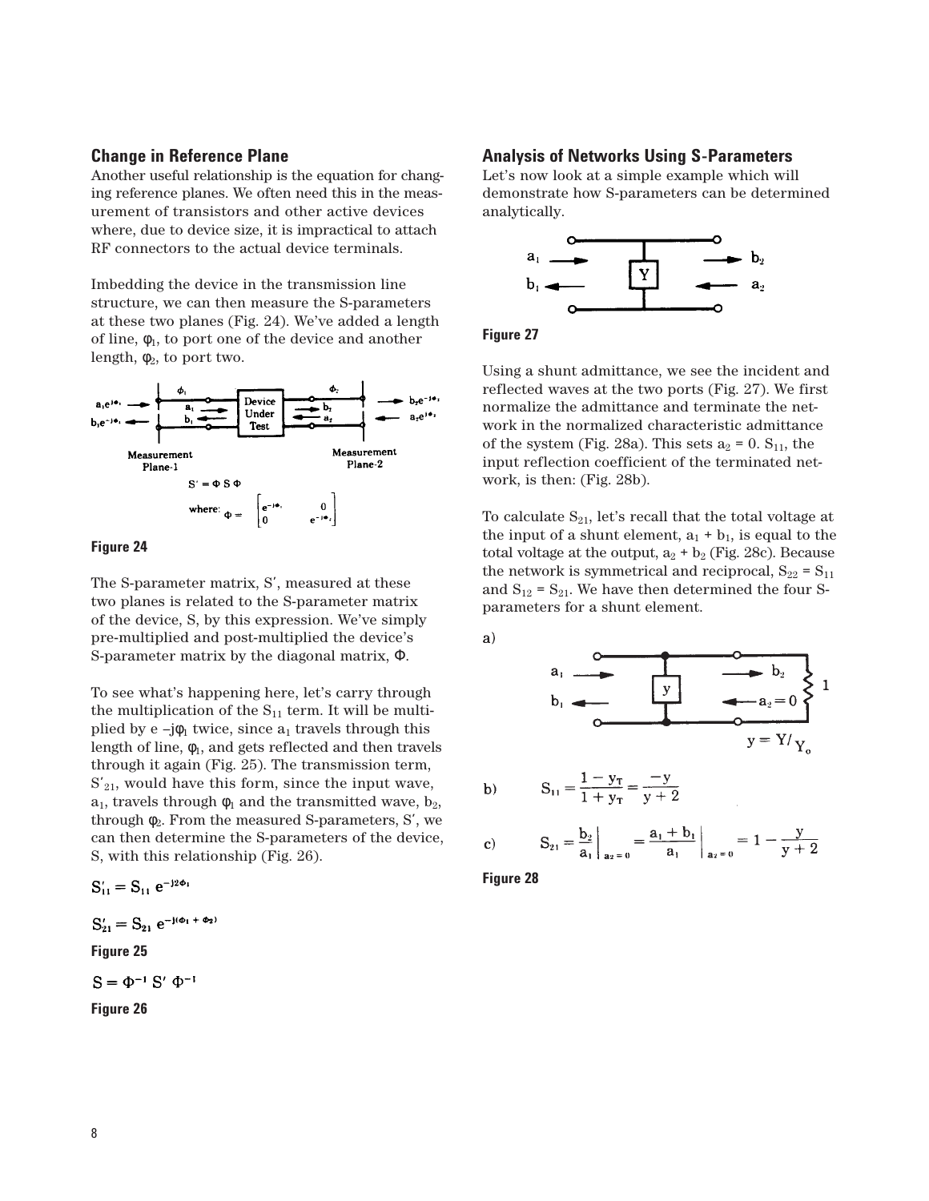## Change in Reference Plane

Another useful relationship is the equation for changing reference planes. We often need this in the measurement of transistors and other active devices where, due to device size, it is impractical to attach RF connectors to the actual device terminals.

Imbedding the device in the transmission line structure, we can then measure the S-parameters at these two planes (Fig. 24). We've added a length of line, $\phi_1$, to port one of the device and another length, $\phi_2$, to port two.

$$S' = \Phi S \Phi$$

where: $\Phi = \begin{bmatrix} e^{-j\phi_1} & 0 \\ 0 & e^{-j\phi_2} \end{bmatrix}$

**Figure 24**

The S-parameter matrix, S′, measured at these two planes is related to the S-parameter matrix of the device, S, by this expression. We've simply pre-multiplied and post-multiplied the device's S-parameter matrix by the diagonal matrix, Φ.

To see what's happening here, let's carry through the multiplication of the $S_{11}$ term. It will be multiplied by $e^{-j\phi_1}$ twice, since $a_1$ travels through this length of line, $\phi_1$, and gets reflected and then travels through it again (Fig. 25). The transmission term, $S'_{21}$, would have this form, since the input wave, $a_1$, travels through $\phi_1$ and the transmitted wave, $b_2$, through $\phi_2$. From the measured S-parameters, S′, we can then determine the S-parameters of the device, S, with this relationship (Fig. 26).

$$S'_{11} = S_{11}\, e^{-j2\phi_1}$$

$$S'_{21} = S_{21}\, e^{-j(\phi_1 + \phi_2)}$$

**Figure 25**

$$S = \Phi^{-1}\, S'\, \Phi^{-1}$$

**Figure 26**

## Analysis of Networks Using S-Parameters

Let's now look at a simple example which will demonstrate how S-parameters can be determined analytically.

**Figure 27**

Using a shunt admittance, we see the incident and reflected waves at the two ports (Fig. 27). We first normalize the admittance and terminate the network in the normalized characteristic admittance of the system (Fig. 28a). This sets $a_2 = 0$. $S_{11}$, the input reflection coefficient of the terminated network, is then: (Fig. 28b).

To calculate $S_{21}$, let's recall that the total voltage at the input of a shunt element, $a_1 + b_1$, is equal to the total voltage at the output, $a_2 + b_2$ (Fig. 28c). Because the network is symmetrical and reciprocal, $S_{22} = S_{11}$ and $S_{12} = S_{21}$. We have then determined the four S-parameters for a shunt element.

a) $y = Y/Y_o$

b) $$S_{11} = \frac{1 - y_T}{1 + y_T} = \frac{-y}{y + 2}$$

c) $$S_{21} = \left.\frac{b_2}{a_1}\right|_{a_2 = 0} = \left.\frac{a_1 + b_1}{a_1}\right|_{a_2 = 0} = 1 - \frac{y}{y + 2}$$

**Figure 28**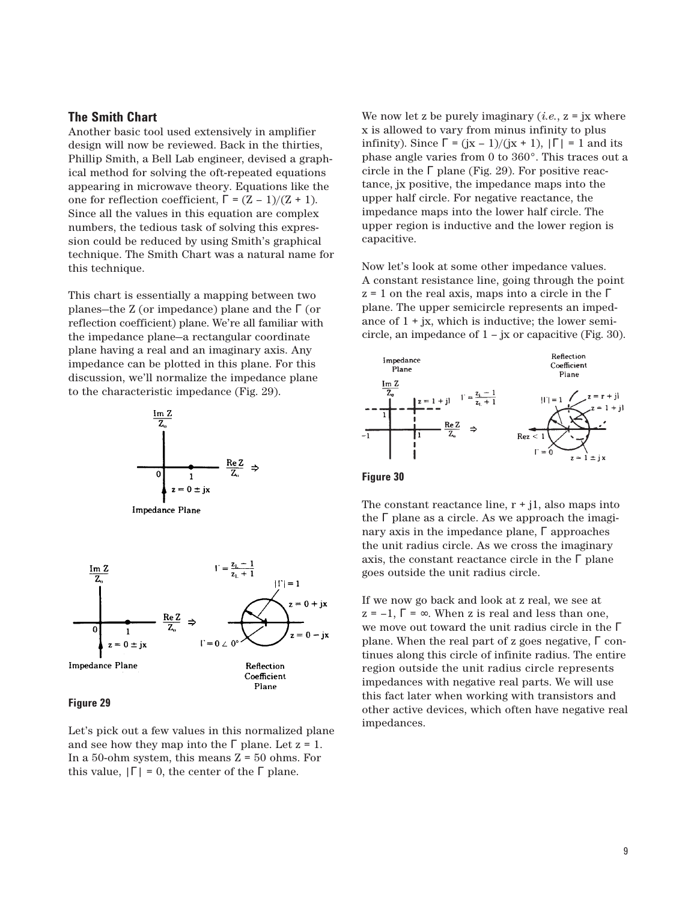## The Smith Chart

Another basic tool used extensively in amplifier design will now be reviewed. Back in the thirties, Phillip Smith, a Bell Lab engineer, devised a graphical method for solving the oft-repeated equations appearing in microwave theory. Equations like the one for reflection coefficient, $\Gamma = (Z - 1)/(Z + 1)$. Since all the values in this equation are complex numbers, the tedious task of solving this expression could be reduced by using Smith's graphical technique. The Smith Chart was a natural name for this technique.

This chart is essentially a mapping between two planes—the Z (or impedance) plane and the $\Gamma$ (or reflection coefficient) plane. We're all familiar with the impedance plane—a rectangular coordinate plane having a real and an imaginary axis. Any impedance can be plotted in this plane. For this discussion, we'll normalize the impedance plane to the characteristic impedance (Fig. 29).

**Figure 29**

Let's pick out a few values in this normalized plane and see how they map into the $\Gamma$ plane. Let $z = 1$. In a 50-ohm system, this means $Z = 50$ ohms. For this value, $|\Gamma| = 0$, the center of the $\Gamma$ plane.

We now let z be purely imaginary (*i.e.*, $z = jx$ where x is allowed to vary from minus infinity to plus infinity). Since $\Gamma = (jx - 1)/(jx + 1)$, $|\Gamma| = 1$ and its phase angle varies from 0 to 360°. This traces out a circle in the $\Gamma$ plane (Fig. 29). For positive reactance, jx positive, the impedance maps into the upper half circle. For negative reactance, the impedance maps into the lower half circle. The upper region is inductive and the lower region is capacitive.

Now let's look at some other impedance values. A constant resistance line, going through the point $z = 1$ on the real axis, maps into a circle in the $\Gamma$ plane. The upper semicircle represents an impedance of $1 + jx$, which is inductive; the lower semicircle, an impedance of $1 - jx$ or capacitive (Fig. 30).

**Figure 30**

The constant reactance line, $r + j1$, also maps into the $\Gamma$ plane as a circle. As we approach the imaginary axis in the impedance plane, $\Gamma$ approaches the unit radius circle. As we cross the imaginary axis, the constant reactance circle in the $\Gamma$ plane goes outside the unit radius circle.

If we now go back and look at z real, we see at $z = -1$, $\Gamma = \infty$. When z is real and less than one, we move out toward the unit radius circle in the $\Gamma$ plane. When the real part of z goes negative, $\Gamma$ continues along this circle of infinite radius. The entire region outside the unit radius circle represents impedances with negative real parts. We will use this fact later when working with transistors and other active devices, which often have negative real impedances.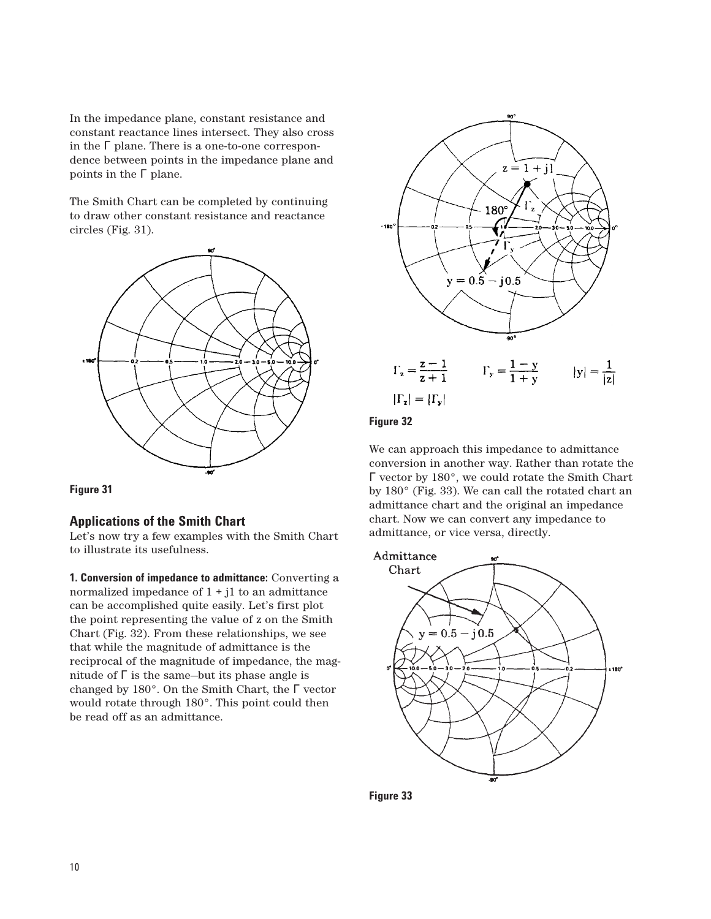In the impedance plane, constant resistance and constant reactance lines intersect. They also cross in the Γ plane. There is a one-to-one correspondence between points in the impedance plane and points in the Γ plane.

The Smith Chart can be completed by continuing to draw other constant resistance and reactance circles (Fig. 31).

**Figure 31**

## Applications of the Smith Chart

Let's now try a few examples with the Smith Chart to illustrate its usefulness.

**1. Conversion of impedance to admittance:** Converting a normalized impedance of 1 + j1 to an admittance can be accomplished quite easily. Let's first plot the point representing the value of z on the Smith Chart (Fig. 32). From these relationships, we see that while the magnitude of admittance is the reciprocal of the magnitude of impedance, the magnitude of Γ is the same—but its phase angle is changed by 180°. On the Smith Chart, the Γ vector would rotate through 180°. This point could then be read off as an admittance.

$$\Gamma_z = \frac{z - 1}{z + 1} \qquad \Gamma_y = \frac{1 - y}{1 + y} \qquad |y| = \frac{1}{|z|}$$

$$|\Gamma_z| = |\Gamma_y|$$

**Figure 32**

We can approach this impedance to admittance conversion in another way. Rather than rotate the Γ vector by 180°, we could rotate the Smith Chart by 180° (Fig. 33). We can call the rotated chart an admittance chart and the original an impedance chart. Now we can convert any impedance to admittance, or vice versa, directly.

**Figure 33**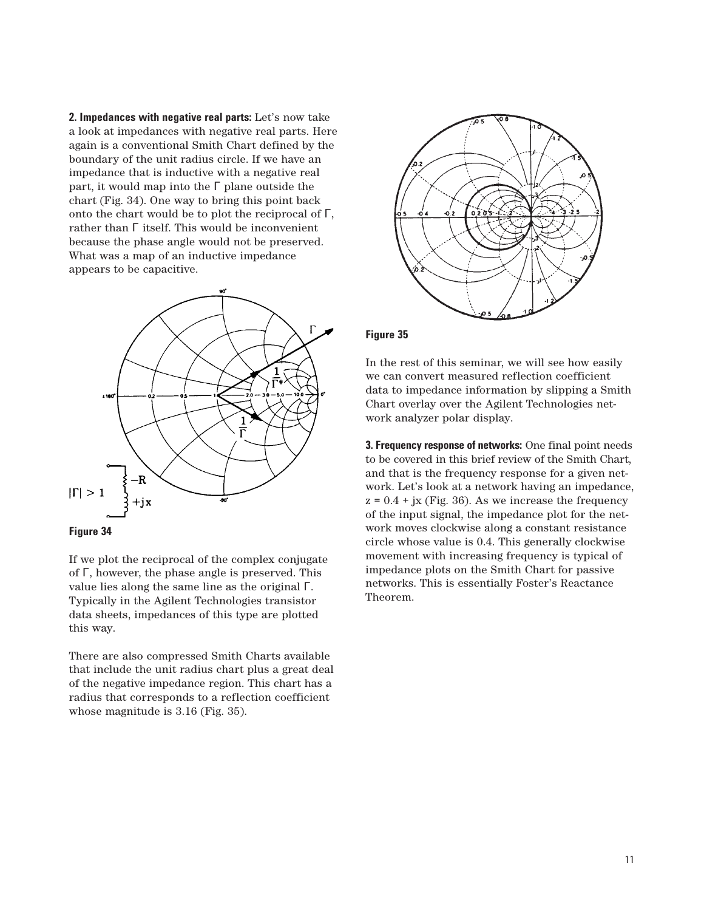**2. Impedances with negative real parts:** Let's now take a look at impedances with negative real parts. Here again is a conventional Smith Chart defined by the boundary of the unit radius circle. If we have an impedance that is inductive with a negative real part, it would map into the $\Gamma$ plane outside the chart (Fig. 34). One way to bring this point back onto the chart would be to plot the reciprocal of $\Gamma$, rather than $\Gamma$ itself. This would be inconvenient because the phase angle would not be preserved. What was a map of an inductive impedance appears to be capacitive.

**Figure 34**

If we plot the reciprocal of the complex conjugate of $\Gamma$, however, the phase angle is preserved. This value lies along the same line as the original $\Gamma$. Typically in the Agilent Technologies transistor data sheets, impedances of this type are plotted this way.

There are also compressed Smith Charts available that include the unit radius chart plus a great deal of the negative impedance region. This chart has a radius that corresponds to a reflection coefficient whose magnitude is 3.16 (Fig. 35).

**Figure 35**

In the rest of this seminar, we will see how easily we can convert measured reflection coefficient data to impedance information by slipping a Smith Chart overlay over the Agilent Technologies network analyzer polar display.

**3. Frequency response of networks:** One final point needs to be covered in this brief review of the Smith Chart, and that is the frequency response for a given network. Let's look at a network having an impedance, $z = 0.4 + jx$ (Fig. 36). As we increase the frequency of the input signal, the impedance plot for the network moves clockwise along a constant resistance circle whose value is 0.4. This generally clockwise movement with increasing frequency is typical of impedance plots on the Smith Chart for passive networks. This is essentially Foster's Reactance Theorem.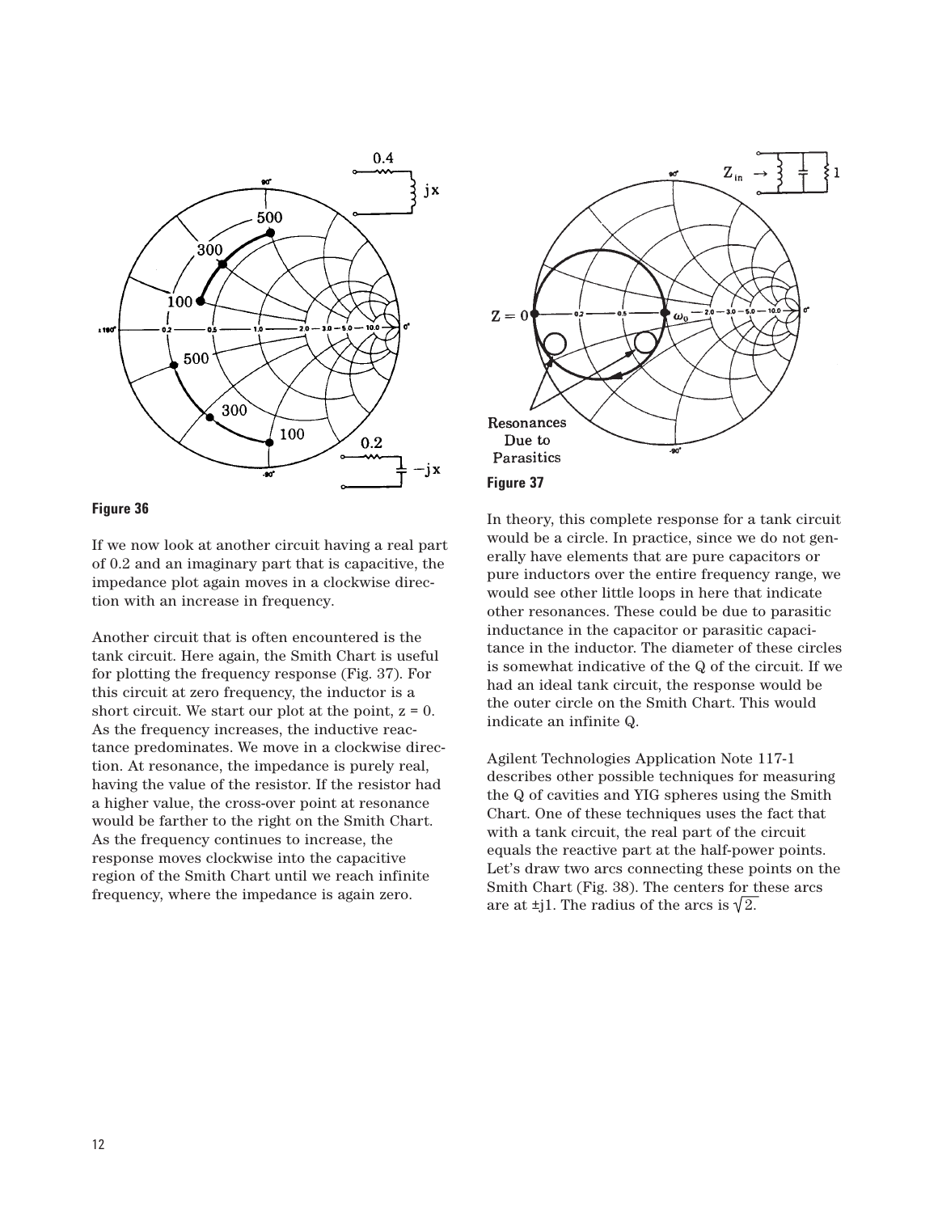**Figure 36**

If we now look at another circuit having a real part of 0.2 and an imaginary part that is capacitive, the impedance plot again moves in a clockwise direction with an increase in frequency.

Another circuit that is often encountered is the tank circuit. Here again, the Smith Chart is useful for plotting the frequency response (Fig. 37). For this circuit at zero frequency, the inductor is a short circuit. We start our plot at the point, z = 0. As the frequency increases, the inductive reactance predominates. We move in a clockwise direction. At resonance, the impedance is purely real, having the value of the resistor. If the resistor had a higher value, the cross-over point at resonance would be farther to the right on the Smith Chart. As the frequency continues to increase, the response moves clockwise into the capacitive region of the Smith Chart until we reach infinite frequency, where the impedance is again zero.

**Figure 37**

In theory, this complete response for a tank circuit would be a circle. In practice, since we do not generally have elements that are pure capacitors or pure inductors over the entire frequency range, we would see other little loops in here that indicate other resonances. These could be due to parasitic inductance in the capacitor or parasitic capacitance in the inductor. The diameter of these circles is somewhat indicative of the Q of the circuit. If we had an ideal tank circuit, the response would be the outer circle on the Smith Chart. This would indicate an infinite Q.

Agilent Technologies Application Note 117-1 describes other possible techniques for measuring the Q of cavities and YIG spheres using the Smith Chart. One of these techniques uses the fact that with a tank circuit, the real part of the circuit equals the reactive part at the half-power points. Let's draw two arcs connecting these points on the Smith Chart (Fig. 38). The centers for these arcs are at ±j1. The radius of the arcs is $\sqrt{2}$.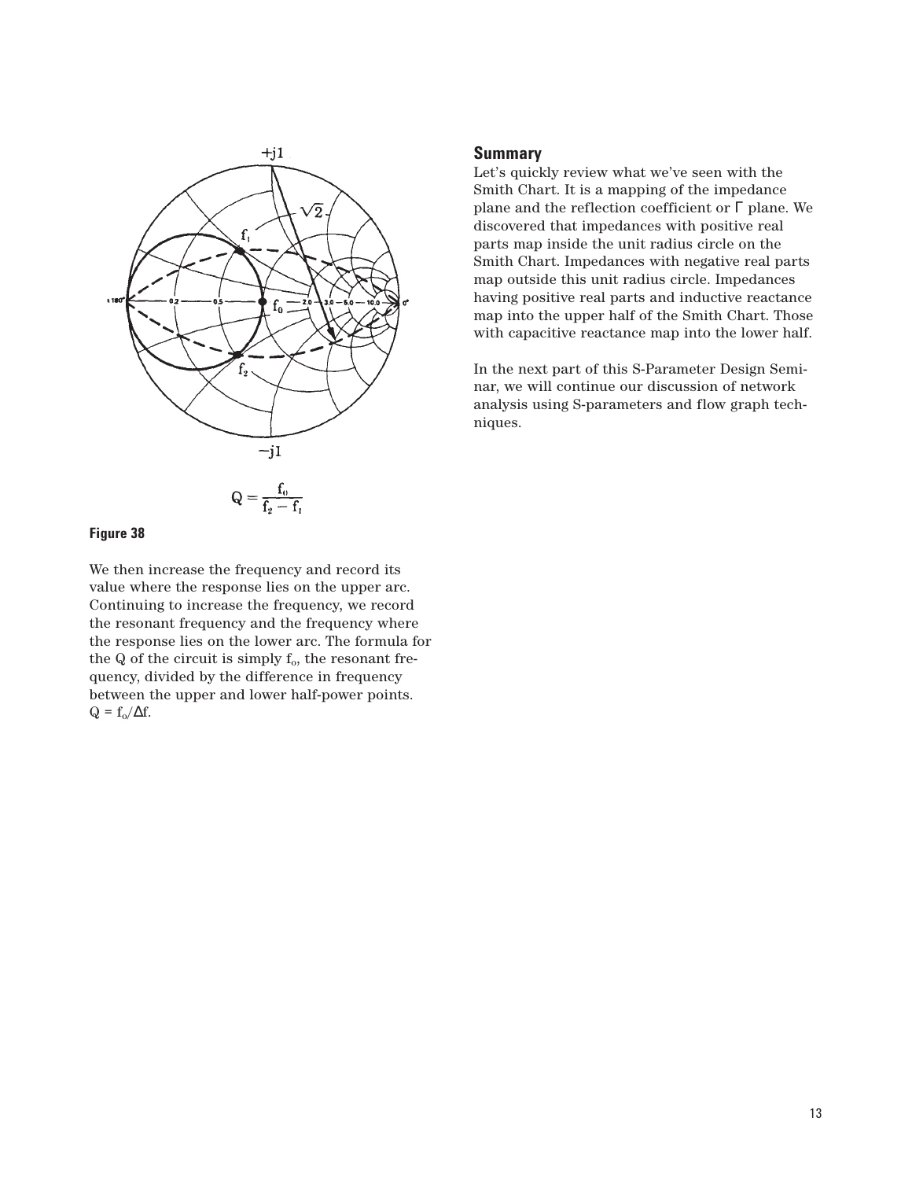$$Q = \frac{f_0}{f_2 - f_1}$$

**Figure 38**

We then increase the frequency and record its value where the response lies on the upper arc. Continuing to increase the frequency, we record the resonant frequency and the frequency where the response lies on the lower arc. The formula for the Q of the circuit is simply $f_o$, the resonant frequency, divided by the difference in frequency between the upper and lower half-power points. $Q = f_o/\Delta f$.

## Summary

Let's quickly review what we've seen with the Smith Chart. It is a mapping of the impedance plane and the reflection coefficient or $\Gamma$ plane. We discovered that impedances with positive real parts map inside the unit radius circle on the Smith Chart. Impedances with negative real parts map outside this unit radius circle. Impedances having positive real parts and inductive reactance map into the upper half of the Smith Chart. Those with capacitive reactance map into the lower half.

In the next part of this S-Parameter Design Seminar, we will continue our discussion of network analysis using S-parameters and flow graph techniques.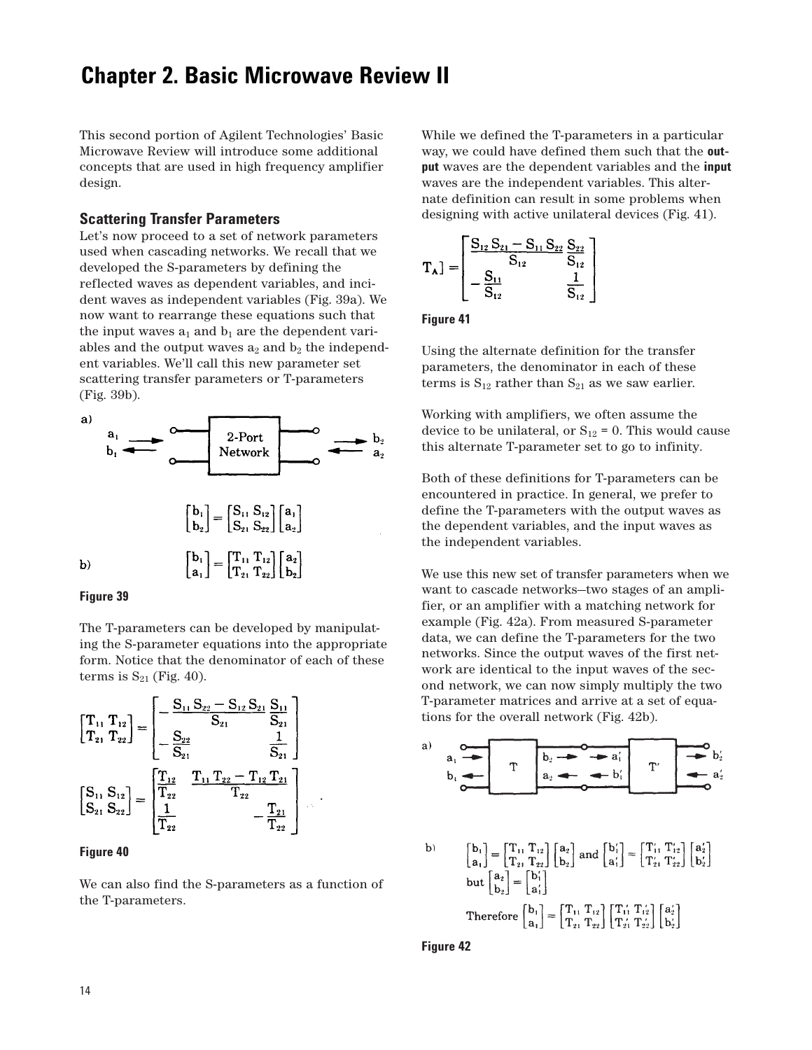# Chapter 2. Basic Microwave Review II

This second portion of Agilent Technologies' Basic Microwave Review will introduce some additional concepts that are used in high frequency amplifier design.

## Scattering Transfer Parameters

Let's now proceed to a set of network parameters used when cascading networks. We recall that we developed the S-parameters by defining the reflected waves as dependent variables, and incident waves as independent variables (Fig. 39a). We now want to rearrange these equations such that the input waves $a_1$ and $b_1$ are the dependent variables and the output waves $a_2$ and $b_2$ the independent variables. We'll call this new parameter set scattering transfer parameters or T-parameters (Fig. 39b).

a)

$$\begin{bmatrix} b_1 \\ b_2 \end{bmatrix} = \begin{bmatrix} S_{11} & S_{12} \\ S_{21} & S_{22} \end{bmatrix} \begin{bmatrix} a_1 \\ a_2 \end{bmatrix}$$

b)

$$\begin{bmatrix} b_1 \\ a_1 \end{bmatrix} = \begin{bmatrix} T_{11} & T_{12} \\ T_{21} & T_{22} \end{bmatrix} \begin{bmatrix} a_2 \\ b_2 \end{bmatrix}$$

**Figure 39**

The T-parameters can be developed by manipulating the S-parameter equations into the appropriate form. Notice that the denominator of each of these terms is $S_{21}$ (Fig. 40).

$$\begin{bmatrix} T_{11} & T_{12} \\ T_{21} & T_{22} \end{bmatrix} = \begin{bmatrix} -\dfrac{S_{11}S_{22} - S_{12}S_{21}}{S_{21}} & \dfrac{S_{11}}{S_{21}} \\ -\dfrac{S_{22}}{S_{21}} & \dfrac{1}{S_{21}} \end{bmatrix}$$

$$\begin{bmatrix} S_{11} & S_{12} \\ S_{21} & S_{22} \end{bmatrix} = \begin{bmatrix} \dfrac{T_{12}}{T_{22}} & \dfrac{T_{11}T_{22} - T_{12}T_{21}}{T_{22}} \\ \dfrac{1}{T_{22}} & -\dfrac{T_{21}}{T_{22}} \end{bmatrix}$$

**Figure 40**

We can also find the S-parameters as a function of the T-parameters.

While we defined the T-parameters in a particular way, we could have defined them such that the **output** waves are the dependent variables and the **input** waves are the independent variables. This alternate definition can result in some problems when designing with active unilateral devices (Fig. 41).

$$T_A] = \begin{bmatrix} \dfrac{S_{12}S_{21} - S_{11}S_{22}}{S_{12}} & \dfrac{S_{22}}{S_{12}} \\ -\dfrac{S_{11}}{S_{12}} & \dfrac{1}{S_{12}} \end{bmatrix}$$

**Figure 41**

Using the alternate definition for the transfer parameters, the denominator in each of these terms is $S_{12}$ rather than $S_{21}$ as we saw earlier.

Working with amplifiers, we often assume the device to be unilateral, or $S_{12} = 0$. This would cause this alternate T-parameter set to go to infinity.

Both of these definitions for T-parameters can be encountered in practice. In general, we prefer to define the T-parameters with the output waves as the dependent variables, and the input waves as the independent variables.

We use this new set of transfer parameters when we want to cascade networks–two stages of an amplifier, or an amplifier with a matching network for example (Fig. 42a). From measured S-parameter data, we can define the T-parameters for the two networks. Since the output waves of the first network are identical to the input waves of the second network, we can now simply multiply the two T-parameter matrices and arrive at a set of equations for the overall network (Fig. 42b).

a)

b)

$$\begin{bmatrix} b_1 \\ a_1 \end{bmatrix} = \begin{bmatrix} T_{11} & T_{12} \\ T_{21} & T_{22} \end{bmatrix} \begin{bmatrix} a_2 \\ b_2 \end{bmatrix} \text{ and } \begin{bmatrix} b_1' \\ a_1' \end{bmatrix} = \begin{bmatrix} T_{11}' & T_{12}' \\ T_{21}' & T_{22}' \end{bmatrix} \begin{bmatrix} a_2' \\ b_2' \end{bmatrix}$$

$$\text{but } \begin{bmatrix} a_2 \\ b_2 \end{bmatrix} = \begin{bmatrix} b_1' \\ a_1' \end{bmatrix}$$

$$\text{Therefore } \begin{bmatrix} b_1 \\ a_1 \end{bmatrix} = \begin{bmatrix} T_{11} & T_{12} \\ T_{21} & T_{22} \end{bmatrix} \begin{bmatrix} T_{11}' & T_{12}' \\ T_{21}' & T_{22}' \end{bmatrix} \begin{bmatrix} a_2' \\ b_2' \end{bmatrix}$$

**Figure 42**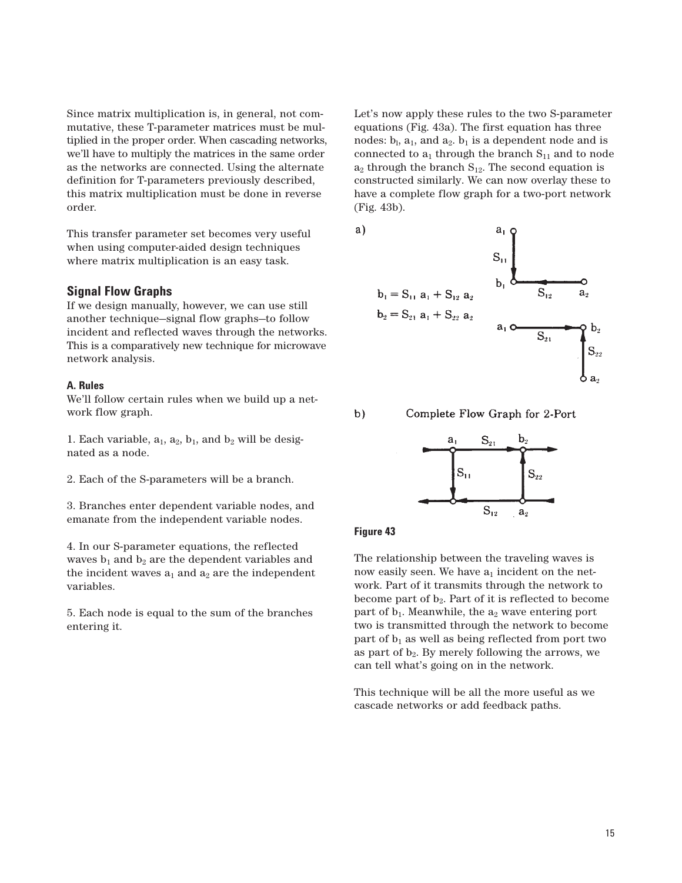Since matrix multiplication is, in general, not commutative, these T-parameter matrices must be multiplied in the proper order. When cascading networks, we'll have to multiply the matrices in the same order as the networks are connected. Using the alternate definition for T-parameters previously described, this matrix multiplication must be done in reverse order.

This transfer parameter set becomes very useful when using computer-aided design techniques where matrix multiplication is an easy task.

## Signal Flow Graphs

If we design manually, however, we can use still another technique—signal flow graphs—to follow incident and reflected waves through the networks. This is a comparatively new technique for microwave network analysis.

### A. Rules

We'll follow certain rules when we build up a network flow graph.

1. Each variable, $a_1$, $a_2$, $b_1$, and $b_2$ will be designated as a node.

2. Each of the S-parameters will be a branch.

3. Branches enter dependent variable nodes, and emanate from the independent variable nodes.

4. In our S-parameter equations, the reflected waves $b_1$ and $b_2$ are the dependent variables and the incident waves $a_1$ and $a_2$ are the independent variables.

5. Each node is equal to the sum of the branches entering it.

Let's now apply these rules to the two S-parameter equations (Fig. 43a). The first equation has three nodes: $b_1$, $a_1$, and $a_2$. $b_1$ is a dependent node and is connected to $a_1$ through the branch $S_{11}$ and to node $a_2$ through the branch $S_{12}$. The second equation is constructed similarly. We can now overlay these to have a complete flow graph for a two-port network (Fig. 43b).

a)

$$b_1 = S_{11}\, a_1 + S_{12}\, a_2$$

$$b_2 = S_{21}\, a_1 + S_{22}\, a_2$$

b) Complete Flow Graph for 2-Port

**Figure 43**

The relationship between the traveling waves is now easily seen. We have $a_1$ incident on the network. Part of it transmits through the network to become part of $b_2$. Part of it is reflected to become part of $b_1$. Meanwhile, the $a_2$ wave entering port two is transmitted through the network to become part of $b_1$ as well as being reflected from port two as part of $b_2$. By merely following the arrows, we can tell what's going on in the network.

This technique will be all the more useful as we cascade networks or add feedback paths.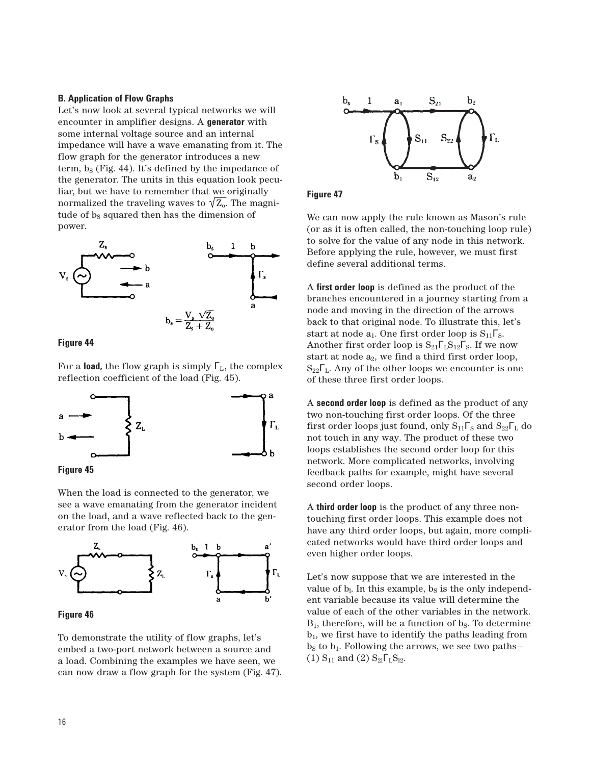### B. Application of Flow Graphs

Let's now look at several typical networks we will encounter in amplifier designs. A **generator** with some internal voltage source and an internal impedance will have a wave emanating from it. The flow graph for the generator introduces a new term, $b_S$ (Fig. 44). It's defined by the impedance of the generator. The units in this equation look peculiar, but we have to remember that we originally normalized the traveling waves to $\sqrt{Z_o}$. The magnitude of $b_S$ squared then has the dimension of power.

$$b_s = \frac{V_s \sqrt{Z_o}}{Z_s + Z_o}$$

**Figure 44**

For a **load,** the flow graph is simply $\Gamma_L$, the complex reflection coefficient of the load (Fig. 45).

**Figure 45**

When the load is connected to the generator, we see a wave emanating from the generator incident on the load, and a wave reflected back to the generator from the load (Fig. 46).

**Figure 46**

To demonstrate the utility of flow graphs, let's embed a two-port network between a source and a load. Combining the examples we have seen, we can now draw a flow graph for the system (Fig. 47).

**Figure 47**

We can now apply the rule known as Mason's rule (or as it is often called, the non-touching loop rule) to solve for the value of any node in this network. Before applying the rule, however, we must first define several additional terms.

A **first order loop** is defined as the product of the branches encountered in a journey starting from a node and moving in the direction of the arrows back to that original node. To illustrate this, let's start at node $a_1$. One first order loop is $S_{11}\Gamma_S$. Another first order loop is $S_{21}\Gamma_L S_{12}\Gamma_S$. If we now start at node $a_2$, we find a third first order loop, $S_{22}\Gamma_L$. Any of the other loops we encounter is one of these three first order loops.

A **second order loop** is defined as the product of any two non-touching first order loops. Of the three first order loops just found, only $S_{11}\Gamma_S$ and $S_{22}\Gamma_L$ do not touch in any way. The product of these two loops establishes the second order loop for this network. More complicated networks, involving feedback paths for example, might have several second order loops.

A **third order loop** is the product of any three non-touching first order loops. This example does not have any third order loops, but again, more complicated networks would have third order loops and even higher order loops.

Let's now suppose that we are interested in the value of $b_l$. In this example, $b_S$ is the only independent variable because its value will determine the value of each of the other variables in the network. $B_1$, therefore, will be a function of $b_S$. To determine $b_1$, we first have to identify the paths leading from $b_S$ to $b_1$. Following the arrows, we see two paths— (1) $S_{11}$ and (2) $S_{21}\Gamma_L S_{l2}$.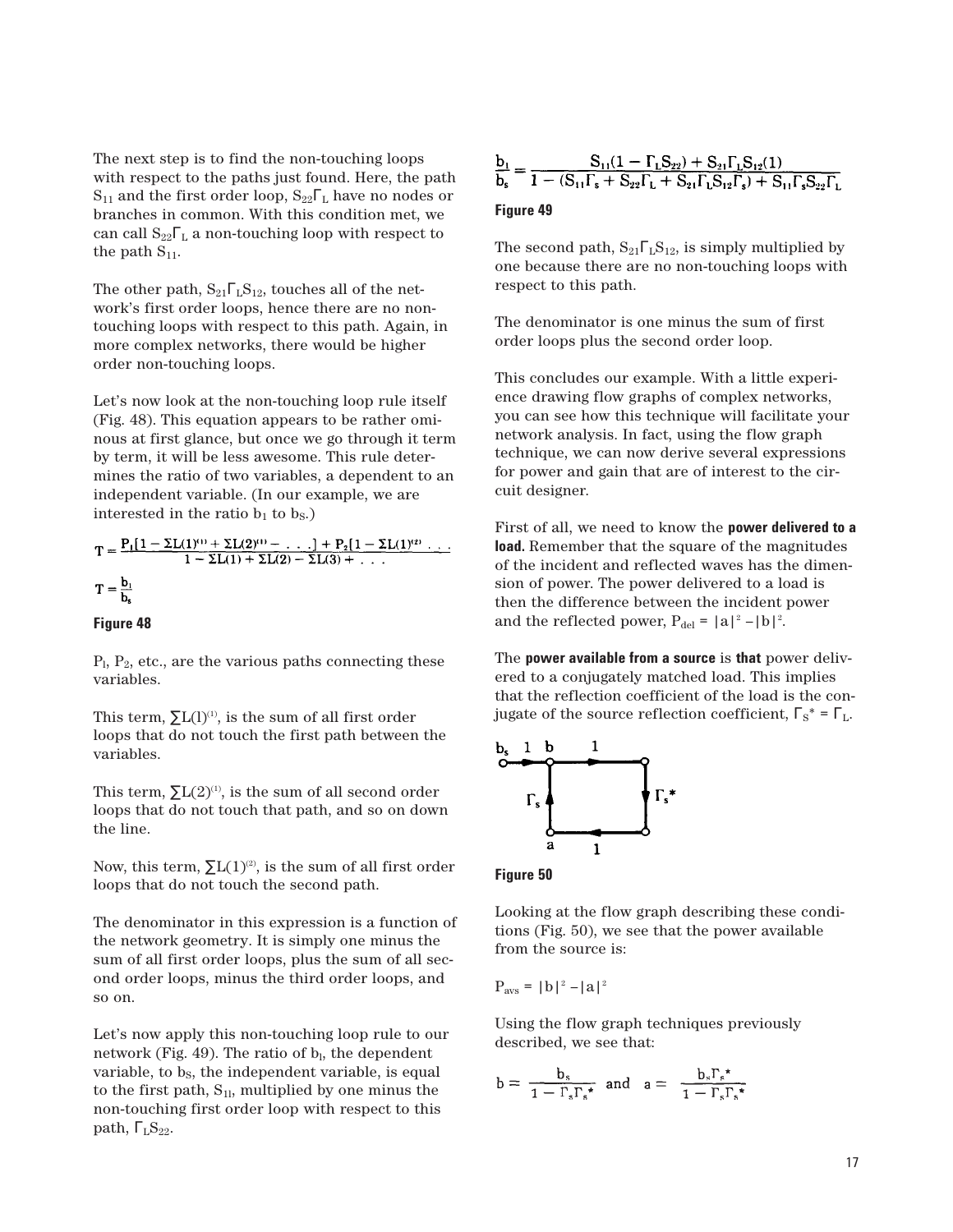The next step is to find the non-touching loops with respect to the paths just found. Here, the path $S_{11}$ and the first order loop, $S_{22}\Gamma_L$ have no nodes or branches in common. With this condition met, we can call $S_{22}\Gamma_L$ a non-touching loop with respect to the path $S_{11}$.

The other path, $S_{21}\Gamma_L S_{12}$, touches all of the network's first order loops, hence there are no non-touching loops with respect to this path. Again, in more complex networks, there would be higher order non-touching loops.

Let's now look at the non-touching loop rule itself (Fig. 48). This equation appears to be rather ominous at first glance, but once we go through it term by term, it will be less awesome. This rule determines the ratio of two variables, a dependent to an independent variable. (In our example, we are interested in the ratio $b_1$ to $b_S$.)

$$T = \frac{P_1[1 - \Sigma L(1)^{(1)} + \Sigma L(2)^{(1)} - \ldots] + P_2[1 - \Sigma L(1)^{(2)} \ldots}{1 - \Sigma L(1) + \Sigma L(2) - \Sigma L(3) + \ldots}$$

$$T = \frac{b_1}{b_s}$$

**Figure 48**

$P_1$, $P_2$, etc., are the various paths connecting these variables.

This term, $\sum L(1)^{(1)}$, is the sum of all first order loops that do not touch the first path between the variables.

This term, $\sum L(2)^{(1)}$, is the sum of all second order loops that do not touch that path, and so on down the line.

Now, this term, $\sum L(1)^{(2)}$, is the sum of all first order loops that do not touch the second path.

The denominator in this expression is a function of the network geometry. It is simply one minus the sum of all first order loops, plus the sum of all second order loops, minus the third order loops, and so on.

Let's now apply this non-touching loop rule to our network (Fig. 49). The ratio of $b_1$, the dependent variable, to $b_S$, the independent variable, is equal to the first path, $S_{11}$, multiplied by one minus the non-touching first order loop with respect to this path, $\Gamma_L S_{22}$.

$$\frac{b_1}{b_s} = \frac{S_{11}(1 - \Gamma_L S_{22}) + S_{21}\Gamma_L S_{12}(1)}{1 - (S_{11}\Gamma_s + S_{22}\Gamma_L + S_{21}\Gamma_L S_{12}\Gamma_s) + S_{11}\Gamma_s S_{22}\Gamma_L}$$

**Figure 49**

The second path, $S_{21}\Gamma_L S_{12}$, is simply multiplied by one because there are no non-touching loops with respect to this path.

The denominator is one minus the sum of first order loops plus the second order loop.

This concludes our example. With a little experience drawing flow graphs of complex networks, you can see how this technique will facilitate your network analysis. In fact, using the flow graph technique, we can now derive several expressions for power and gain that are of interest to the circuit designer.

First of all, we need to know the **power delivered to a load.** Remember that the square of the magnitudes of the incident and reflected waves has the dimension of power. The power delivered to a load is then the difference between the incident power and the reflected power, $P_{del} = |a|^2 - |b|^2$.

The **power available from a source** is **that** power delivered to a conjugately matched load. This implies that the reflection coefficient of the load is the conjugate of the source reflection coefficient, $\Gamma_S^* = \Gamma_L$.

**Figure 50**

Looking at the flow graph describing these conditions (Fig. 50), we see that the power available from the source is:

$P_{avs} = |b|^2 - |a|^2$

Using the flow graph techniques previously described, we see that:

$$b = \frac{b_s}{1 - \Gamma_s \Gamma_s^*} \quad \text{and} \quad a = \frac{b_s \Gamma_s^*}{1 - \Gamma_s \Gamma_s^*}$$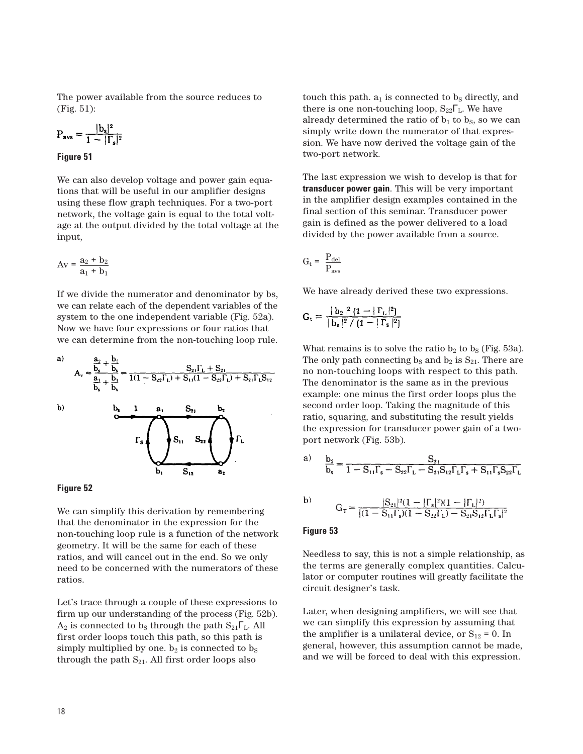The power available from the source reduces to (Fig. 51):

$$P_{avs} = \frac{|b_s|^2}{1 - |\Gamma_s|^2}$$

**Figure 51**

We can also develop voltage and power gain equations that will be useful in our amplifier designs using these flow graph techniques. For a two-port network, the voltage gain is equal to the total voltage at the output divided by the total voltage at the input,

$$Av = \frac{a_2 + b_2}{a_1 + b_1}$$

If we divide the numerator and denominator by bs, we can relate each of the dependent variables of the system to the one independent variable (Fig. 52a). Now we have four expressions or four ratios that we can determine from the non-touching loop rule.

a)

$$A_v = \frac{\frac{a_2}{b_s} + \frac{b_2}{b_s}}{\frac{a_1}{b_s} + \frac{b_1}{b_s}} = \frac{S_{21}\Gamma_L + S_{21}}{1(1 - S_{22}\Gamma_L) + S_{11}(1 - S_{22}\Gamma_L) + S_{21}\Gamma_L S_{12}}$$

b)

**Figure 52**

We can simplify this derivation by remembering that the denominator in the expression for the non-touching loop rule is a function of the network geometry. It will be the same for each of these ratios, and will cancel out in the end. So we only need to be concerned with the numerators of these ratios.

Let's trace through a couple of these expressions to firm up our understanding of the process (Fig. 52b). $A_2$ is connected to $b_S$ through the path $S_{21}\Gamma_L$. All first order loops touch this path, so this path is simply multiplied by one. $b_2$ is connected to $b_S$ through the path $S_{21}$. All first order loops also touch this path. $a_1$ is connected to $b_S$ directly, and there is one non-touching loop, $S_{22}\Gamma_L$. We have already determined the ratio of $b_1$ to $b_S$, so we can simply write down the numerator of that expression. We have now derived the voltage gain of the two-port network.

The last expression we wish to develop is that for **transducer power gain**. This will be very important in the amplifier design examples contained in the final section of this seminar. Transducer power gain is defined as the power delivered to a load divided by the power available from a source.

$$G_t = \frac{P_{del}}{P_{avs}}$$

We have already derived these two expressions.

$$G_t = \frac{|b_2|^2 (1 - |\Gamma_L|^2)}{|b_s|^2 / (1 - |\Gamma_s|^2)}$$

What remains is to solve the ratio $b_2$ to $b_S$ (Fig. 53a). The only path connecting $b_S$ and $b_2$ is $S_{21}$. There are no non-touching loops with respect to this path. The denominator is the same as in the previous example: one minus the first order loops plus the second order loop. Taking the magnitude of this ratio, squaring, and substituting the result yields the expression for transducer power gain of a two-port network (Fig. 53b).

a)

$$\frac{b_2}{b_s} = \frac{S_{21}}{1 - S_{11}\Gamma_s - S_{22}\Gamma_L - S_{21}S_{12}\Gamma_L\Gamma_s + S_{11}\Gamma_s S_{22}\Gamma_L}$$

b)

$$G_T = \frac{|S_{21}|^2(1 - |\Gamma_s|^2)(1 - |\Gamma_L|^2)}{|(1 - S_{11}\Gamma_s)(1 - S_{22}\Gamma_L) - S_{21}S_{12}\Gamma_L\Gamma_s|^2}$$

**Figure 53**

Needless to say, this is not a simple relationship, as the terms are generally complex quantities. Calculator or computer routines will greatly facilitate the circuit designer's task.

Later, when designing amplifiers, we will see that we can simplify this expression by assuming that the amplifier is a unilateral device, or $S_{12} = 0$. In general, however, this assumption cannot be made, and we will be forced to deal with this expression.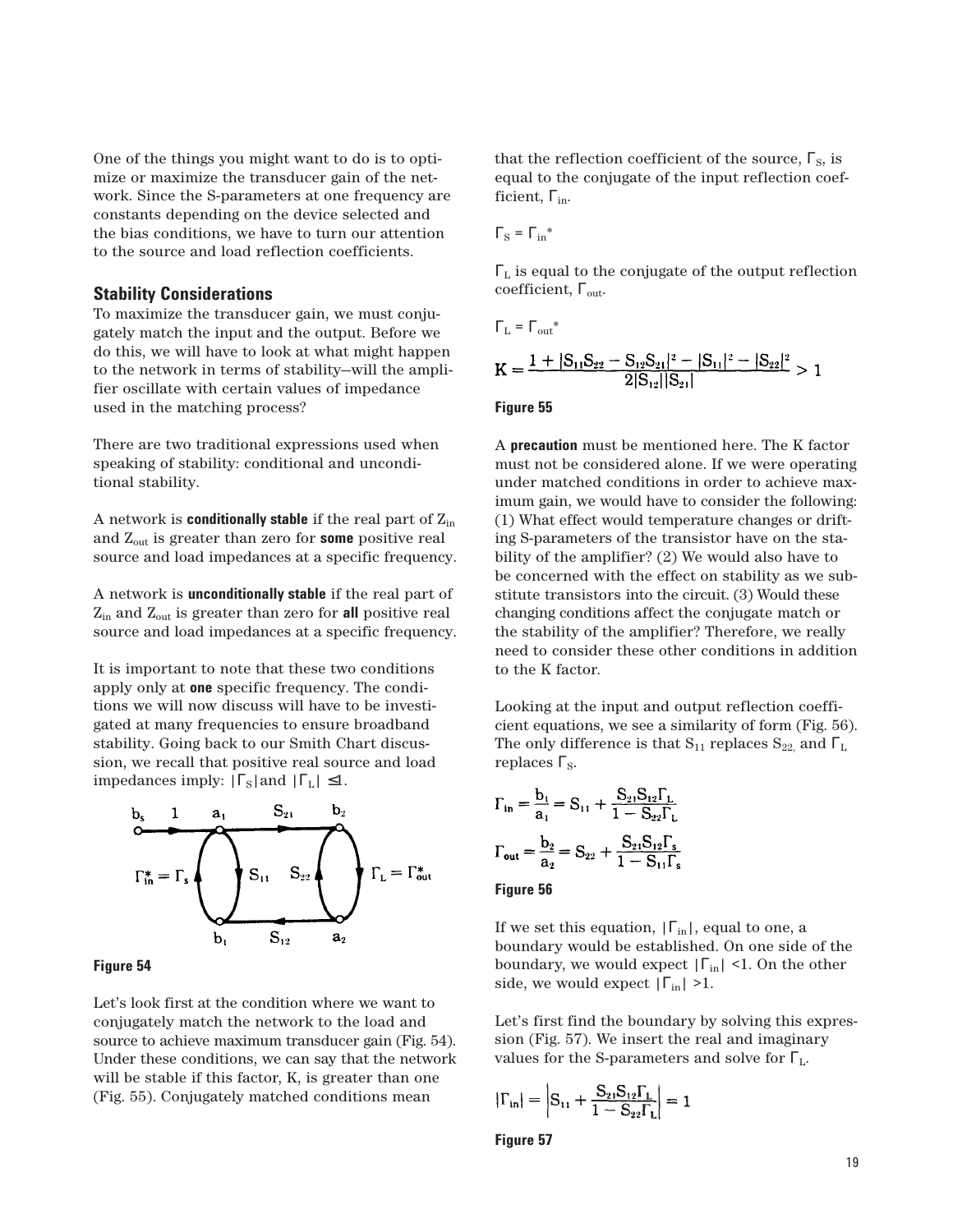One of the things you might want to do is to optimize or maximize the transducer gain of the network. Since the S-parameters at one frequency are constants depending on the device selected and the bias conditions, we have to turn our attention to the source and load reflection coefficients.

## Stability Considerations

To maximize the transducer gain, we must conjugately match the input and the output. Before we do this, we will have to look at what might happen to the network in terms of stability—will the amplifier oscillate with certain values of impedance used in the matching process?

There are two traditional expressions used when speaking of stability: conditional and unconditional stability.

A network is **conditionally stable** if the real part of $Z_{in}$ and $Z_{out}$ is greater than zero for **some** positive real source and load impedances at a specific frequency.

A network is **unconditionally stable** if the real part of $Z_{in}$ and $Z_{out}$ is greater than zero for **all** positive real source and load impedances at a specific frequency.

It is important to note that these two conditions apply only at **one** specific frequency. The conditions we will now discuss will have to be investigated at many frequencies to ensure broadband stability. Going back to our Smith Chart discussion, we recall that positive real source and load impedances imply: $|\Gamma_S|$ and $|\Gamma_L| \leq 1$.

**Figure 54**

Let's look first at the condition where we want to conjugately match the network to the load and source to achieve maximum transducer gain (Fig. 54). Under these conditions, we can say that the network will be stable if this factor, K, is greater than one (Fig. 55). Conjugately matched conditions mean that the reflection coefficient of the source, $\Gamma_S$, is equal to the conjugate of the input reflection coefficient, $\Gamma_{in}$.

$\Gamma_S = \Gamma_{in}^*$

$\Gamma_L$ is equal to the conjugate of the output reflection coefficient, $\Gamma_{out}$.

$\Gamma_L = \Gamma_{out}^*$

$$K = \frac{1 + |S_{11}S_{22} - S_{12}S_{21}|^2 - |S_{11}|^2 - |S_{22}|^2}{2|S_{12}||S_{21}|} > 1$$

**Figure 55**

A **precaution** must be mentioned here. The K factor must not be considered alone. If we were operating under matched conditions in order to achieve maximum gain, we would have to consider the following: (1) What effect would temperature changes or drifting S-parameters of the transistor have on the stability of the amplifier? (2) We would also have to be concerned with the effect on stability as we substitute transistors into the circuit. (3) Would these changing conditions affect the conjugate match or the stability of the amplifier? Therefore, we really need to consider these other conditions in addition to the K factor.

Looking at the input and output reflection coefficient equations, we see a similarity of form (Fig. 56). The only difference is that $S_{11}$ replaces $S_{22}$, and $\Gamma_L$ replaces $\Gamma_S$.

$$\Gamma_{in} = \frac{b_1}{a_1} = S_{11} + \frac{S_{21}S_{12}\Gamma_L}{1 - S_{22}\Gamma_L}$$

$$\Gamma_{out} = \frac{b_2}{a_2} = S_{22} + \frac{S_{21}S_{12}\Gamma_s}{1 - S_{11}\Gamma_s}$$

**Figure 56**

If we set this equation, $|\Gamma_{in}|$, equal to one, a boundary would be established. On one side of the boundary, we would expect $|\Gamma_{in}| < 1$. On the other side, we would expect $|\Gamma_{in}| > 1$.

Let's first find the boundary by solving this expression (Fig. 57). We insert the real and imaginary values for the S-parameters and solve for $\Gamma_L$.

$$|\Gamma_{in}| = \left| S_{11} + \frac{S_{21}S_{12}\Gamma_L}{1 - S_{22}\Gamma_L} \right| = 1$$

**Figure 57**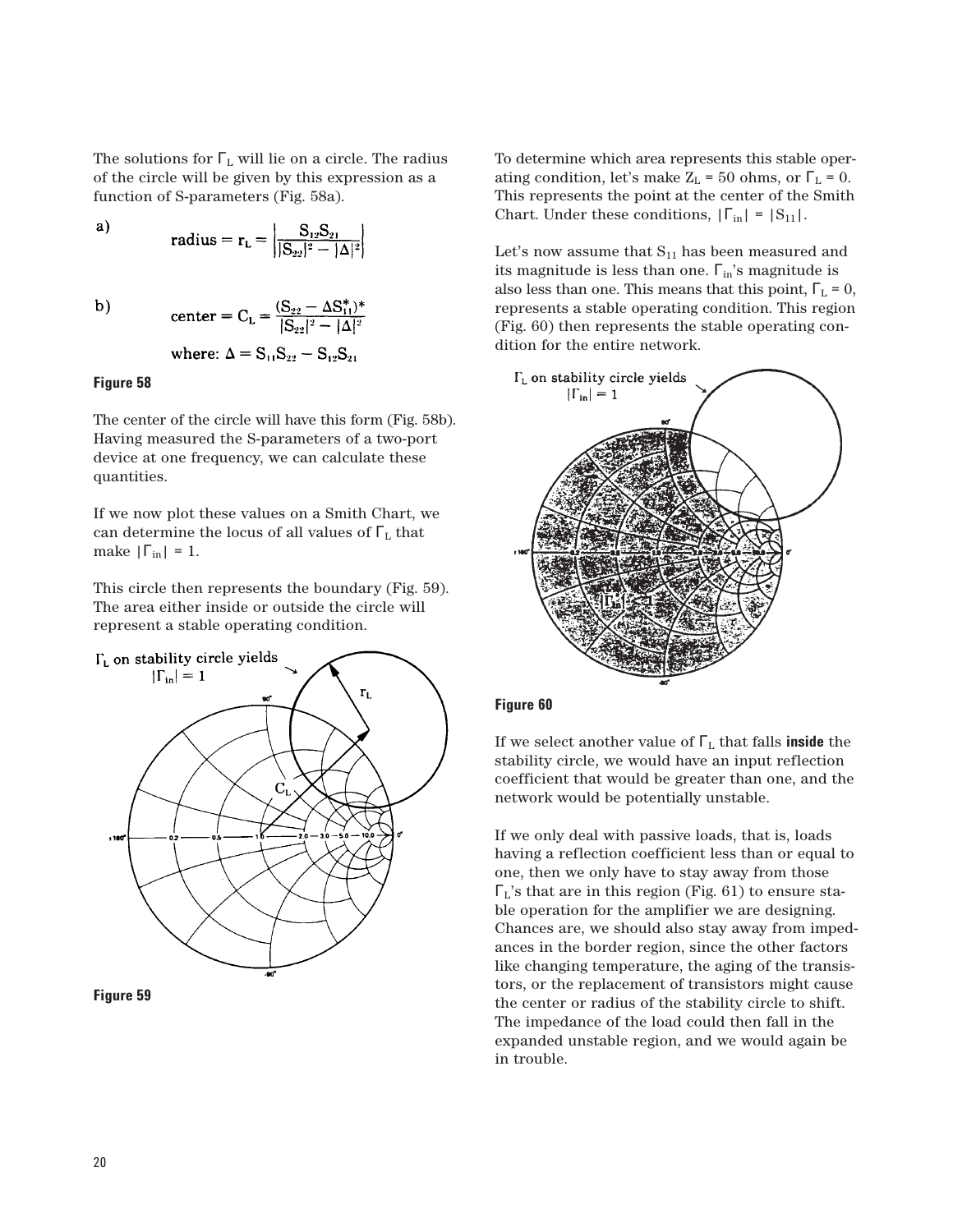The solutions for $\Gamma_L$ will lie on a circle. The radius of the circle will be given by this expression as a function of S-parameters (Fig. 58a).

a)

$$\text{radius} = r_L = \left| \frac{S_{12}S_{21}}{|S_{22}|^2 - |\Delta|^2} \right|$$

b)

$$\text{center} = C_L = \frac{(S_{22} - \Delta S_{11}^*)^*}{|S_{22}|^2 - |\Delta|^2}$$

$$\text{where: } \Delta = S_{11}S_{22} - S_{12}S_{21}$$

**Figure 58**

The center of the circle will have this form (Fig. 58b). Having measured the S-parameters of a two-port device at one frequency, we can calculate these quantities.

If we now plot these values on a Smith Chart, we can determine the locus of all values of $\Gamma_L$ that make $|\Gamma_{in}| = 1$.

This circle then represents the boundary (Fig. 59). The area either inside or outside the circle will represent a stable operating condition.

**Figure 59**

To determine which area represents this stable operating condition, let's make $Z_L$ = 50 ohms, or $\Gamma_L = 0$. This represents the point at the center of the Smith Chart. Under these conditions, $|\Gamma_{in}| = |S_{11}|$.

Let's now assume that $S_{11}$ has been measured and its magnitude is less than one. $\Gamma_{in}$'s magnitude is also less than one. This means that this point, $\Gamma_L = 0$, represents a stable operating condition. This region (Fig. 60) then represents the stable operating condition for the entire network.

**Figure 60**

If we select another value of $\Gamma_L$ that falls **inside** the stability circle, we would have an input reflection coefficient that would be greater than one, and the network would be potentially unstable.

If we only deal with passive loads, that is, loads having a reflection coefficient less than or equal to one, then we only have to stay away from those $\Gamma_L$'s that are in this region (Fig. 61) to ensure stable operation for the amplifier we are designing. Chances are, we should also stay away from impedances in the border region, since the other factors like changing temperature, the aging of the transistors, or the replacement of transistors might cause the center or radius of the stability circle to shift. The impedance of the load could then fall in the expanded unstable region, and we would again be in trouble.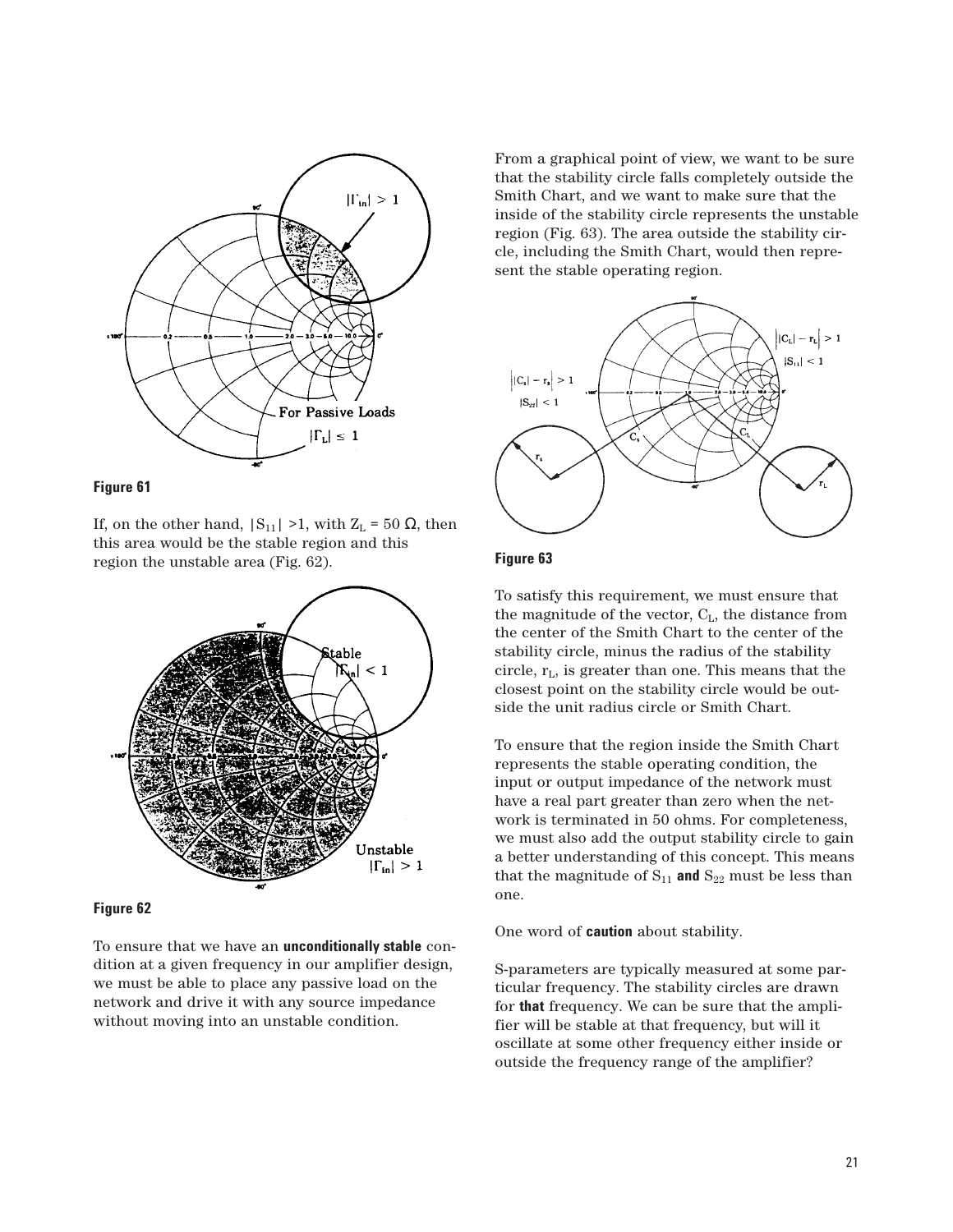**Figure 61**

If, on the other hand, $|S_{11}| > 1$, with $Z_L = 50\ \Omega$, then this area would be the stable region and this region the unstable area (Fig. 62).

**Figure 62**

To ensure that we have an **unconditionally stable** condition at a given frequency in our amplifier design, we must be able to place any passive load on the network and drive it with any source impedance without moving into an unstable condition.

From a graphical point of view, we want to be sure that the stability circle falls completely outside the Smith Chart, and we want to make sure that the inside of the stability circle represents the unstable region (Fig. 63). The area outside the stability circle, including the Smith Chart, would then represent the stable operating region.

**Figure 63**

To satisfy this requirement, we must ensure that the magnitude of the vector, $C_L$, the distance from the center of the Smith Chart to the center of the stability circle, minus the radius of the stability circle, $r_L$, is greater than one. This means that the closest point on the stability circle would be outside the unit radius circle or Smith Chart.

To ensure that the region inside the Smith Chart represents the stable operating condition, the input or output impedance of the network must have a real part greater than zero when the network is terminated in 50 ohms. For completeness, we must also add the output stability circle to gain a better understanding of this concept. This means that the magnitude of $S_{11}$ **and** $S_{22}$ must be less than one.

One word of **caution** about stability.

S-parameters are typically measured at some particular frequency. The stability circles are drawn for **that** frequency. We can be sure that the amplifier will be stable at that frequency, but will it oscillate at some other frequency either inside or outside the frequency range of the amplifier?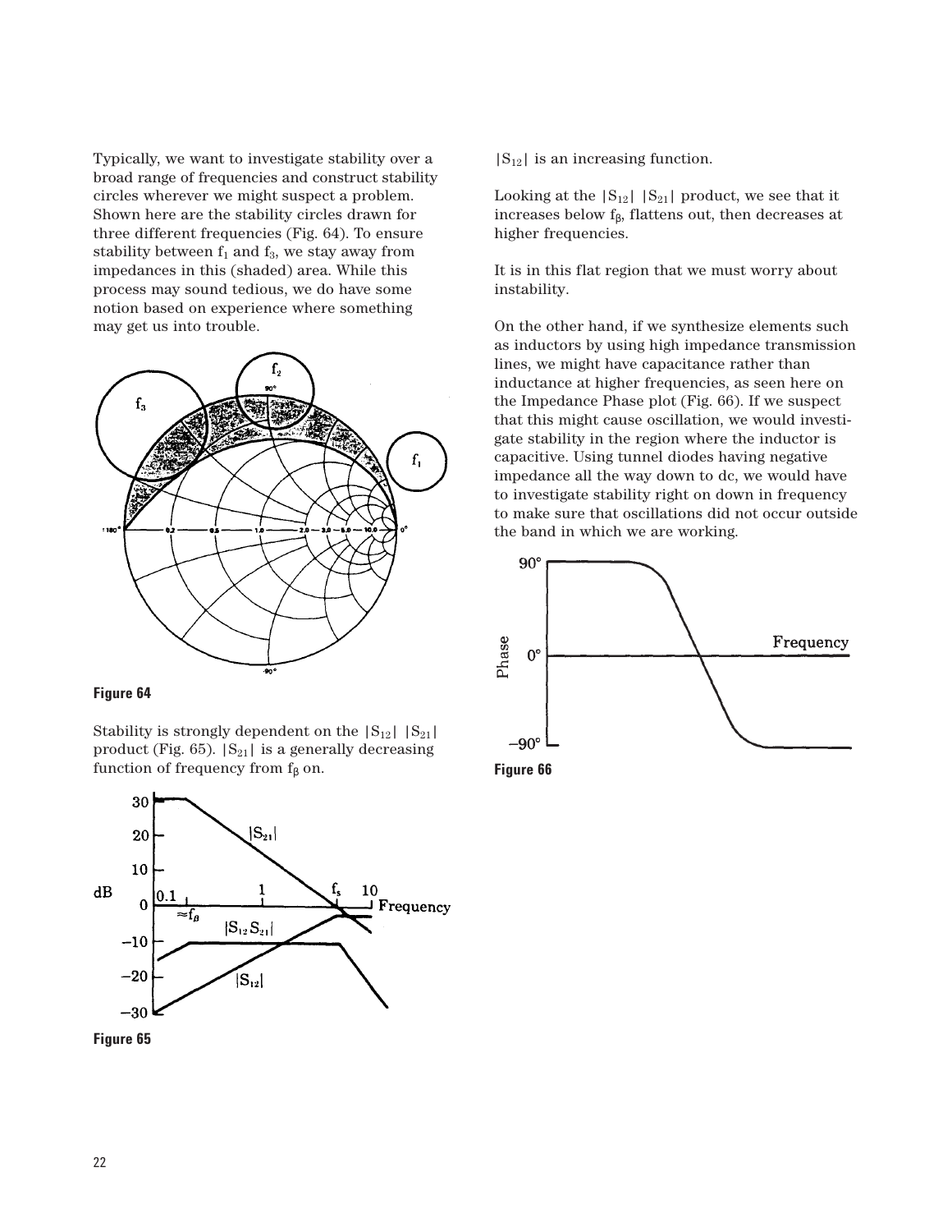Typically, we want to investigate stability over a broad range of frequencies and construct stability circles wherever we might suspect a problem. Shown here are the stability circles drawn for three different frequencies (Fig. 64). To ensure stability between $f_1$ and $f_3$, we stay away from impedances in this (shaded) area. While this process may sound tedious, we do have some notion based on experience where something may get us into trouble.

**Figure 64**

Stability is strongly dependent on the $|S_{12}|\ |S_{21}|$ product (Fig. 65). $|S_{21}|$ is a generally decreasing function of frequency from $f_\beta$ on.

**Figure 65**

$|S_{12}|$ is an increasing function.

Looking at the $|S_{12}|\ |S_{21}|$ product, we see that it increases below $f_\beta$, flattens out, then decreases at higher frequencies.

It is in this flat region that we must worry about instability.

On the other hand, if we synthesize elements such as inductors by using high impedance transmission lines, we might have capacitance rather than inductance at higher frequencies, as seen here on the Impedance Phase plot (Fig. 66). If we suspect that this might cause oscillation, we would investigate stability in the region where the inductor is capacitive. Using tunnel diodes having negative impedance all the way down to dc, we would have to investigate stability right on down in frequency to make sure that oscillations did not occur outside the band in which we are working.

**Figure 66**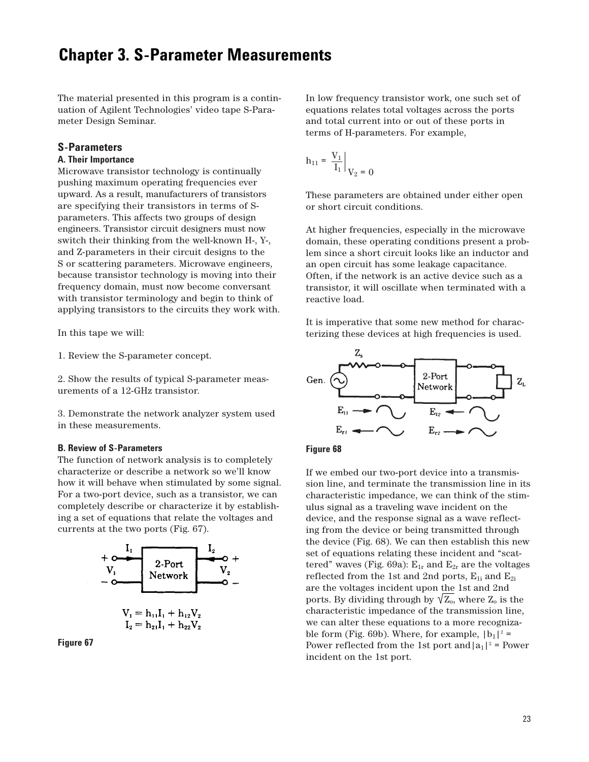# Chapter 3. S-Parameter Measurements

The material presented in this program is a continuation of Agilent Technologies' video tape S-Parameter Design Seminar.

## S-Parameters

### A. Their Importance

Microwave transistor technology is continually pushing maximum operating frequencies ever upward. As a result, manufacturers of transistors are specifying their transistors in terms of S-parameters. This affects two groups of design engineers. Transistor circuit designers must now switch their thinking from the well-known H-, Y-, and Z-parameters in their circuit designs to the S or scattering parameters. Microwave engineers, because transistor technology is moving into their frequency domain, must now become conversant with transistor terminology and begin to think of applying transistors to the circuits they work with.

In this tape we will:

1. Review the S-parameter concept.

2. Show the results of typical S-parameter measurements of a 12-GHz transistor.

3. Demonstrate the network analyzer system used in these measurements.

### B. Review of S-Parameters

The function of network analysis is to completely characterize or describe a network so we'll know how it will behave when stimulated by some signal. For a two-port device, such as a transistor, we can completely describe or characterize it by establishing a set of equations that relate the voltages and currents at the two ports (Fig. 67).

$$V_1 = h_{11}I_1 + h_{12}V_2$$
$$I_2 = h_{21}I_1 + h_{22}V_2$$

Figure 67

In low frequency transistor work, one such set of equations relates total voltages across the ports and total current into or out of these ports in terms of H-parameters. For example,

$$h_{11} = \left.\frac{V_1}{I_1}\right|_{V_2 = 0}$$

These parameters are obtained under either open or short circuit conditions.

At higher frequencies, especially in the microwave domain, these operating conditions present a problem since a short circuit looks like an inductor and an open circuit has some leakage capacitance. Often, if the network is an active device such as a transistor, it will oscillate when terminated with a reactive load.

It is imperative that some new method for characterizing these devices at high frequencies is used.

Figure 68

If we embed our two-port device into a transmission line, and terminate the transmission line in its characteristic impedance, we can think of the stimulus signal as a traveling wave incident on the device, and the response signal as a wave reflecting from the device or being transmitted through the device (Fig. 68). We can then establish this new set of equations relating these incident and "scattered" waves (Fig. 69a): $E_{1r}$ and $E_{2r}$ are the voltages reflected from the 1st and 2nd ports, $E_{1i}$ and $E_{2i}$ are the voltages incident upon the 1st and 2nd ports. By dividing through by $\sqrt{Z_o}$, where $Z_o$ is the characteristic impedance of the transmission line, we can alter these equations to a more recognizable form (Fig. 69b). Where, for example, $|b_1|^2$ = Power reflected from the 1st port and $|a_1|^2$ = Power incident on the 1st port.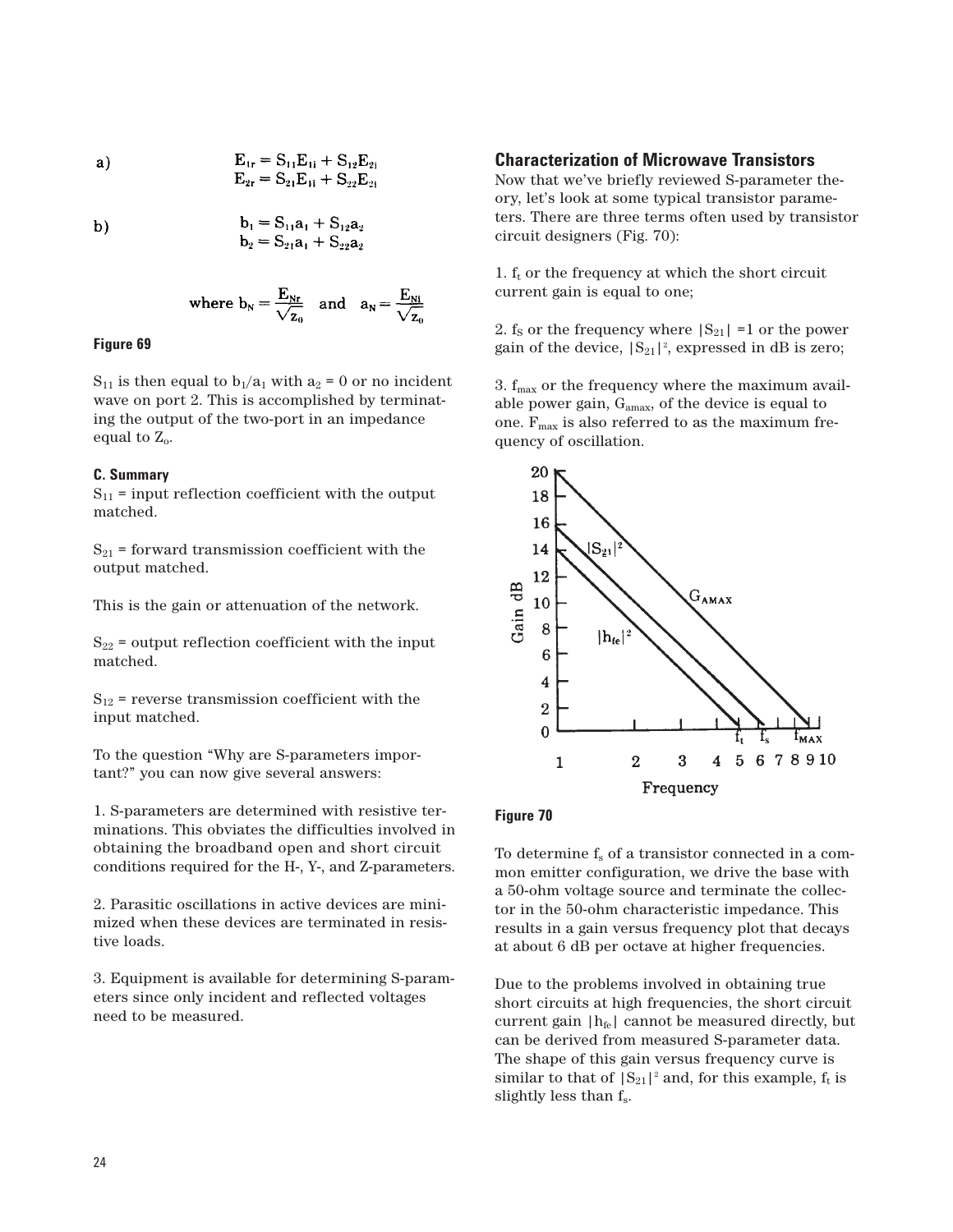a)

$$E_{1r} = S_{11}E_{1i} + S_{12}E_{2i}$$
$$E_{2r} = S_{21}E_{1i} + S_{22}E_{2i}$$

b)

$$b_1 = S_{11}a_1 + S_{12}a_2$$
$$b_2 = S_{21}a_1 + S_{22}a_2$$

$$\text{where } b_N = \frac{E_{Nr}}{\sqrt{Z_0}} \quad \text{and} \quad a_N = \frac{E_{Ni}}{\sqrt{Z_0}}$$

**Figure 69**

$S_{11}$ is then equal to $b_1/a_1$ with $a_2 = 0$ or no incident wave on port 2. This is accomplished by terminating the output of the two-port in an impedance equal to $Z_o$.

#### C. Summary

$S_{11}$ = input reflection coefficient with the output matched.

$S_{21}$ = forward transmission coefficient with the output matched.

This is the gain or attenuation of the network.

$S_{22}$ = output reflection coefficient with the input matched.

$S_{12}$ = reverse transmission coefficient with the input matched.

To the question "Why are S-parameters important?" you can now give several answers:

1. S-parameters are determined with resistive terminations. This obviates the difficulties involved in obtaining the broadband open and short circuit conditions required for the H-, Y-, and Z-parameters.

2. Parasitic oscillations in active devices are minimized when these devices are terminated in resistive loads.

3. Equipment is available for determining S-parameters since only incident and reflected voltages need to be measured.

## Characterization of Microwave Transistors

Now that we've briefly reviewed S-parameter theory, let's look at some typical transistor parameters. There are three terms often used by transistor circuit designers (Fig. 70):

1. $f_t$ or the frequency at which the short circuit current gain is equal to one;

2. $f_S$ or the frequency where $|S_{21}| = 1$ or the power gain of the device, $|S_{21}|^2$, expressed in dB is zero;

3. $f_{max}$ or the frequency where the maximum available power gain, $G_{amax}$, of the device is equal to one. $F_{max}$ is also referred to as the maximum frequency of oscillation.

**Figure 70**

To determine $f_s$ of a transistor connected in a common emitter configuration, we drive the base with a 50-ohm voltage source and terminate the collector in the 50-ohm characteristic impedance. This results in a gain versus frequency plot that decays at about 6 dB per octave at higher frequencies.

Due to the problems involved in obtaining true short circuits at high frequencies, the short circuit current gain $|h_{fe}|$ cannot be measured directly, but can be derived from measured S-parameter data. The shape of this gain versus frequency curve is similar to that of $|S_{21}|^2$ and, for this example, $f_t$ is slightly less than $f_s$.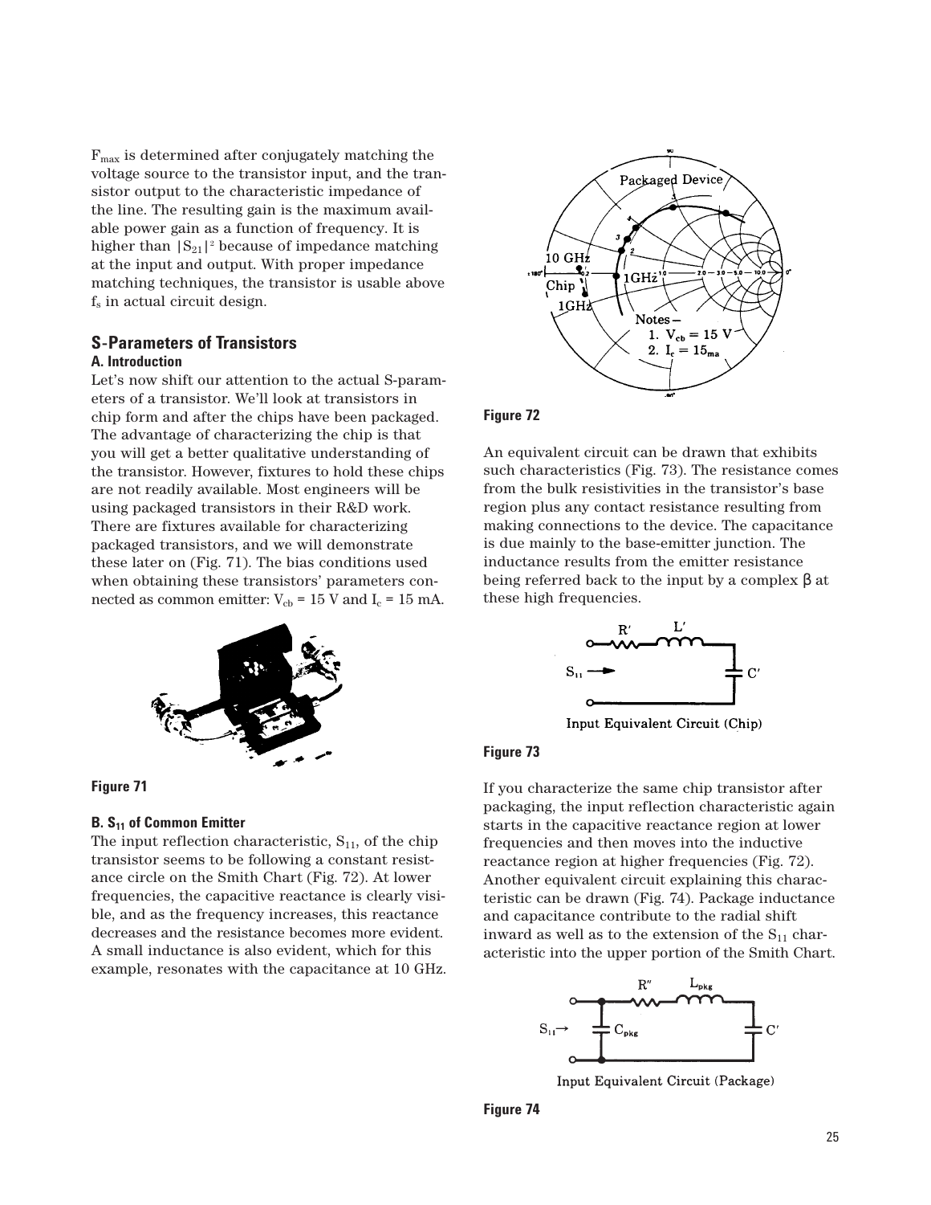$F_{max}$ is determined after conjugately matching the voltage source to the transistor input, and the transistor output to the characteristic impedance of the line. The resulting gain is the maximum available power gain as a function of frequency. It is higher than $|S_{21}|^2$ because of impedance matching at the input and output. With proper impedance matching techniques, the transistor is usable above $f_s$ in actual circuit design.

## S-Parameters of Transistors

### A. Introduction

Let's now shift our attention to the actual S-parameters of a transistor. We'll look at transistors in chip form and after the chips have been packaged. The advantage of characterizing the chip is that you will get a better qualitative understanding of the transistor. However, fixtures to hold these chips are not readily available. Most engineers will be using packaged transistors in their R&D work. There are fixtures available for characterizing packaged transistors, and we will demonstrate these later on (Fig. 71). The bias conditions used when obtaining these transistors' parameters connected as common emitter: $V_{cb}$ = 15 V and $I_c$ = 15 mA.

**Figure 71**

### B. $S_{11}$ of Common Emitter

The input reflection characteristic, $S_{11}$, of the chip transistor seems to be following a constant resistance circle on the Smith Chart (Fig. 72). At lower frequencies, the capacitive reactance is clearly visible, and as the frequency increases, this reactance decreases and the resistance becomes more evident. A small inductance is also evident, which for this example, resonates with the capacitance at 10 GHz.

**Figure 72**

An equivalent circuit can be drawn that exhibits such characteristics (Fig. 73). The resistance comes from the bulk resistivities in the transistor's base region plus any contact resistance resulting from making connections to the device. The capacitance is due mainly to the base-emitter junction. The inductance results from the emitter resistance being referred back to the input by a complex β at these high frequencies.

**Figure 73**

If you characterize the same chip transistor after packaging, the input reflection characteristic again starts in the capacitive reactance region at lower frequencies and then moves into the inductive reactance region at higher frequencies (Fig. 72). Another equivalent circuit explaining this characteristic can be drawn (Fig. 74). Package inductance and capacitance contribute to the radial shift inward as well as to the extension of the $S_{11}$ characteristic into the upper portion of the Smith Chart.

**Figure 74**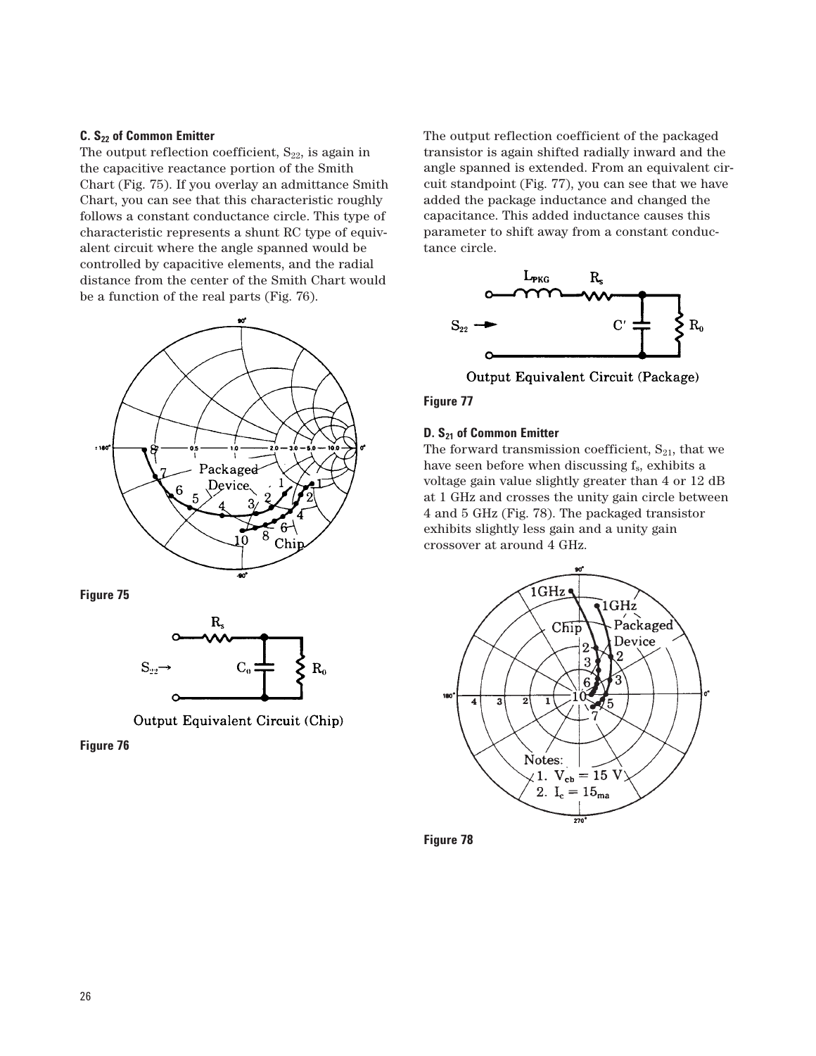### C. $S_{22}$ of Common Emitter

The output reflection coefficient, $S_{22}$, is again in the capacitive reactance portion of the Smith Chart (Fig. 75). If you overlay an admittance Smith Chart, you can see that this characteristic roughly follows a constant conductance circle. This type of characteristic represents a shunt RC type of equivalent circuit where the angle spanned would be controlled by capacitive elements, and the radial distance from the center of the Smith Chart would be a function of the real parts (Fig. 76).

**Figure 75**

Output Equivalent Circuit (Chip)

**Figure 76**

The output reflection coefficient of the packaged transistor is again shifted radially inward and the angle spanned is extended. From an equivalent circuit standpoint (Fig. 77), you can see that we have added the package inductance and changed the capacitance. This added inductance causes this parameter to shift away from a constant conductance circle.

Output Equivalent Circuit (Package)

**Figure 77**

### D. $S_{21}$ of Common Emitter

The forward transmission coefficient, $S_{21}$, that we have seen before when discussing $f_s$, exhibits a voltage gain value slightly greater than 4 or 12 dB at 1 GHz and crosses the unity gain circle between 4 and 5 GHz (Fig. 78). The packaged transistor exhibits slightly less gain and a unity gain crossover at around 4 GHz.

**Figure 78**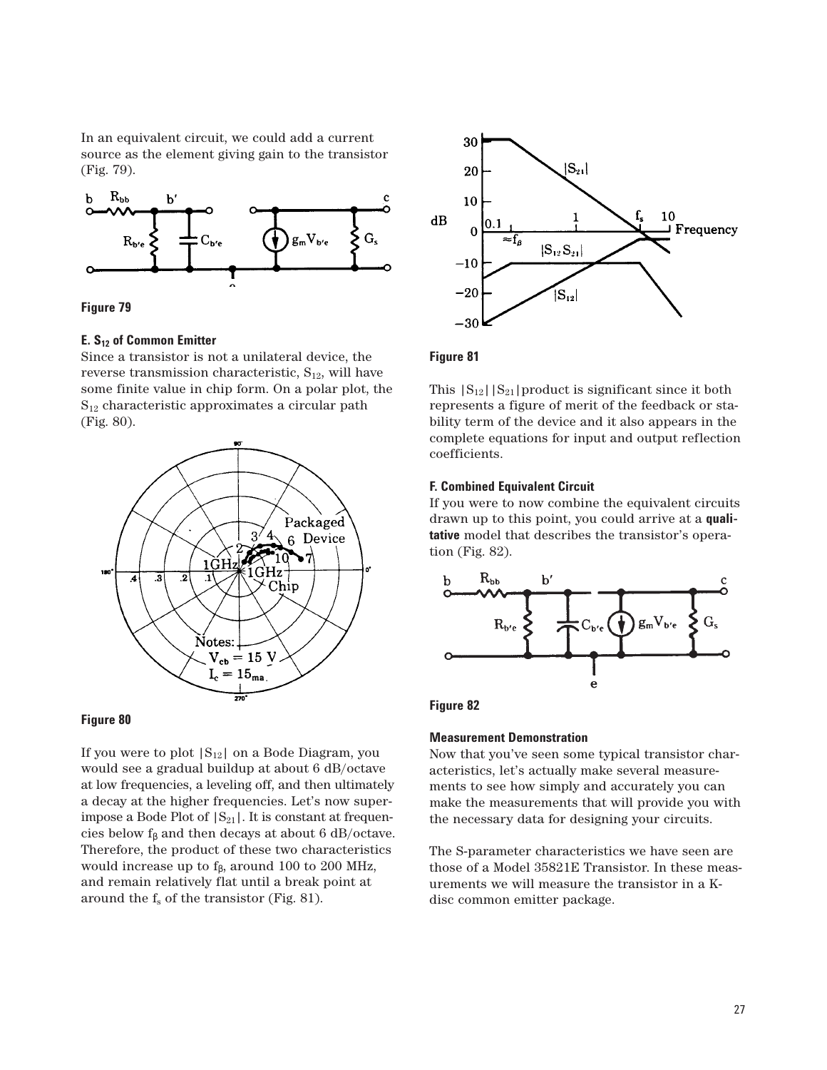In an equivalent circuit, we could add a current source as the element giving gain to the transistor (Fig. 79).

**Figure 79**

#### E. $S_{12}$ of Common Emitter

Since a transistor is not a unilateral device, the reverse transmission characteristic, $S_{12}$, will have some finite value in chip form. On a polar plot, the $S_{12}$ characteristic approximates a circular path (Fig. 80).

**Figure 80**

If you were to plot $|S_{12}|$ on a Bode Diagram, you would see a gradual buildup at about 6 dB/octave at low frequencies, a leveling off, and then ultimately a decay at the higher frequencies. Let's now superimpose a Bode Plot of $|S_{21}|$. It is constant at frequencies below $f_\beta$ and then decays at about 6 dB/octave. Therefore, the product of these two characteristics would increase up to $f_\beta$, around 100 to 200 MHz, and remain relatively flat until a break point at around the $f_s$ of the transistor (Fig. 81).

**Figure 81**

This $|S_{12}||S_{21}|$ product is significant since it both represents a figure of merit of the feedback or stability term of the device and it also appears in the complete equations for input and output reflection coefficients.

#### F. Combined Equivalent Circuit

If you were to now combine the equivalent circuits drawn up to this point, you could arrive at a **qualitative** model that describes the transistor's operation (Fig. 82).

**Figure 82**

#### Measurement Demonstration

Now that you've seen some typical transistor characteristics, let's actually make several measurements to see how simply and accurately you can make the measurements that will provide you with the necessary data for designing your circuits.

The S-parameter characteristics we have seen are those of a Model 35821E Transistor. In these measurements we will measure the transistor in a K-disc common emitter package.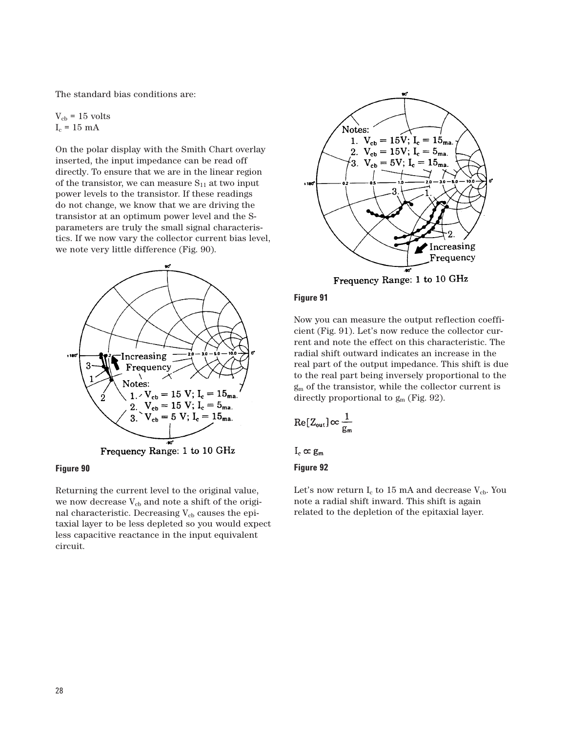The standard bias conditions are:

$V_{cb}$ = 15 volts
$I_c$ = 15 mA

On the polar display with the Smith Chart overlay inserted, the input impedance can be read off directly. To ensure that we are in the linear region of the transistor, we can measure $S_{11}$ at two input power levels to the transistor. If these readings do not change, we know that we are driving the transistor at an optimum power level and the S-parameters are truly the small signal characteristics. If we now vary the collector current bias level, we note very little difference (Fig. 90).

Notes:
1. $V_{cb}$ = 15 V; $I_c$ = 15ma.
2. $V_{cb}$ = 15 V; $I_c$ = 5ma.
3. $V_{cb}$ = 5 V; $I_c$ = 15ma.

Increasing Frequency

Frequency Range: 1 to 10 GHz

**Figure 90**

Returning the current level to the original value, we now decrease $V_{cb}$ and note a shift of the original characteristic. Decreasing $V_{cb}$ causes the epitaxial layer to be less depleted so you would expect less capacitive reactance in the input equivalent circuit.

Notes:
1. $V_{cb}$ = 15V; $I_c$ = 15ma.
2. $V_{cb}$ = 15V; $I_c$ = 5ma.
3. $V_{cb}$ = 5V; $I_c$ = 15ma.

Increasing Frequency

Frequency Range: 1 to 10 GHz

**Figure 91**

Now you can measure the output reflection coefficient (Fig. 91). Let's now reduce the collector current and note the effect on this characteristic. The radial shift outward indicates an increase in the real part of the output impedance. This shift is due to the real part being inversely proportional to the $g_m$ of the transistor, while the collector current is directly proportional to $g_m$ (Fig. 92).

$$\mathrm{Re}[Z_{out}] \propto \frac{1}{g_m}$$

$$I_c \propto g_m$$

**Figure 92**

Let's now return $I_c$ to 15 mA and decrease $V_{cb}$. You note a radial shift inward. This shift is again related to the depletion of the epitaxial layer.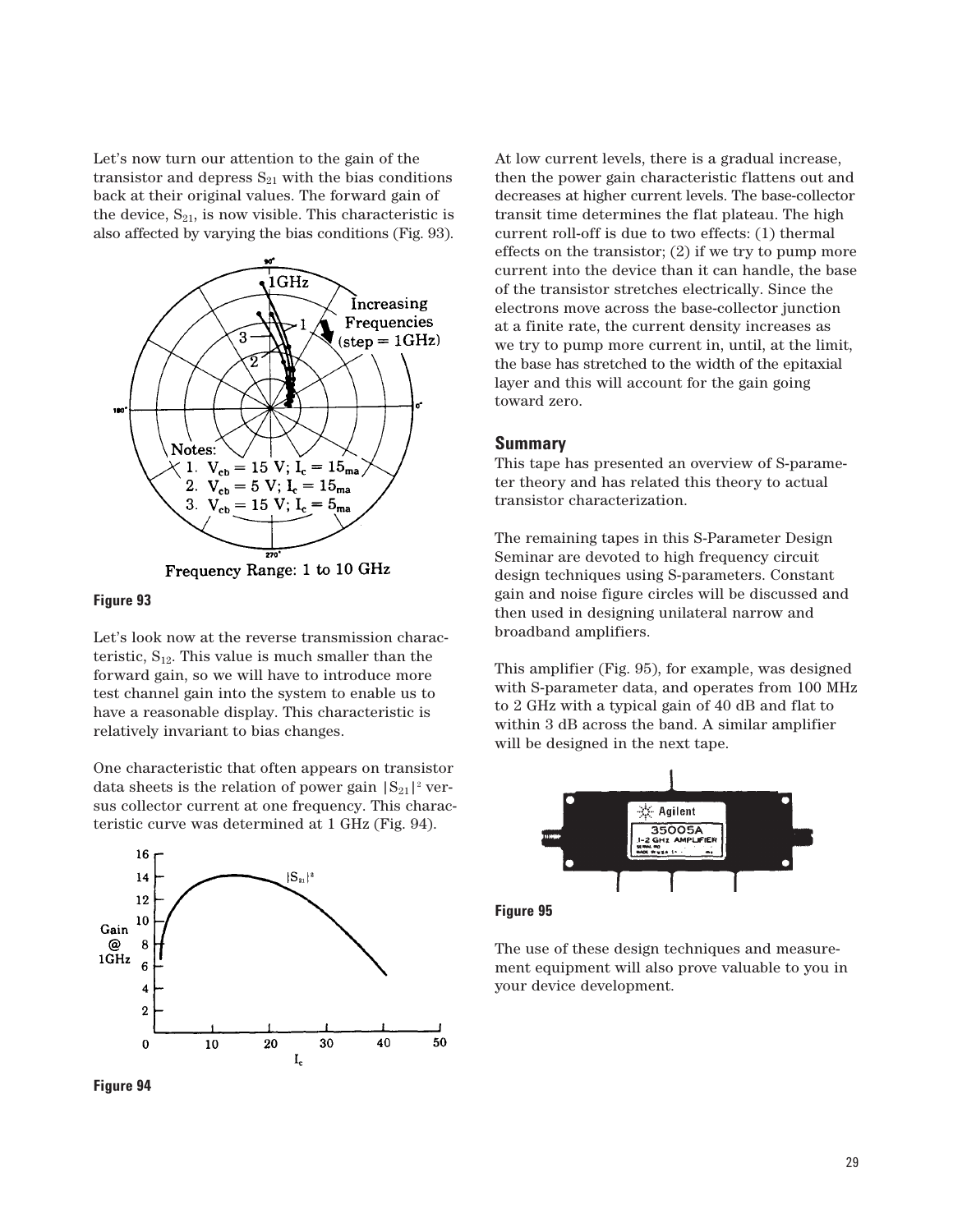Let's now turn our attention to the gain of the transistor and depress $S_{21}$ with the bias conditions back at their original values. The forward gain of the device, $S_{21}$, is now visible. This characteristic is also affected by varying the bias conditions (Fig. 93).

**Figure 93**

Let's look now at the reverse transmission characteristic, $S_{12}$. This value is much smaller than the forward gain, so we will have to introduce more test channel gain into the system to enable us to have a reasonable display. This characteristic is relatively invariant to bias changes.

One characteristic that often appears on transistor data sheets is the relation of power gain $|S_{21}|^2$ versus collector current at one frequency. This characteristic curve was determined at 1 GHz (Fig. 94).

**Figure 94**

At low current levels, there is a gradual increase, then the power gain characteristic flattens out and decreases at higher current levels. The base-collector transit time determines the flat plateau. The high current roll-off is due to two effects: (1) thermal effects on the transistor; (2) if we try to pump more current into the device than it can handle, the base of the transistor stretches electrically. Since the electrons move across the base-collector junction at a finite rate, the current density increases as we try to pump more current in, until, at the limit, the base has stretched to the width of the epitaxial layer and this will account for the gain going toward zero.

## Summary

This tape has presented an overview of S-parameter theory and has related this theory to actual transistor characterization.

The remaining tapes in this S-Parameter Design Seminar are devoted to high frequency circuit design techniques using S-parameters. Constant gain and noise figure circles will be discussed and then used in designing unilateral narrow and broadband amplifiers.

This amplifier (Fig. 95), for example, was designed with S-parameter data, and operates from 100 MHz to 2 GHz with a typical gain of 40 dB and flat to within 3 dB across the band. A similar amplifier will be designed in the next tape.

**Figure 95**

The use of these design techniques and measurement equipment will also prove valuable to you in your device development.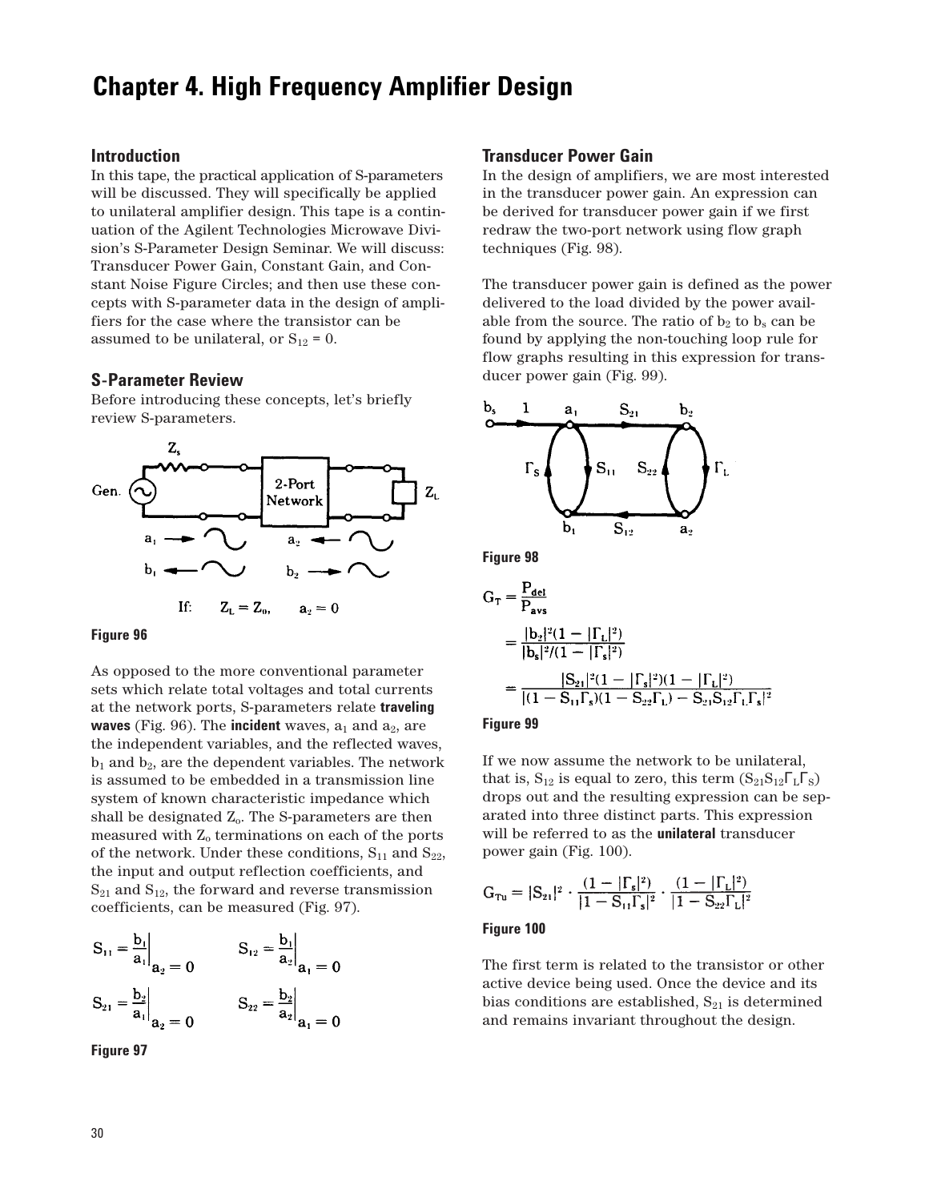# Chapter 4. High Frequency Amplifier Design

## Introduction

In this tape, the practical application of S-parameters will be discussed. They will specifically be applied to unilateral amplifier design. This tape is a continuation of the Agilent Technologies Microwave Division's S-Parameter Design Seminar. We will discuss: Transducer Power Gain, Constant Gain, and Constant Noise Figure Circles; and then use these concepts with S-parameter data in the design of amplifiers for the case where the transistor can be assumed to be unilateral, or $S_{12} = 0$.

## S-Parameter Review

Before introducing these concepts, let's briefly review S-parameters.

If: $Z_L = Z_o$, $a_2 = 0$

Figure 96

As opposed to the more conventional parameter sets which relate total voltages and total currents at the network ports, S-parameters relate **traveling waves** (Fig. 96). The **incident** waves, $a_1$ and $a_2$, are the independent variables, and the reflected waves, $b_1$ and $b_2$, are the dependent variables. The network is assumed to be embedded in a transmission line system of known characteristic impedance which shall be designated $Z_o$. The S-parameters are then measured with $Z_o$ terminations on each of the ports of the network. Under these conditions, $S_{11}$ and $S_{22}$, the input and output reflection coefficients, and $S_{21}$ and $S_{12}$, the forward and reverse transmission coefficients, can be measured (Fig. 97).

$$S_{11} = \left.\frac{b_1}{a_1}\right|_{a_2 = 0} \qquad S_{12} = \left.\frac{b_1}{a_2}\right|_{a_1 = 0}$$

$$S_{21} = \left.\frac{b_2}{a_1}\right|_{a_2 = 0} \qquad S_{22} = \left.\frac{b_2}{a_2}\right|_{a_1 = 0}$$

Figure 97

## Transducer Power Gain

In the design of amplifiers, we are most interested in the transducer power gain. An expression can be derived for transducer power gain if we first redraw the two-port network using flow graph techniques (Fig. 98).

The transducer power gain is defined as the power delivered to the load divided by the power available from the source. The ratio of $b_2$ to $b_s$ can be found by applying the non-touching loop rule for flow graphs resulting in this expression for transducer power gain (Fig. 99).

Figure 98

$$G_T = \frac{P_{del}}{P_{avs}}$$

$$= \frac{|b_2|^2(1 - |\Gamma_L|^2)}{|b_s|^2/(1 - |\Gamma_s|^2)}$$

$$= \frac{|S_{21}|^2(1 - |\Gamma_s|^2)(1 - |\Gamma_L|^2)}{|(1 - S_{11}\Gamma_s)(1 - S_{22}\Gamma_L) - S_{21}S_{12}\Gamma_L\Gamma_s|^2}$$

Figure 99

If we now assume the network to be unilateral, that is, $S_{12}$ is equal to zero, this term ($S_{21}S_{12}\Gamma_L\Gamma_S$) drops out and the resulting expression can be separated into three distinct parts. This expression will be referred to as the **unilateral** transducer power gain (Fig. 100).

$$G_{Tu} = |S_{21}|^2 \cdot \frac{(1 - |\Gamma_s|^2)}{|1 - S_{11}\Gamma_s|^2} \cdot \frac{(1 - |\Gamma_L|^2)}{|1 - S_{22}\Gamma_L|^2}$$

Figure 100

The first term is related to the transistor or other active device being used. Once the device and its bias conditions are established, $S_{21}$ is determined and remains invariant throughout the design.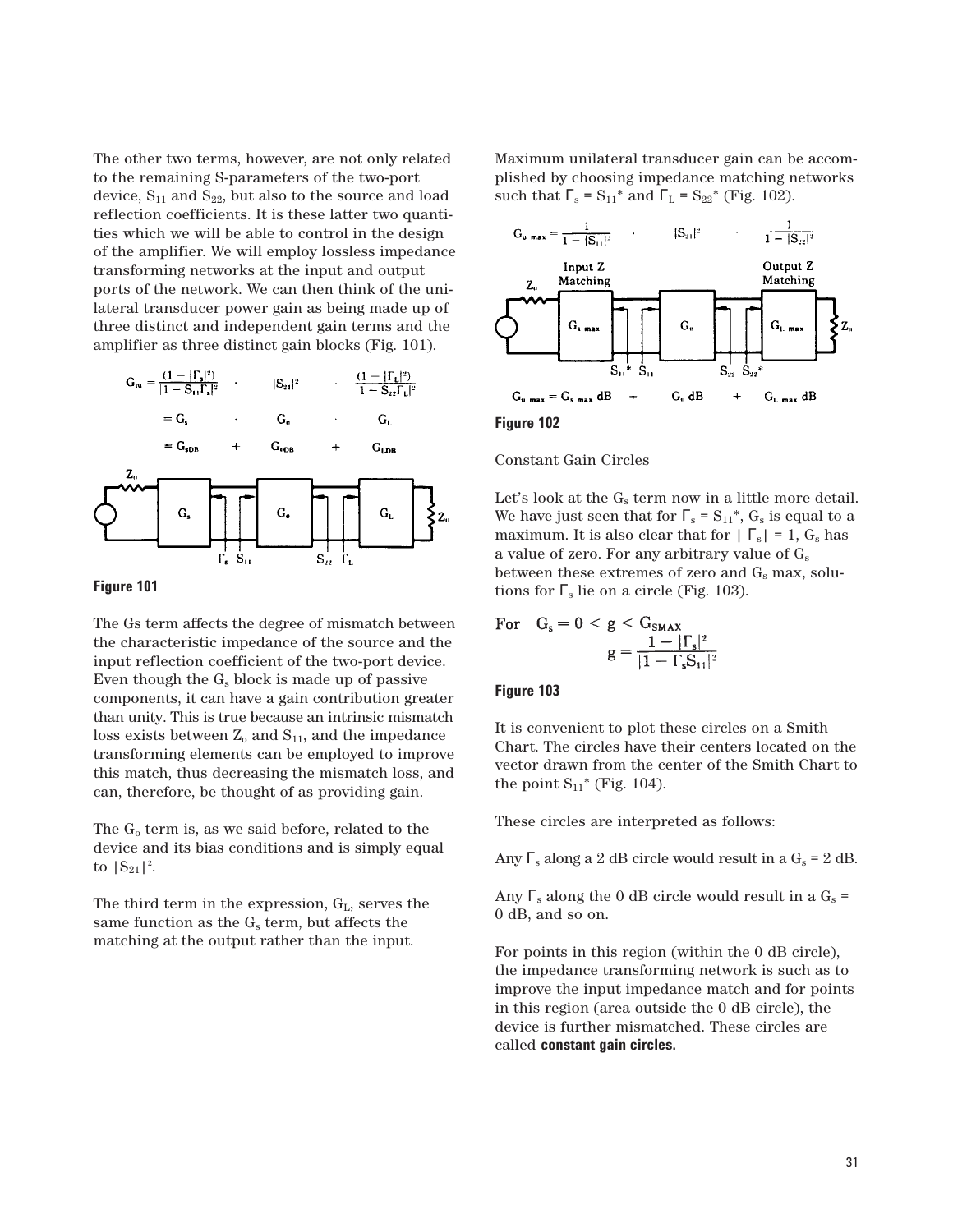The other two terms, however, are not only related to the remaining S-parameters of the two-port device, $S_{11}$ and $S_{22}$, but also to the source and load reflection coefficients. It is these latter two quantities which we will be able to control in the design of the amplifier. We will employ lossless impedance transforming networks at the input and output ports of the network. We can then think of the unilateral transducer power gain as being made up of three distinct and independent gain terms and the amplifier as three distinct gain blocks (Fig. 101).

$$G_{tu} = \frac{(1 - |\Gamma_s|^2)}{|1 - S_{11}\Gamma_s|^2} \cdot |S_{21}|^2 \cdot \frac{(1 - |\Gamma_L|^2)}{|1 - S_{22}\Gamma_L|^2}$$

$$= G_s \cdot G_o \cdot G_L$$

$$= G_{sDB} + G_{oDB} + G_{LDB}$$

**Figure 101**

The Gs term affects the degree of mismatch between the characteristic impedance of the source and the input reflection coefficient of the two-port device. Even though the $G_s$ block is made up of passive components, it can have a gain contribution greater than unity. This is true because an intrinsic mismatch loss exists between $Z_o$ and $S_{11}$, and the impedance transforming elements can be employed to improve this match, thus decreasing the mismatch loss, and can, therefore, be thought of as providing gain.

The $G_o$ term is, as we said before, related to the device and its bias conditions and is simply equal to $|S_{21}|^2$.

The third term in the expression, $G_L$, serves the same function as the $G_s$ term, but affects the matching at the output rather than the input.

Maximum unilateral transducer gain can be accomplished by choosing impedance matching networks such that $\Gamma_s = S_{11}^*$ and $\Gamma_L = S_{22}^*$ (Fig. 102).

$$G_{u\ max} = \frac{1}{1 - |S_{11}|^2} \cdot |S_{21}|^2 \cdot \frac{1}{1 - |S_{22}|^2}$$

$$G_{u\ max} = G_{s\ max}\ dB + G_o\ dB + G_{L\ max}\ dB$$

**Figure 102**

Constant Gain Circles

Let's look at the $G_s$ term now in a little more detail. We have just seen that for $\Gamma_s = S_{11}^*$, $G_s$ is equal to a maximum. It is also clear that for $|\Gamma_s| = 1$, $G_s$ has a value of zero. For any arbitrary value of $G_s$ between these extremes of zero and $G_s$ max, solutions for $\Gamma_s$ lie on a circle (Fig. 103).

$$\text{For} \quad G_s = 0 < g < G_{SMAX}$$

$$g = \frac{1 - |\Gamma_s|^2}{|1 - \Gamma_s S_{11}|^2}$$

**Figure 103**

It is convenient to plot these circles on a Smith Chart. The circles have their centers located on the vector drawn from the center of the Smith Chart to the point $S_{11}^*$ (Fig. 104).

These circles are interpreted as follows:

Any $\Gamma_s$ along a 2 dB circle would result in a $G_s$ = 2 dB.

Any $\Gamma_s$ along the 0 dB circle would result in a $G_s$ = 0 dB, and so on.

For points in this region (within the 0 dB circle), the impedance transforming network is such as to improve the input impedance match and for points in this region (area outside the 0 dB circle), the device is further mismatched. These circles are called **constant gain circles.**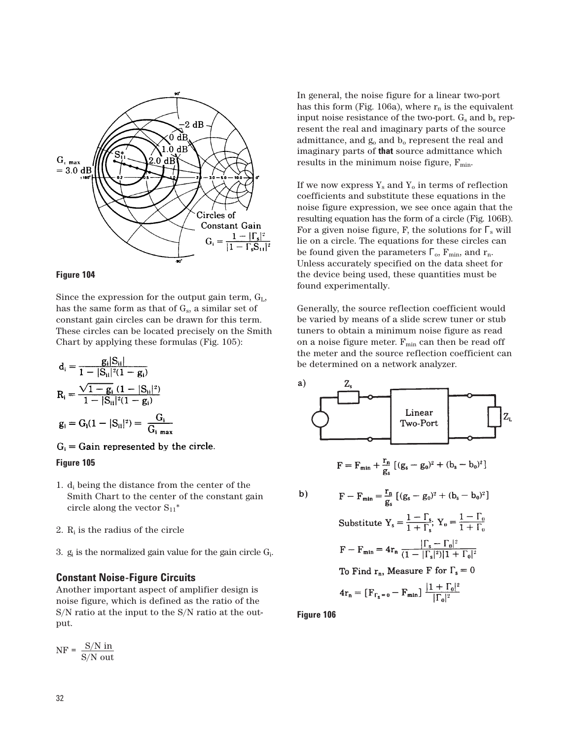Figure 104

Since the expression for the output gain term, $G_L$, has the same form as that of $G_s$, a similar set of constant gain circles can be drawn for this term. These circles can be located precisely on the Smith Chart by applying these formulas (Fig. 105):

$$d_i = \frac{g_i |S_{ii}|}{1 - |S_{ii}|^2 (1 - g_i)}$$

$$R_i = \frac{\sqrt{1 - g_i}\,(1 - |S_{ii}|^2)}{1 - |S_{ii}|^2 (1 - g_i)}$$

$$g_i = G_i (1 - |S_{ii}|^2) = \frac{G_i}{G_{i\ max}}$$

$G_i$ = Gain represented by the circle.

Figure 105

1. $d_i$ being the distance from the center of the Smith Chart to the center of the constant gain circle along the vector $S_{11}^*$
2. $R_i$ is the radius of the circle
3. $g_i$ is the normalized gain value for the gain circle $G_i$.

### Constant Noise-Figure Circuits

Another important aspect of amplifier design is noise figure, which is defined as the ratio of the S/N ratio at the input to the S/N ratio at the output.

$$NF = \frac{S/N\ in}{S/N\ out}$$

In general, the noise figure for a linear two-port has this form (Fig. 106a), where $r_n$ is the equivalent input noise resistance of the two-port. $G_s$ and $b_s$ represent the real and imaginary parts of the source admittance, and $g_o$ and $b_o$ represent the real and imaginary parts of **that** source admittance which results in the minimum noise figure, $F_{min}$.

If we now express $Y_s$ and $Y_o$ in terms of reflection coefficients and substitute these equations in the noise figure expression, we see once again that the resulting equation has the form of a circle (Fig. 106B). For a given noise figure, F, the solutions for $\Gamma_s$ will lie on a circle. The equations for these circles can be found given the parameters $\Gamma_o$, $F_{min}$, and $r_n$. Unless accurately specified on the data sheet for the device being used, these quantities must be found experimentally.

Generally, the source reflection coefficient would be varied by means of a slide screw tuner or stub tuners to obtain a minimum noise figure as read on a noise figure meter. $F_{min}$ can then be read off the meter and the source reflection coefficient can be determined on a network analyzer.

a)

$$F = F_{min} + \frac{r_n}{g_s}\left[(g_s - g_0)^2 + (b_s - b_0)^2\right]$$

b)

$$F - F_{min} = \frac{r_n}{g_s}\left[(g_s - g_0)^2 + (b_s - b_0)^2\right]$$

Substitute $Y_s = \frac{1 - \Gamma_s}{1 + \Gamma_s}$; $Y_0 = \frac{1 - \Gamma_0}{1 + \Gamma_0}$

$$F - F_{min} = 4r_n \frac{|\Gamma_s - \Gamma_0|^2}{(1 - |\Gamma_s|^2)|1 + \Gamma_0|^2}$$

To Find $r_n$, Measure F for $\Gamma_s = 0$

$$4r_n = \left[F_{\Gamma_s = 0} - F_{min}\right] \frac{|1 + \Gamma_0|^2}{|\Gamma_0|^2}$$

Figure 106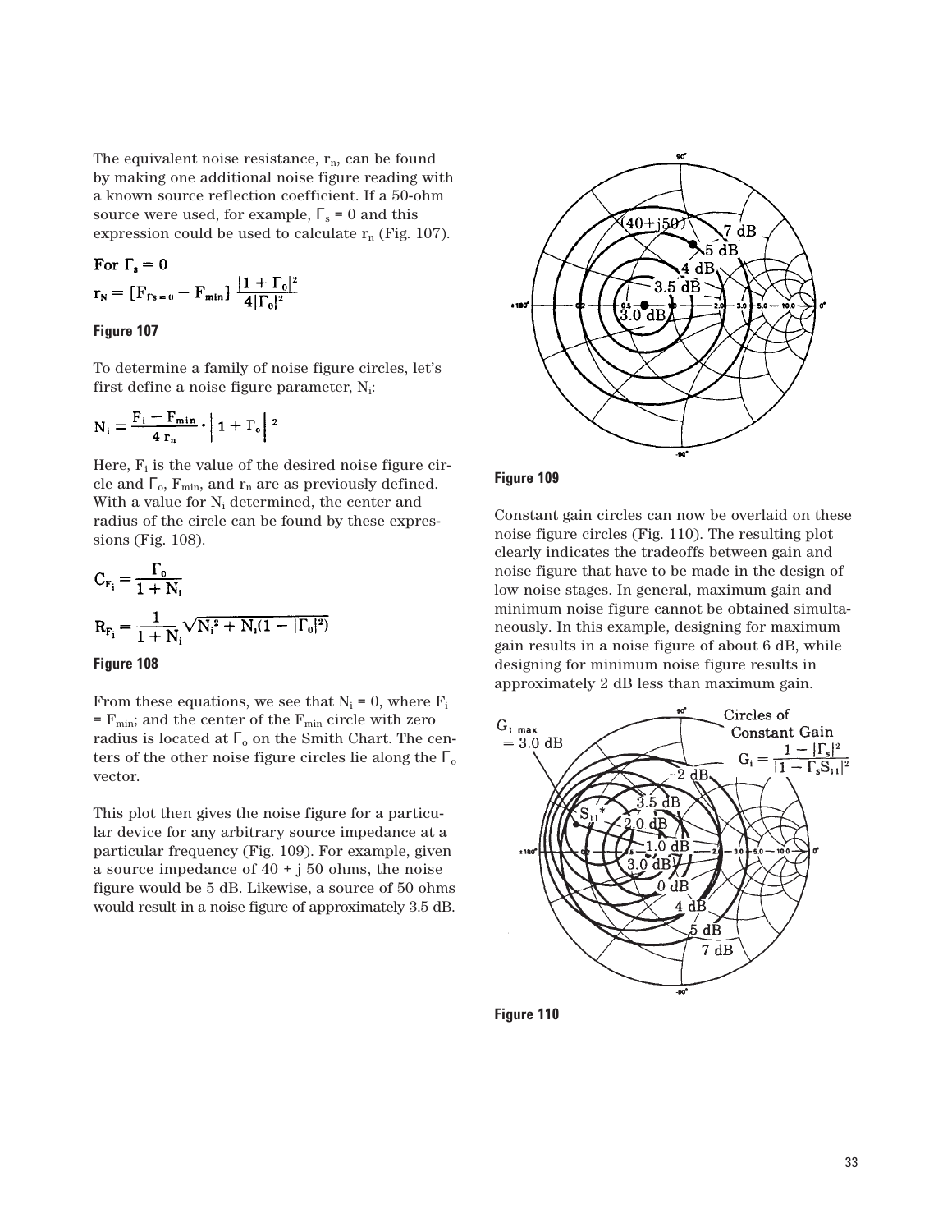The equivalent noise resistance, $r_n$, can be found by making one additional noise figure reading with a known source reflection coefficient. If a 50-ohm source were used, for example, $\Gamma_s = 0$ and this expression could be used to calculate $r_n$ (Fig. 107).

For $\Gamma_s = 0$

$$r_N = [F_{\Gamma s = 0} - F_{min}] \frac{|1 + \Gamma_0|^2}{4|\Gamma_0|^2}$$

**Figure 107**

To determine a family of noise figure circles, let's first define a noise figure parameter, $N_i$:

$$N_i = \frac{F_i - F_{min}}{4\, r_n} \cdot \left| 1 + \Gamma_o \right|^2$$

Here, $F_i$ is the value of the desired noise figure circle and $\Gamma_o$, $F_{min}$, and $r_n$ are as previously defined. With a value for $N_i$ determined, the center and radius of the circle can be found by these expressions (Fig. 108).

$$C_{F_i} = \frac{\Gamma_0}{1 + N_i}$$

$$R_{F_i} = \frac{1}{1 + N_i} \sqrt{N_i^2 + N_i(1 - |\Gamma_0|^2)}$$

**Figure 108**

From these equations, we see that $N_i = 0$, where $F_i = F_{min}$; and the center of the $F_{min}$ circle with zero radius is located at $\Gamma_o$ on the Smith Chart. The centers of the other noise figure circles lie along the $\Gamma_o$ vector.

This plot then gives the noise figure for a particular device for any arbitrary source impedance at a particular frequency (Fig. 109). For example, given a source impedance of 40 + j 50 ohms, the noise figure would be 5 dB. Likewise, a source of 50 ohms would result in a noise figure of approximately 3.5 dB.

**Figure 109**

Constant gain circles can now be overlaid on these noise figure circles (Fig. 110). The resulting plot clearly indicates the tradeoffs between gain and noise figure that have to be made in the design of low noise stages. In general, maximum gain and minimum noise figure cannot be obtained simultaneously. In this example, designing for maximum gain results in a noise figure of about 6 dB, while designing for minimum noise figure results in approximately 2 dB less than maximum gain.

**Figure 110**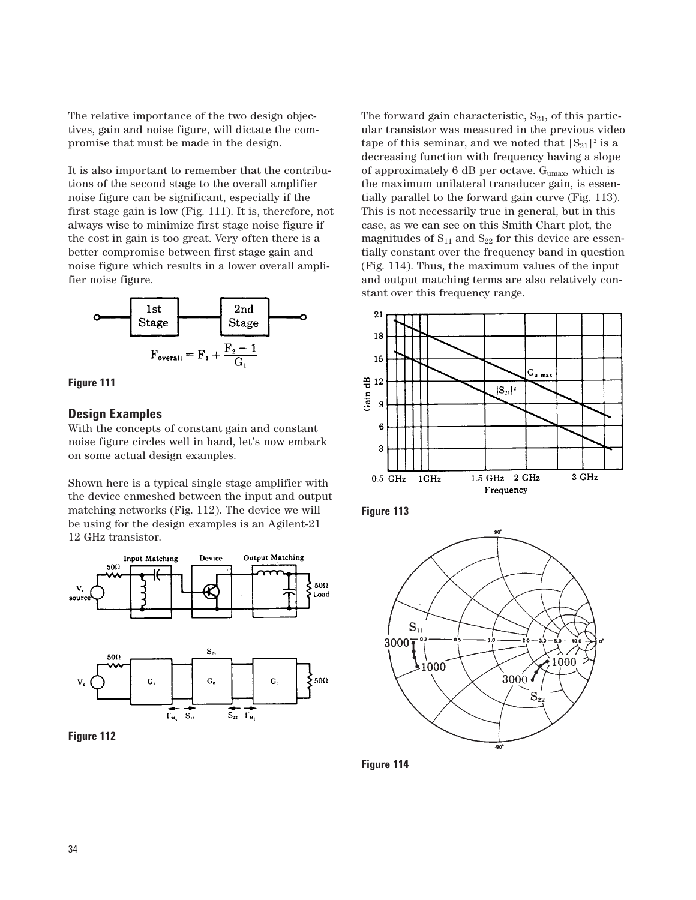The relative importance of the two design objectives, gain and noise figure, will dictate the compromise that must be made in the design.

It is also important to remember that the contributions of the second stage to the overall amplifier noise figure can be significant, especially if the first stage gain is low (Fig. 111). It is, therefore, not always wise to minimize first stage noise figure if the cost in gain is too great. Very often there is a better compromise between first stage gain and noise figure which results in a lower overall amplifier noise figure.

$$F_{overall} = F_1 + \frac{F_2 - 1}{G_1}$$

**Figure 111**

## Design Examples

With the concepts of constant gain and constant noise figure circles well in hand, let's now embark on some actual design examples.

Shown here is a typical single stage amplifier with the device enmeshed between the input and output matching networks (Fig. 112). The device we will be using for the design examples is an Agilent-21 12 GHz transistor.

**Figure 112**

The forward gain characteristic, $S_{21}$, of this particular transistor was measured in the previous video tape of this seminar, and we noted that $|S_{21}|^2$ is a decreasing function with frequency having a slope of approximately 6 dB per octave. $G_{umax}$, which is the maximum unilateral transducer gain, is essentially parallel to the forward gain curve (Fig. 113). This is not necessarily true in general, but in this case, as we can see on this Smith Chart plot, the magnitudes of $S_{11}$ and $S_{22}$ for this device are essentially constant over the frequency band in question (Fig. 114). Thus, the maximum values of the input and output matching terms are also relatively constant over this frequency range.

**Figure 113**

**Figure 114**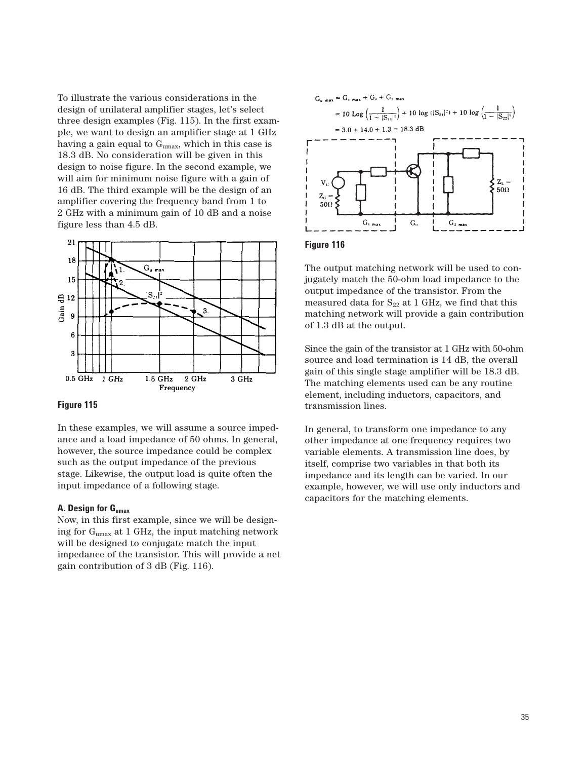To illustrate the various considerations in the design of unilateral amplifier stages, let's select three design examples (Fig. 115). In the first example, we want to design an amplifier stage at 1 GHz having a gain equal to $G_{umax}$, which in this case is 18.3 dB. No consideration will be given in this design to noise figure. In the second example, we will aim for minimum noise figure with a gain of 16 dB. The third example will be the design of an amplifier covering the frequency band from 1 to 2 GHz with a minimum gain of 10 dB and a noise figure less than 4.5 dB.

**Figure 115**

In these examples, we will assume a source impedance and a load impedance of 50 ohms. In general, however, the source impedance could be complex such as the output impedance of the previous stage. Likewise, the output load is quite often the input impedance of a following stage.

#### A. Design for $G_{umax}$

Now, in this first example, since we will be designing for $G_{umax}$ at 1 GHz, the input matching network will be designed to conjugate match the input impedance of the transistor. This will provide a net gain contribution of 3 dB (Fig. 116).

$$G_{u\,max} = G_{1\,max} + G_o + G_{2\,max}$$

$$= 10 \text{ Log}\left(\frac{1}{1 - |S_{11}|^2}\right) + 10 \log\left(|S_{21}|^2\right) + 10 \log\left(\frac{1}{1 - |S_{22}|^2}\right)$$

$$= 3.0 + 14.0 + 1.3 = 18.3 \text{ dB}$$

**Figure 116**

The output matching network will be used to conjugately match the 50-ohm load impedance to the output impedance of the transistor. From the measured data for $S_{22}$ at 1 GHz, we find that this matching network will provide a gain contribution of 1.3 dB at the output.

Since the gain of the transistor at 1 GHz with 50-ohm source and load termination is 14 dB, the overall gain of this single stage amplifier will be 18.3 dB. The matching elements used can be any routine element, including inductors, capacitors, and transmission lines.

In general, to transform one impedance to any other impedance at one frequency requires two variable elements. A transmission line does, by itself, comprise two variables in that both its impedance and its length can be varied. In our example, however, we will use only inductors and capacitors for the matching elements.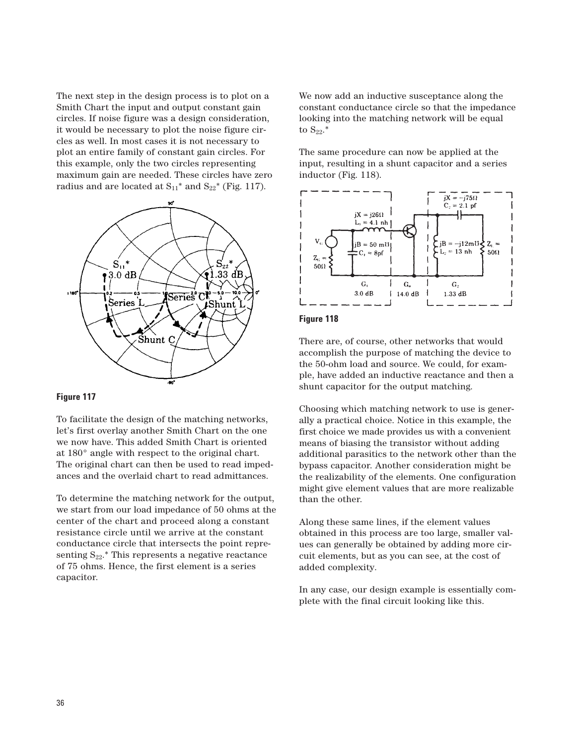The next step in the design process is to plot on a Smith Chart the input and output constant gain circles. If noise figure was a design consideration, it would be necessary to plot the noise figure circles as well. In most cases it is not necessary to plot an entire family of constant gain circles. For this example, only the two circles representing maximum gain are needed. These circles have zero radius and are located at $S_{11}^*$ and $S_{22}^*$ (Fig. 117).

**Figure 117**

To facilitate the design of the matching networks, let's first overlay another Smith Chart on the one we now have. This added Smith Chart is oriented at 180° angle with respect to the original chart. The original chart can then be used to read impedances and the overlaid chart to read admittances.

To determine the matching network for the output, we start from our load impedance of 50 ohms at the center of the chart and proceed along a constant resistance circle until we arrive at the constant conductance circle that intersects the point representing $S_{22}$.* This represents a negative reactance of 75 ohms. Hence, the first element is a series capacitor.

We now add an inductive susceptance along the constant conductance circle so that the impedance looking into the matching network will be equal to $S_{22}$.*

The same procedure can now be applied at the input, resulting in a shunt capacitor and a series inductor (Fig. 118).

**Figure 118**

There are, of course, other networks that would accomplish the purpose of matching the device to the 50-ohm load and source. We could, for example, have added an inductive reactance and then a shunt capacitor for the output matching.

Choosing which matching network to use is generally a practical choice. Notice in this example, the first choice we made provides us with a convenient means of biasing the transistor without adding additional parasitics to the network other than the bypass capacitor. Another consideration might be the realizability of the elements. One configuration might give element values that are more realizable than the other.

Along these same lines, if the element values obtained in this process are too large, smaller values can generally be obtained by adding more circuit elements, but as you can see, at the cost of added complexity.

In any case, our design example is essentially complete with the final circuit looking like this.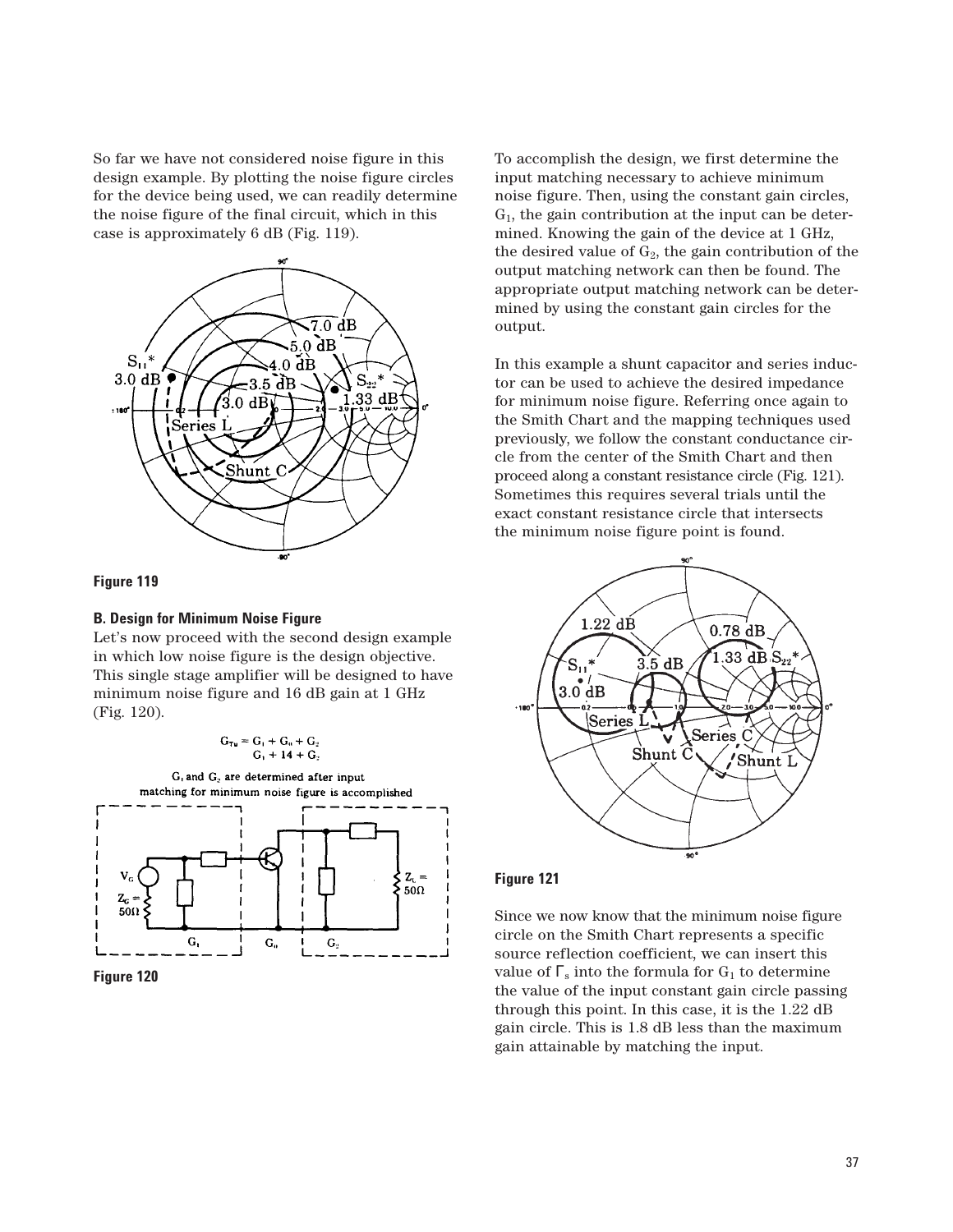So far we have not considered noise figure in this design example. By plotting the noise figure circles for the device being used, we can readily determine the noise figure of the final circuit, which in this case is approximately 6 dB (Fig. 119).

**Figure 119**

**B. Design for Minimum Noise Figure**

Let's now proceed with the second design example in which low noise figure is the design objective. This single stage amplifier will be designed to have minimum noise figure and 16 dB gain at 1 GHz (Fig. 120).

$$G_{Tu} = G_1 + G_o + G_2$$
$$G_1 + 14 + G_2$$

$G_1$ and $G_2$ are determined after input matching for minimum noise figure is accomplished

**Figure 120**

To accomplish the design, we first determine the input matching necessary to achieve minimum noise figure. Then, using the constant gain circles, $G_1$, the gain contribution at the input can be determined. Knowing the gain of the device at 1 GHz, the desired value of $G_2$, the gain contribution of the output matching network can then be found. The appropriate output matching network can be determined by using the constant gain circles for the output.

In this example a shunt capacitor and series inductor can be used to achieve the desired impedance for minimum noise figure. Referring once again to the Smith Chart and the mapping techniques used previously, we follow the constant conductance circle from the center of the Smith Chart and then proceed along a constant resistance circle (Fig. 121). Sometimes this requires several trials until the exact constant resistance circle that intersects the minimum noise figure point is found.

**Figure 121**

Since we now know that the minimum noise figure circle on the Smith Chart represents a specific source reflection coefficient, we can insert this value of $\Gamma_s$ into the formula for $G_1$ to determine the value of the input constant gain circle passing through this point. In this case, it is the 1.22 dB gain circle. This is 1.8 dB less than the maximum gain attainable by matching the input.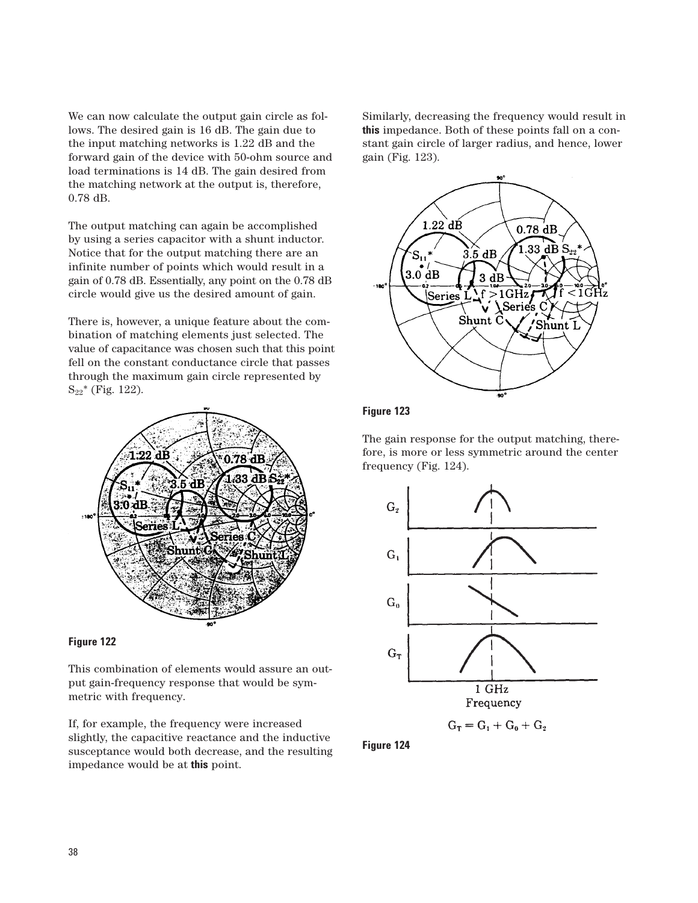We can now calculate the output gain circle as follows. The desired gain is 16 dB. The gain due to the input matching networks is 1.22 dB and the forward gain of the device with 50-ohm source and load terminations is 14 dB. The gain desired from the matching network at the output is, therefore, 0.78 dB.

The output matching can again be accomplished by using a series capacitor with a shunt inductor. Notice that for the output matching there are an infinite number of points which would result in a gain of 0.78 dB. Essentially, any point on the 0.78 dB circle would give us the desired amount of gain.

There is, however, a unique feature about the combination of matching elements just selected. The value of capacitance was chosen such that this point fell on the constant conductance circle that passes through the maximum gain circle represented by $S_{22}^*$ (Fig. 122).

**Figure 122**

This combination of elements would assure an output gain-frequency response that would be symmetric with frequency.

If, for example, the frequency were increased slightly, the capacitive reactance and the inductive susceptance would both decrease, and the resulting impedance would be at **this** point.

Similarly, decreasing the frequency would result in **this** impedance. Both of these points fall on a constant gain circle of larger radius, and hence, lower gain (Fig. 123).

**Figure 123**

The gain response for the output matching, therefore, is more or less symmetric around the center frequency (Fig. 124).

$$G_T = G_1 + G_0 + G_2$$

**Figure 124**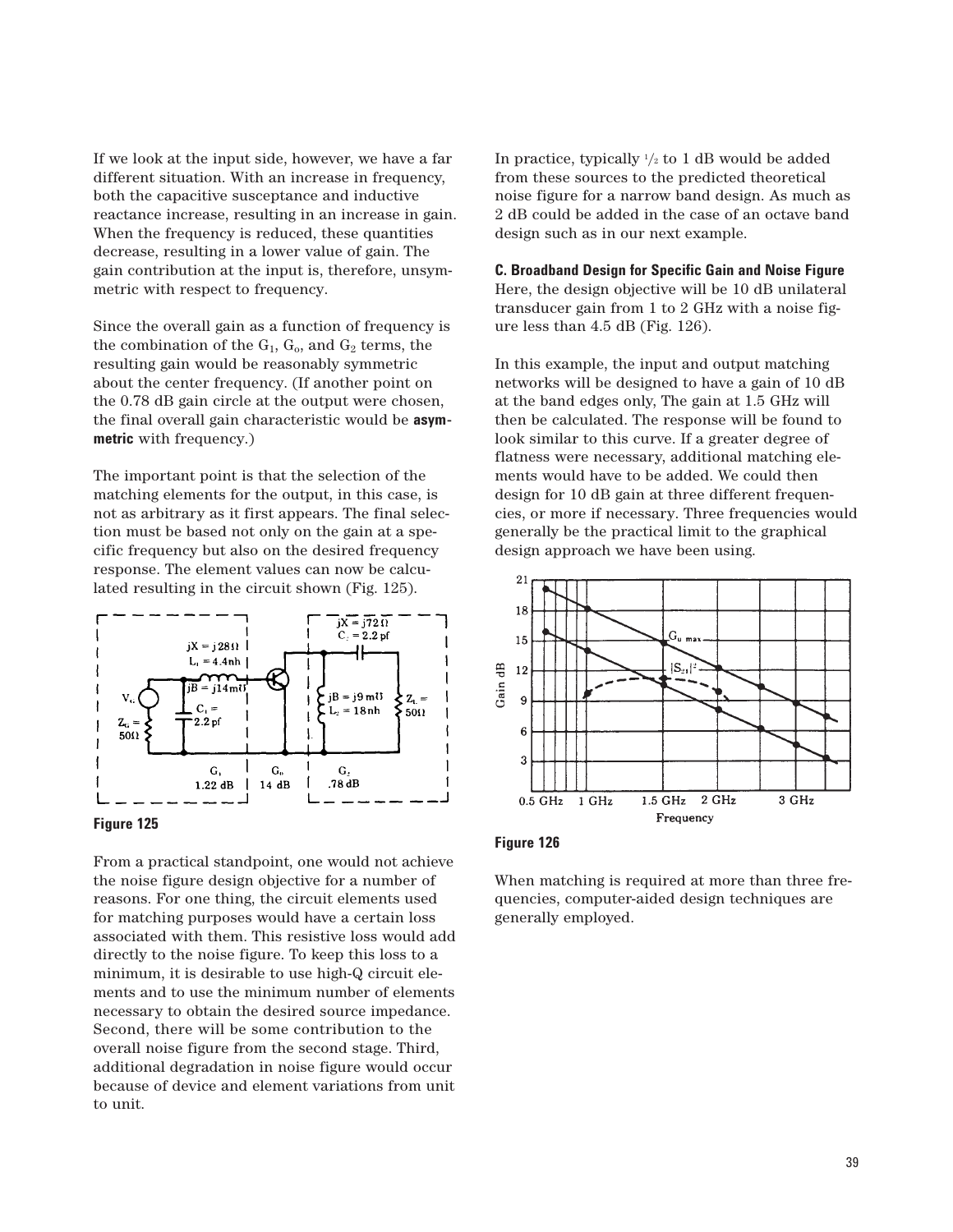If we look at the input side, however, we have a far different situation. With an increase in frequency, both the capacitive susceptance and inductive reactance increase, resulting in an increase in gain. When the frequency is reduced, these quantities decrease, resulting in a lower value of gain. The gain contribution at the input is, therefore, unsymmetric with respect to frequency.

Since the overall gain as a function of frequency is the combination of the $G_1$, $G_o$, and $G_2$ terms, the resulting gain would be reasonably symmetric about the center frequency. (If another point on the 0.78 dB gain circle at the output were chosen, the final overall gain characteristic would be **asymmetric** with frequency.)

The important point is that the selection of the matching elements for the output, in this case, is not as arbitrary as it first appears. The final selection must be based not only on the gain at a specific frequency but also on the desired frequency response. The element values can now be calculated resulting in the circuit shown (Fig. 125).

**Figure 125**

From a practical standpoint, one would not achieve the noise figure design objective for a number of reasons. For one thing, the circuit elements used for matching purposes would have a certain loss associated with them. This resistive loss would add directly to the noise figure. To keep this loss to a minimum, it is desirable to use high-Q circuit elements and to use the minimum number of elements necessary to obtain the desired source impedance. Second, there will be some contribution to the overall noise figure from the second stage. Third, additional degradation in noise figure would occur because of device and element variations from unit to unit.

In practice, typically 1/2 to 1 dB would be added from these sources to the predicted theoretical noise figure for a narrow band design. As much as 2 dB could be added in the case of an octave band design such as in our next example.

**C. Broadband Design for Specific Gain and Noise Figure**

Here, the design objective will be 10 dB unilateral transducer gain from 1 to 2 GHz with a noise figure less than 4.5 dB (Fig. 126).

In this example, the input and output matching networks will be designed to have a gain of 10 dB at the band edges only, The gain at 1.5 GHz will then be calculated. The response will be found to look similar to this curve. If a greater degree of flatness were necessary, additional matching elements would have to be added. We could then design for 10 dB gain at three different frequencies, or more if necessary. Three frequencies would generally be the practical limit to the graphical design approach we have been using.

**Figure 126**

When matching is required at more than three frequencies, computer-aided design techniques are generally employed.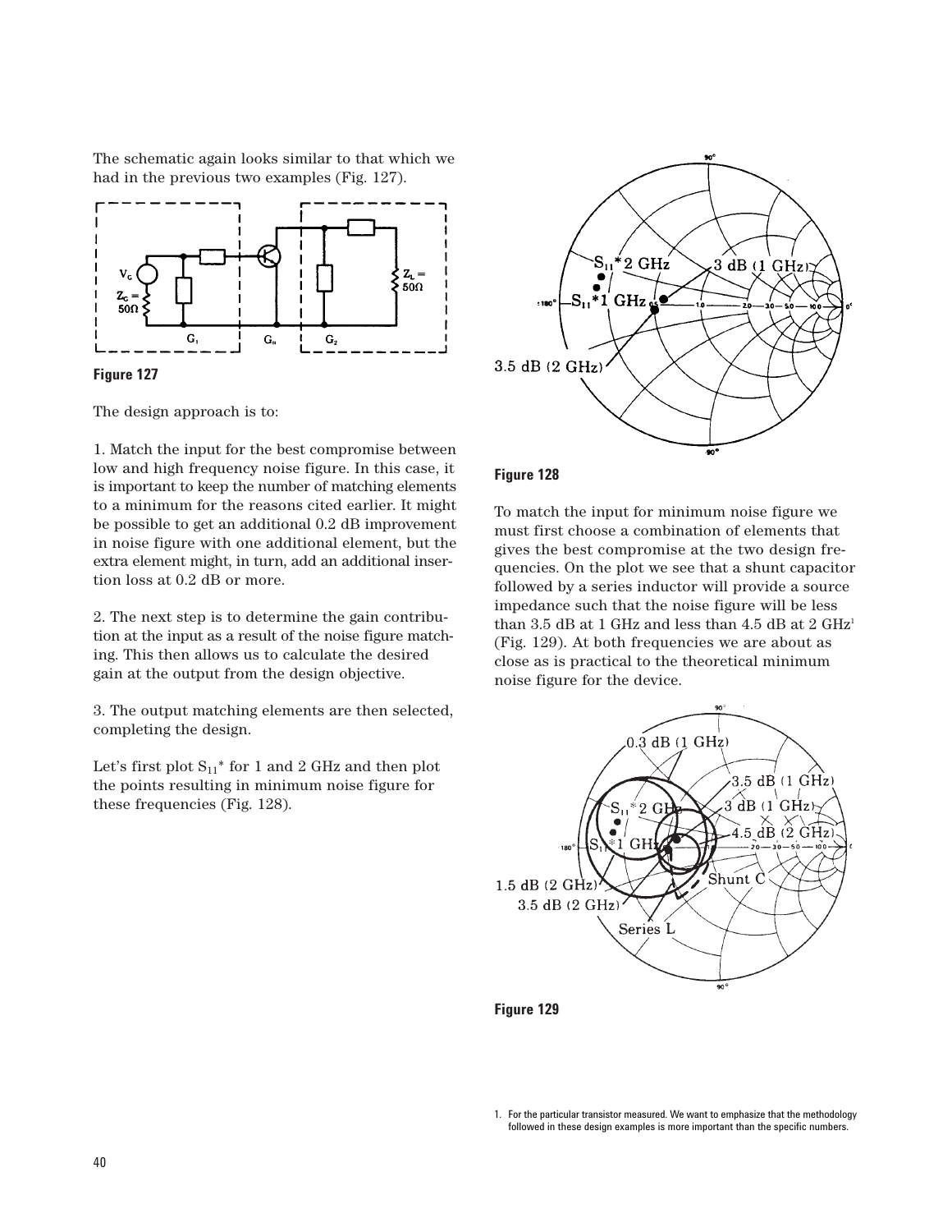The schematic again looks similar to that which we had in the previous two examples (Fig. 127).

Figure 127

The design approach is to:

1. Match the input for the best compromise between low and high frequency noise figure. In this case, it is important to keep the number of matching elements to a minimum for the reasons cited earlier. It might be possible to get an additional 0.2 dB improvement in noise figure with one additional element, but the extra element might, in turn, add an additional insertion loss at 0.2 dB or more.

2. The next step is to determine the gain contribution at the input as a result of the noise figure matching. This then allows us to calculate the desired gain at the output from the design objective.

3. The output matching elements are then selected, completing the design.

Let's first plot $S_{11}^*$ for 1 and 2 GHz and then plot the points resulting in minimum noise figure for these frequencies (Fig. 128).

Figure 128

To match the input for minimum noise figure we must first choose a combination of elements that gives the best compromise at the two design frequencies. On the plot we see that a shunt capacitor followed by a series inductor will provide a source impedance such that the noise figure will be less than 3.5 dB at 1 GHz and less than 4.5 dB at 2 GHz[1] (Fig. 129). At both frequencies we are about as close as is practical to the theoretical minimum noise figure for the device.

Figure 129

1. For the particular transistor measured. We want to emphasize that the methodology followed in these design examples is more important than the specific numbers.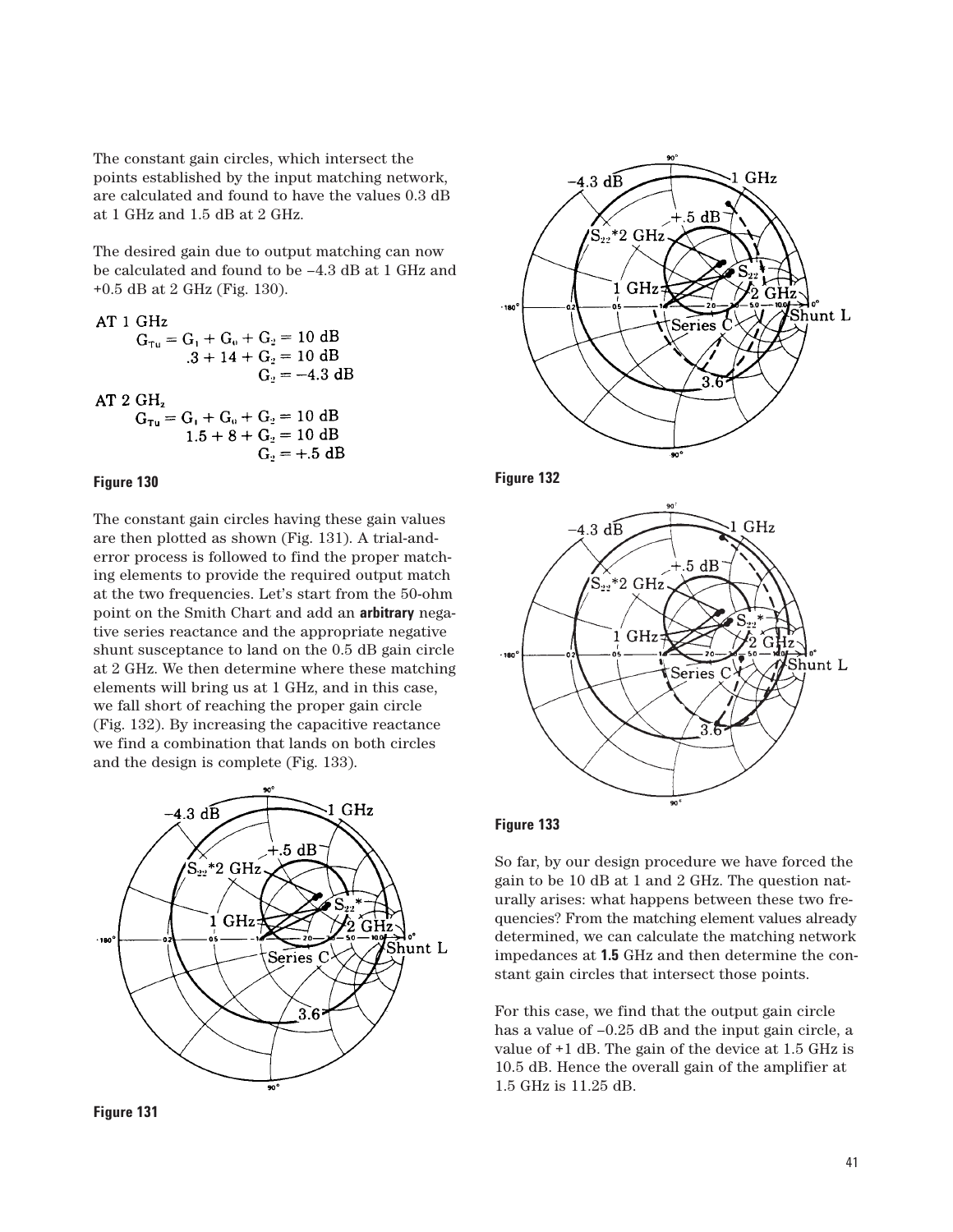The constant gain circles, which intersect the points established by the input matching network, are calculated and found to have the values 0.3 dB at 1 GHz and 1.5 dB at 2 GHz.

The desired gain due to output matching can now be calculated and found to be –4.3 dB at 1 GHz and +0.5 dB at 2 GHz (Fig. 130).

AT 1 GHz

$$G_{Tu} = G_1 + G_0 + G_2 = 10 \text{ dB}$$
$$.3 + 14 + G_2 = 10 \text{ dB}$$
$$G_2 = -4.3 \text{ dB}$$

AT 2 GHz

$$G_{Tu} = G_1 + G_0 + G_2 = 10 \text{ dB}$$
$$1.5 + 8 + G_2 = 10 \text{ dB}$$
$$G_2 = +.5 \text{ dB}$$

**Figure 130**

The constant gain circles having these gain values are then plotted as shown (Fig. 131). A trial-and-error process is followed to find the proper matching elements to provide the required output match at the two frequencies. Let's start from the 50-ohm point on the Smith Chart and add an **arbitrary** negative series reactance and the appropriate negative shunt susceptance to land on the 0.5 dB gain circle at 2 GHz. We then determine where these matching elements will bring us at 1 GHz, and in this case, we fall short of reaching the proper gain circle (Fig. 132). By increasing the capacitive reactance we find a combination that lands on both circles and the design is complete (Fig. 133).

**Figure 131**

**Figure 132**

**Figure 133**

So far, by our design procedure we have forced the gain to be 10 dB at 1 and 2 GHz. The question naturally arises: what happens between these two frequencies? From the matching element values already determined, we can calculate the matching network impedances at **1.5** GHz and then determine the constant gain circles that intersect those points.

For this case, we find that the output gain circle has a value of –0.25 dB and the input gain circle, a value of +1 dB. The gain of the device at 1.5 GHz is 10.5 dB. Hence the overall gain of the amplifier at 1.5 GHz is 11.25 dB.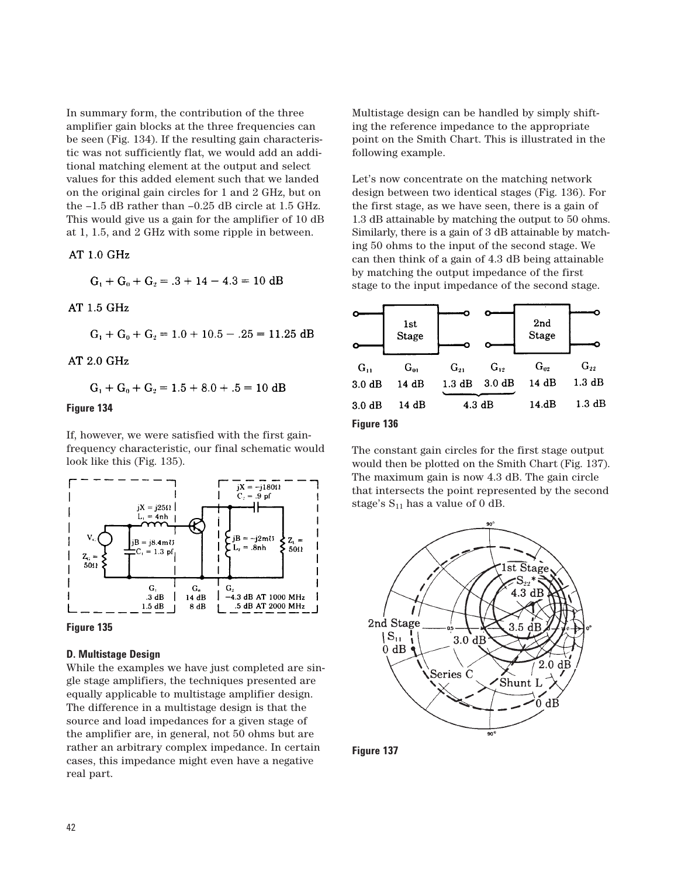In summary form, the contribution of the three amplifier gain blocks at the three frequencies can be seen (Fig. 134). If the resulting gain characteristic was not sufficiently flat, we would add an additional matching element at the output and select values for this added element such that we landed on the original gain circles for 1 and 2 GHz, but on the –1.5 dB rather than –0.25 dB circle at 1.5 GHz. This would give us a gain for the amplifier of 10 dB at 1, 1.5, and 2 GHz with some ripple in between.

AT 1.0 GHz

$$G_1 + G_0 + G_2 = .3 + 14 - 4.3 = 10 \text{ dB}$$

AT 1.5 GHz

$$G_1 + G_0 + G_2 = 1.0 + 10.5 - .25 = 11.25 \text{ dB}$$

AT 2.0 GHz

$$G_1 + G_0 + G_2 = 1.5 + 8.0 + .5 = 10 \text{ dB}$$

**Figure 134**

If, however, we were satisfied with the first gain-frequency characteristic, our final schematic would look like this (Fig. 135).

**Figure 135**

**D. Multistage Design**

While the examples we have just completed are single stage amplifiers, the techniques presented are equally applicable to multistage amplifier design. The difference in a multistage design is that the source and load impedances for a given stage of the amplifier are, in general, not 50 ohms but are rather an arbitrary complex impedance. In certain cases, this impedance might even have a negative real part.

Multistage design can be handled by simply shifting the reference impedance to the appropriate point on the Smith Chart. This is illustrated in the following example.

Let's now concentrate on the matching network design between two identical stages (Fig. 136). For the first stage, as we have seen, there is a gain of 1.3 dB attainable by matching the output to 50 ohms. Similarly, there is a gain of 3 dB attainable by matching 50 ohms to the input of the second stage. We can then think of a gain of 4.3 dB being attainable by matching the output impedance of the first stage to the input impedance of the second stage.

| $G_{11}$ | $G_{01}$ | $G_{21}$ | $G_{12}$ | $G_{02}$ | $G_{22}$ |
|---|---|---|---|---|---|
| 3.0 dB | 14 dB | 1.3 dB | 3.0 dB | 14 dB | 1.3 dB |
| 3.0 dB | 14 dB | 4.3 dB | | 14.dB | 1.3 dB |

**Figure 136**

The constant gain circles for the first stage output would then be plotted on the Smith Chart (Fig. 137). The maximum gain is now 4.3 dB. The gain circle that intersects the point represented by the second stage's $S_{11}$ has a value of 0 dB.

**Figure 137**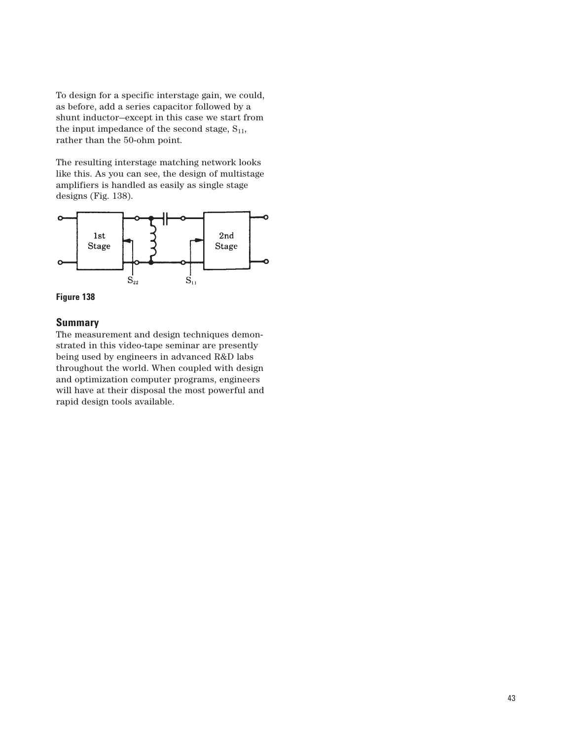To design for a specific interstage gain, we could, as before, add a series capacitor followed by a shunt inductor—except in this case we start from the input impedance of the second stage, $S_{11}$, rather than the 50-ohm point.

The resulting interstage matching network looks like this. As you can see, the design of multistage amplifiers is handled as easily as single stage designs (Fig. 138).

1st Stage

2nd Stage

$S_{22}$

$S_{11}$

**Figure 138**

## Summary

The measurement and design techniques demonstrated in this video-tape seminar are presently being used by engineers in advanced R&D labs throughout the world. When coupled with design and optimization computer programs, engineers will have at their disposal the most powerful and rapid design tools available.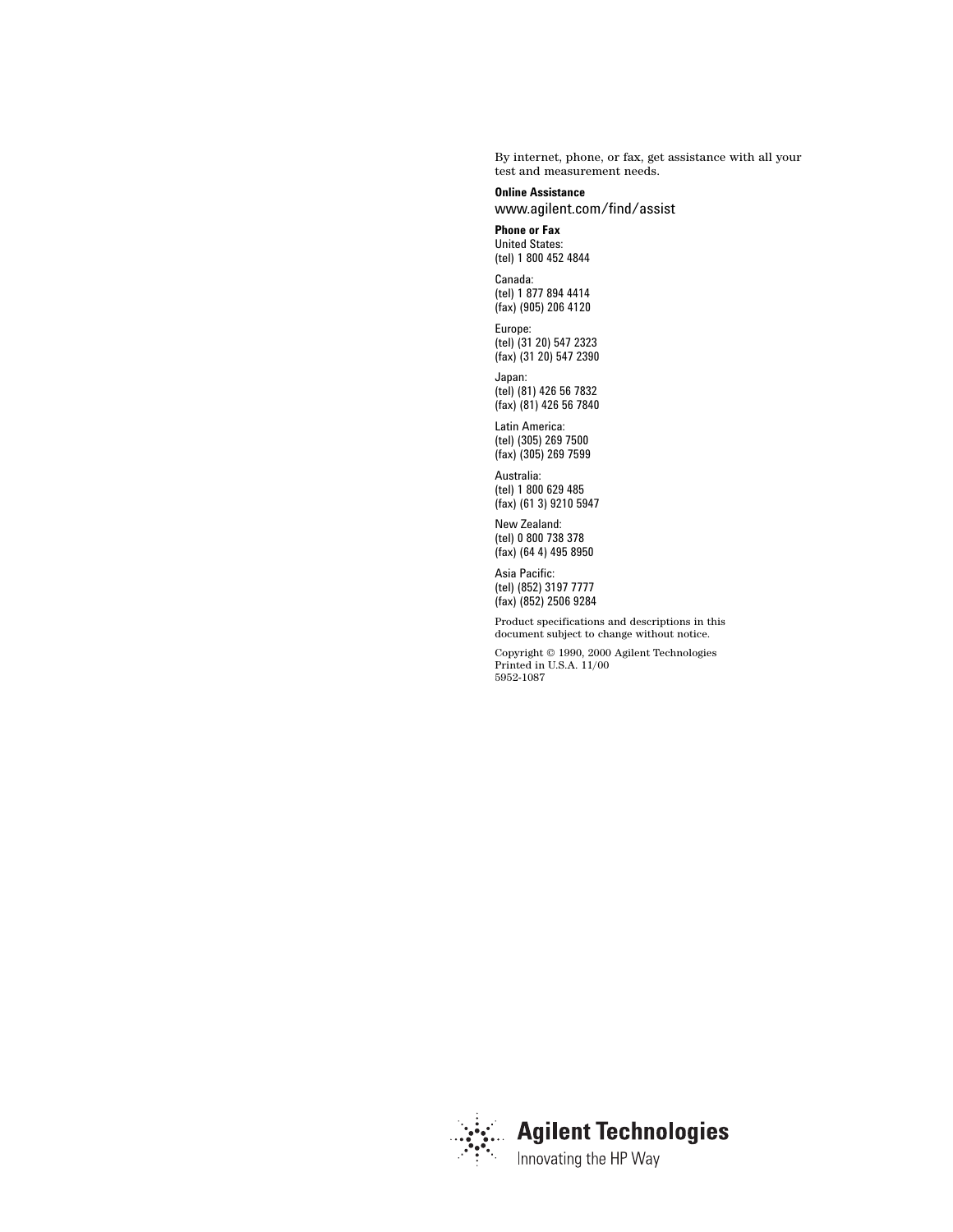By internet, phone, or fax, get assistance with all your test and measurement needs.

**Online Assistance**

www.agilent.com/find/assist

**Phone or Fax**

United States:
(tel) 1 800 452 4844

Canada:
(tel) 1 877 894 4414
(fax) (905) 206 4120

Europe:
(tel) (31 20) 547 2323
(fax) (31 20) 547 2390

Japan:
(tel) (81) 426 56 7832
(fax) (81) 426 56 7840

Latin America:
(tel) (305) 269 7500
(fax) (305) 269 7599

Australia:
(tel) 1 800 629 485
(fax) (61 3) 9210 5947

New Zealand:
(tel) 0 800 738 378
(fax) (64 4) 495 8950

Asia Pacific:
(tel) (852) 3197 7777
(fax) (852) 2506 9284

Product specifications and descriptions in this document subject to change without notice.

Copyright © 1990, 2000 Agilent Technologies
Printed in U.S.A. 11/00
5952-1087

**Agilent Technologies**
Innovating the HP Way